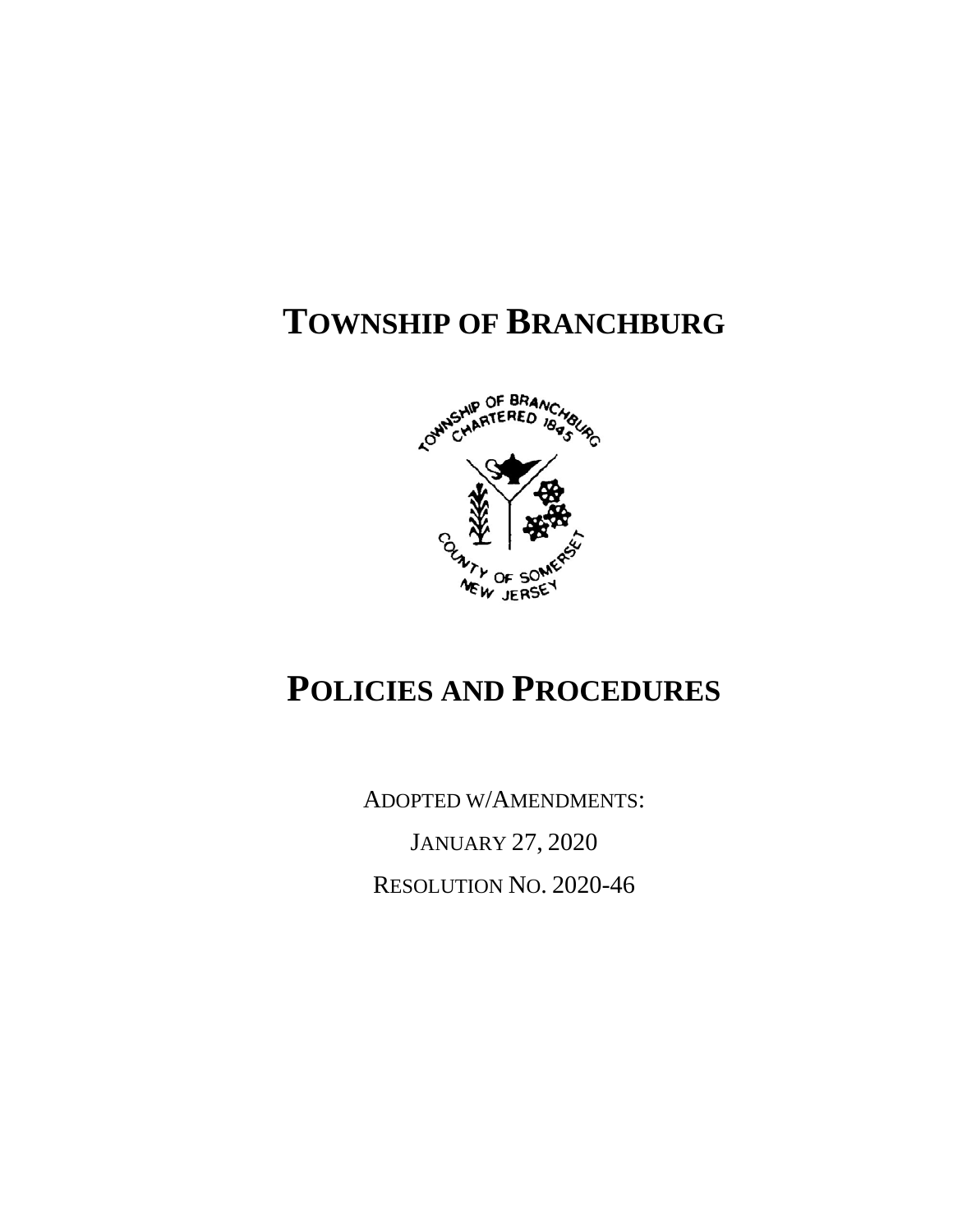# Township of Branchburg

# Policies and Procedures

ADOPTED W/AMENDMENTS:

JANUARY 27, 2020

RESOLUTION NO. 2020-46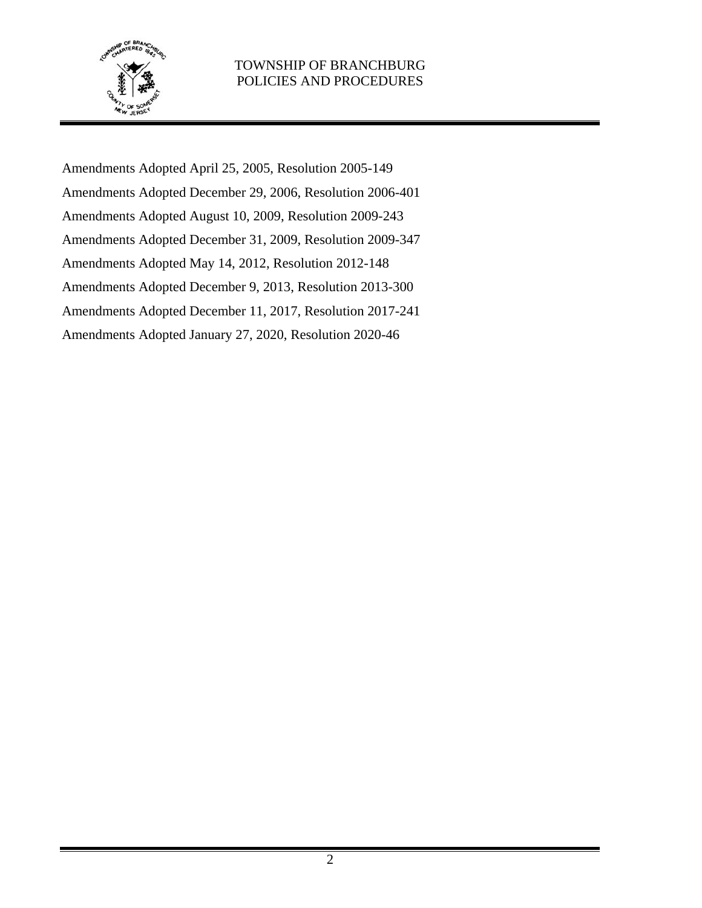Amendments Adopted April 25, 2005, Resolution 2005-149

Amendments Adopted December 29, 2006, Resolution 2006-401

Amendments Adopted August 10, 2009, Resolution 2009-243

Amendments Adopted December 31, 2009, Resolution 2009-347

Amendments Adopted May 14, 2012, Resolution 2012-148

Amendments Adopted December 9, 2013, Resolution 2013-300

Amendments Adopted December 11, 2017, Resolution 2017-241

Amendments Adopted January 27, 2020, Resolution 2020-46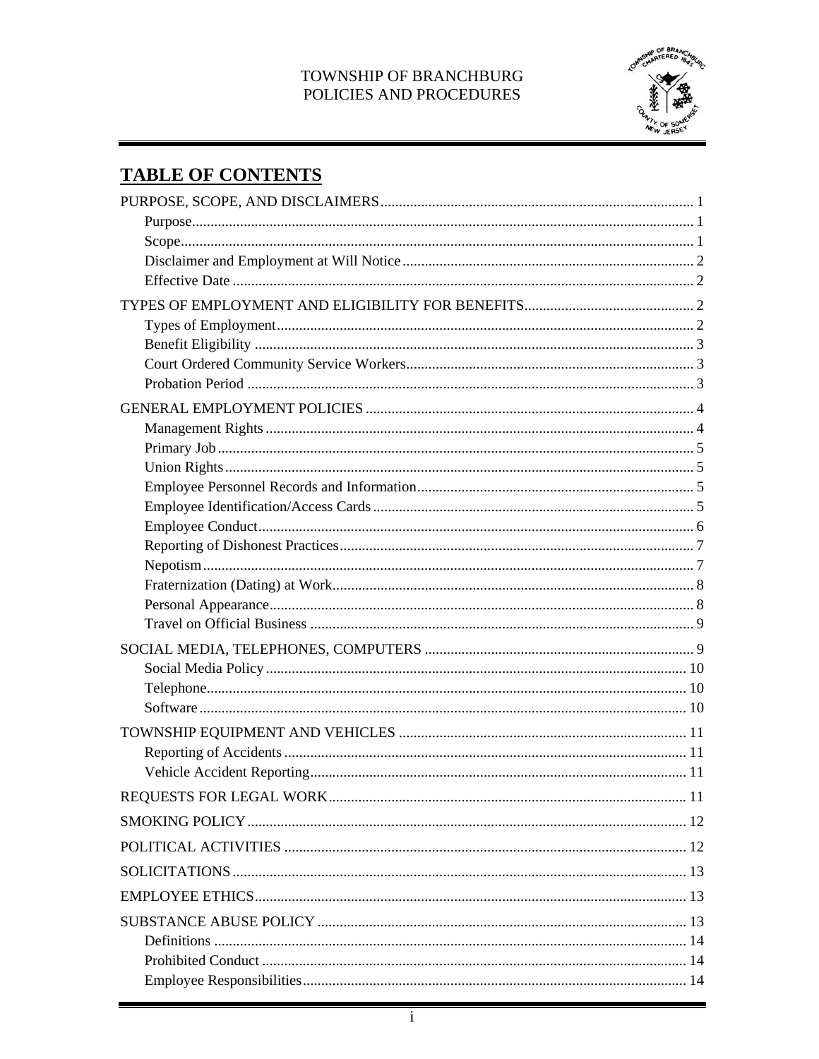# TABLE OF CONTENTS

PURPOSE, SCOPE, AND DISCLAIMERS ..................................................... 1
- Purpose ..................................................... 1
- Scope ..................................................... 1
- Disclaimer and Employment at Will Notice ..................................................... 2
- Effective Date ..................................................... 2

TYPES OF EMPLOYMENT AND ELIGIBILITY FOR BENEFITS ..................................................... 2
- Types of Employment ..................................................... 2
- Benefit Eligibility ..................................................... 3
- Court Ordered Community Service Workers ..................................................... 3
- Probation Period ..................................................... 3

GENERAL EMPLOYMENT POLICIES ..................................................... 4
- Management Rights ..................................................... 4
- Primary Job ..................................................... 5
- Union Rights ..................................................... 5
- Employee Personnel Records and Information ..................................................... 5
- Employee Identification/Access Cards ..................................................... 5
- Employee Conduct ..................................................... 6
- Reporting of Dishonest Practices ..................................................... 7
- Nepotism ..................................................... 7
- Fraternization (Dating) at Work ..................................................... 8
- Personal Appearance ..................................................... 8
- Travel on Official Business ..................................................... 9

SOCIAL MEDIA, TELEPHONES, COMPUTERS ..................................................... 9
- Social Media Policy ..................................................... 10
- Telephone ..................................................... 10
- Software ..................................................... 10

TOWNSHIP EQUIPMENT AND VEHICLES ..................................................... 11
- Reporting of Accidents ..................................................... 11
- Vehicle Accident Reporting ..................................................... 11

REQUESTS FOR LEGAL WORK ..................................................... 11

SMOKING POLICY ..................................................... 12

POLITICAL ACTIVITIES ..................................................... 12

SOLICITATIONS ..................................................... 13

EMPLOYEE ETHICS ..................................................... 13

SUBSTANCE ABUSE POLICY ..................................................... 13
- Definitions ..................................................... 14
- Prohibited Conduct ..................................................... 14
- Employee Responsibilities ..................................................... 14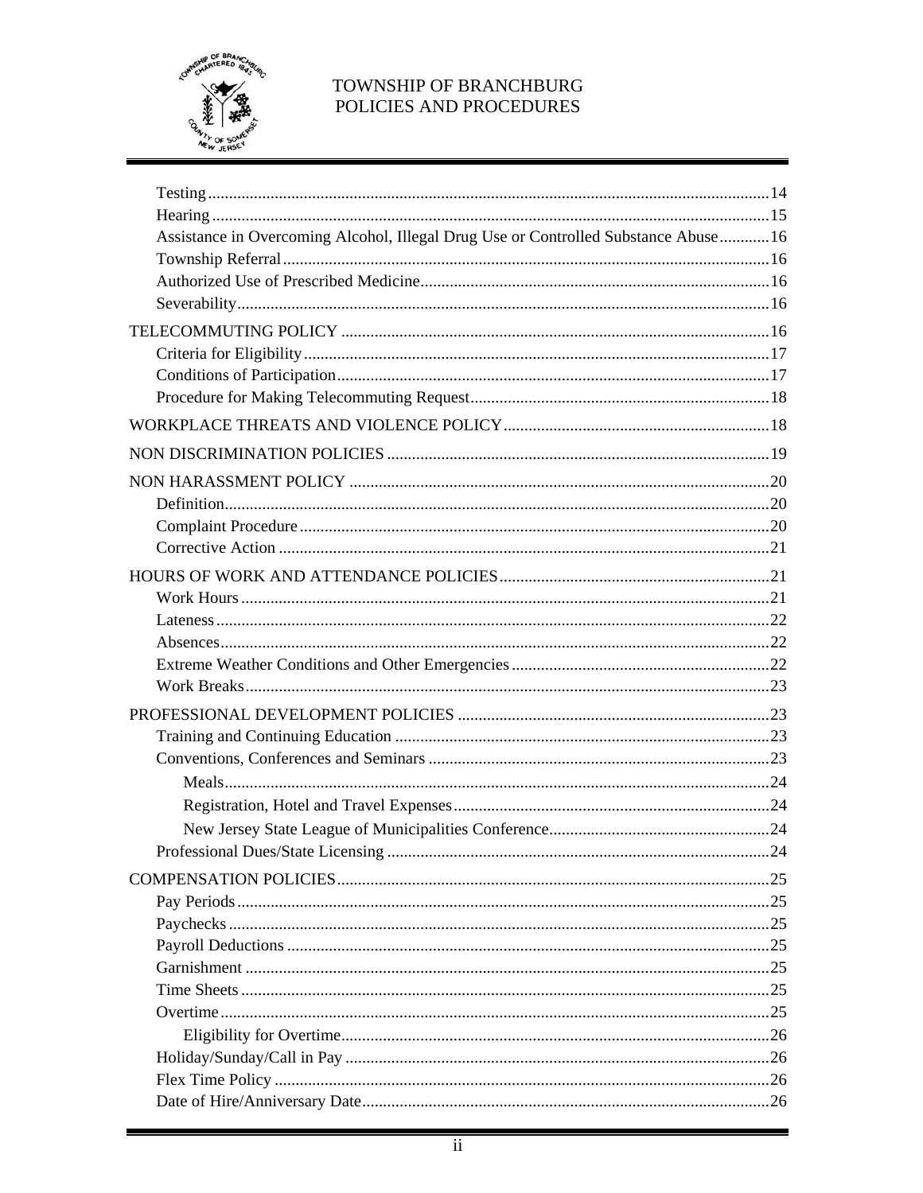- Testing ... 14
- Hearing ... 15
- Assistance in Overcoming Alcohol, Illegal Drug Use or Controlled Substance Abuse ... 16
- Township Referral ... 16
- Authorized Use of Prescribed Medicine ... 16
- Severability ... 16

TELECOMMUTING POLICY ... 16

- Criteria for Eligibility ... 17
- Conditions of Participation ... 17
- Procedure for Making Telecommuting Request ... 18

WORKPLACE THREATS AND VIOLENCE POLICY ... 18

NON DISCRIMINATION POLICIES ... 19

NON HARASSMENT POLICY ... 20

- Definition ... 20
- Complaint Procedure ... 20
- Corrective Action ... 21

HOURS OF WORK AND ATTENDANCE POLICIES ... 21

- Work Hours ... 21
- Lateness ... 22
- Absences ... 22
- Extreme Weather Conditions and Other Emergencies ... 22
- Work Breaks ... 23

PROFESSIONAL DEVELOPMENT POLICIES ... 23

- Training and Continuing Education ... 23
- Conventions, Conferences and Seminars ... 23
  - Meals ... 24
  - Registration, Hotel and Travel Expenses ... 24
  - New Jersey State League of Municipalities Conference ... 24
- Professional Dues/State Licensing ... 24

COMPENSATION POLICIES ... 25

- Pay Periods ... 25
- Paychecks ... 25
- Payroll Deductions ... 25
- Garnishment ... 25
- Time Sheets ... 25
- Overtime ... 25
  - Eligibility for Overtime ... 26
- Holiday/Sunday/Call in Pay ... 26
- Flex Time Policy ... 26
- Date of Hire/Anniversary Date ... 26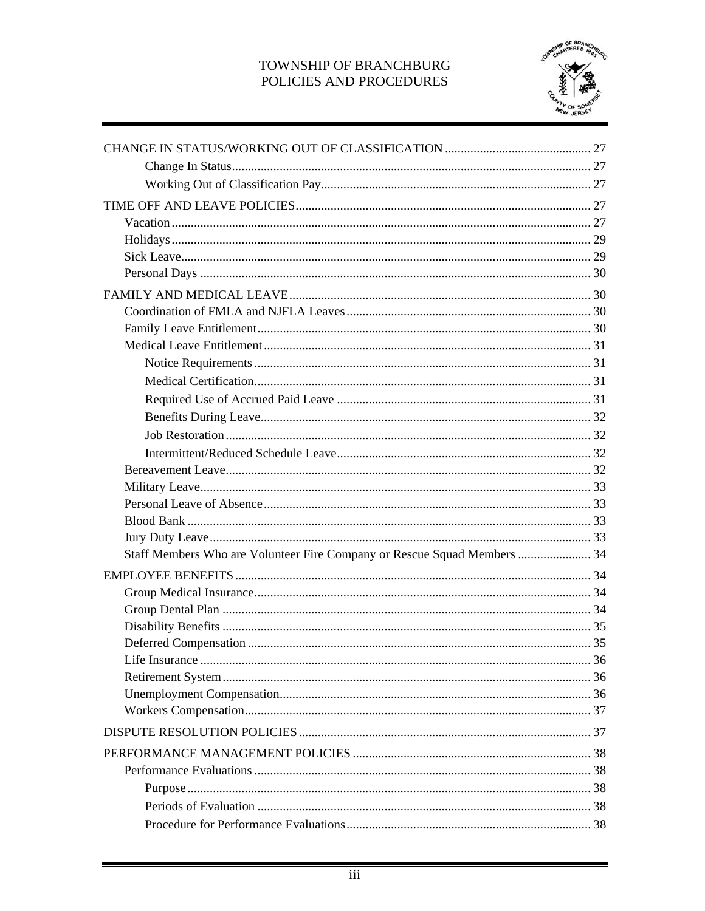CHANGE IN STATUS/WORKING OUT OF CLASSIFICATION .............................................. 27
- Change In Status................................................................................................. 27
- Working Out of Classification Pay..................................................................... 27

TIME OFF AND LEAVE POLICIES............................................................................ 27
- Vacation ................................................................................................................ 27
- Holidays ................................................................................................................ 29
- Sick Leave............................................................................................................. 29
- Personal Days ....................................................................................................... 30

FAMILY AND MEDICAL LEAVE............................................................................... 30
- Coordination of FMLA and NJFLA Leaves ............................................................. 30
- Family Leave Entitlement........................................................................................ 30
- Medical Leave Entitlement...................................................................................... 31
  - Notice Requirements ......................................................................................... 31
  - Medical Certification......................................................................................... 31
  - Required Use of Accrued Paid Leave ............................................................... 31
  - Benefits During Leave....................................................................................... 32
  - Job Restoration .................................................................................................. 32
  - Intermittent/Reduced Schedule Leave............................................................... 32
- Bereavement Leave.................................................................................................. 32
- Military Leave.......................................................................................................... 33
- Personal Leave of Absence ...................................................................................... 33
- Blood Bank .............................................................................................................. 33
- Jury Duty Leave....................................................................................................... 33
- Staff Members Who are Volunteer Fire Company or Rescue Squad Members ....................... 34

EMPLOYEE BENEFITS ............................................................................................... 34
- Group Medical Insurance......................................................................................... 34
- Group Dental Plan ................................................................................................... 34
- Disability Benefits ................................................................................................... 35
- Deferred Compensation ........................................................................................... 35
- Life Insurance .......................................................................................................... 36
- Retirement System................................................................................................... 36
- Unemployment Compensation................................................................................. 36
- Workers Compensation............................................................................................ 37

DISPUTE RESOLUTION POLICIES ........................................................................... 37

PERFORMANCE MANAGEMENT POLICIES ........................................................... 38
- Performance Evaluations ......................................................................................... 38
  - Purpose.............................................................................................................. 38
  - Periods of Evaluation ........................................................................................ 38
  - Procedure for Performance Evaluations............................................................ 38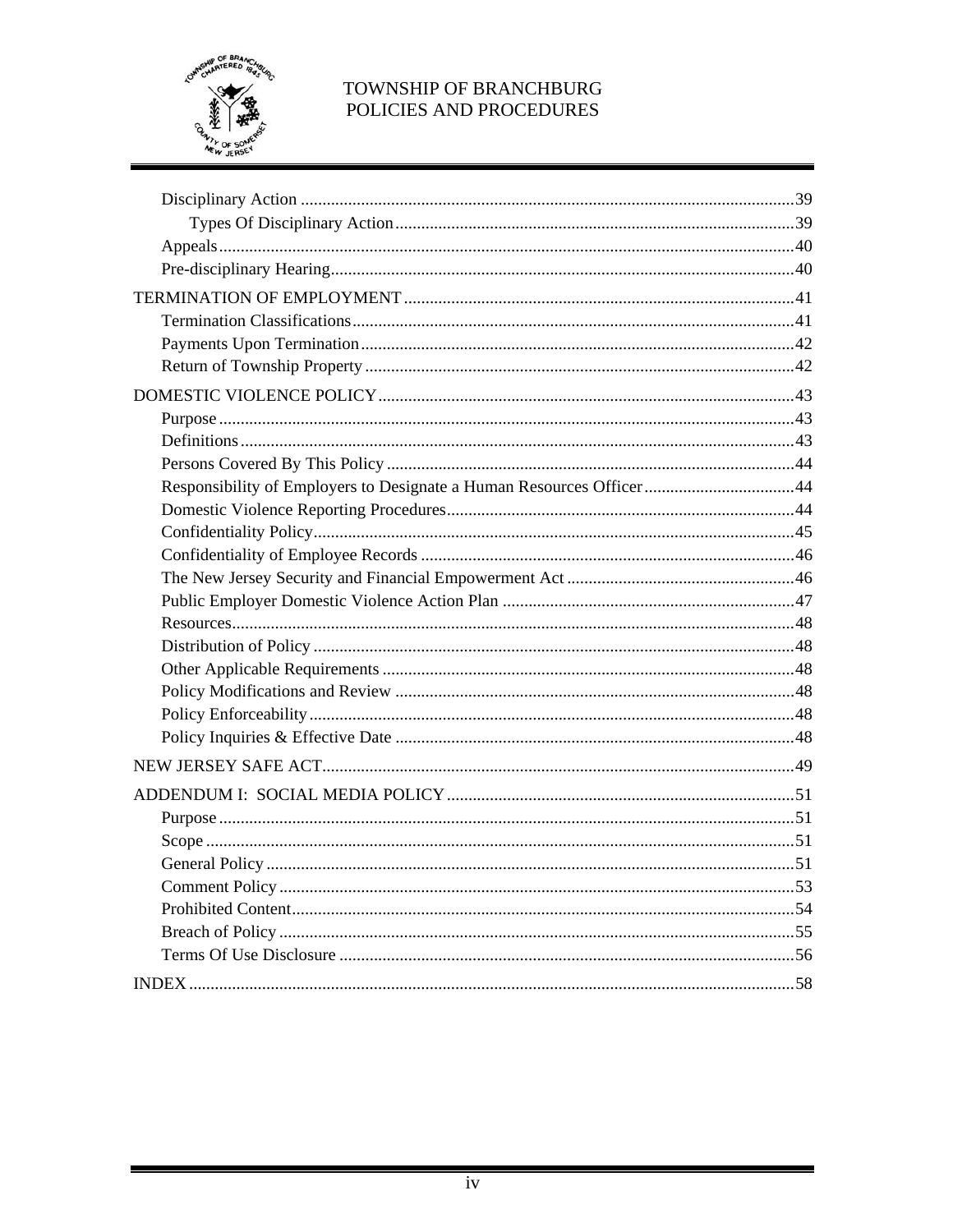- Disciplinary Action ..... 39
  - Types Of Disciplinary Action ..... 39
- Appeals ..... 40
- Pre-disciplinary Hearing ..... 40

TERMINATION OF EMPLOYMENT ..... 41

- Termination Classifications ..... 41
- Payments Upon Termination ..... 42
- Return of Township Property ..... 42

DOMESTIC VIOLENCE POLICY ..... 43

- Purpose ..... 43
- Definitions ..... 43
- Persons Covered By This Policy ..... 44
- Responsibility of Employers to Designate a Human Resources Officer ..... 44
- Domestic Violence Reporting Procedures ..... 44
- Confidentiality Policy ..... 45
- Confidentiality of Employee Records ..... 46
- The New Jersey Security and Financial Empowerment Act ..... 46
- Public Employer Domestic Violence Action Plan ..... 47
- Resources ..... 48
- Distribution of Policy ..... 48
- Other Applicable Requirements ..... 48
- Policy Modifications and Review ..... 48
- Policy Enforceability ..... 48
- Policy Inquiries & Effective Date ..... 48

NEW JERSEY SAFE ACT ..... 49

ADDENDUM I: SOCIAL MEDIA POLICY ..... 51

- Purpose ..... 51
- Scope ..... 51
- General Policy ..... 51
- Comment Policy ..... 53
- Prohibited Content ..... 54
- Breach of Policy ..... 55
- Terms Of Use Disclosure ..... 56

INDEX ..... 58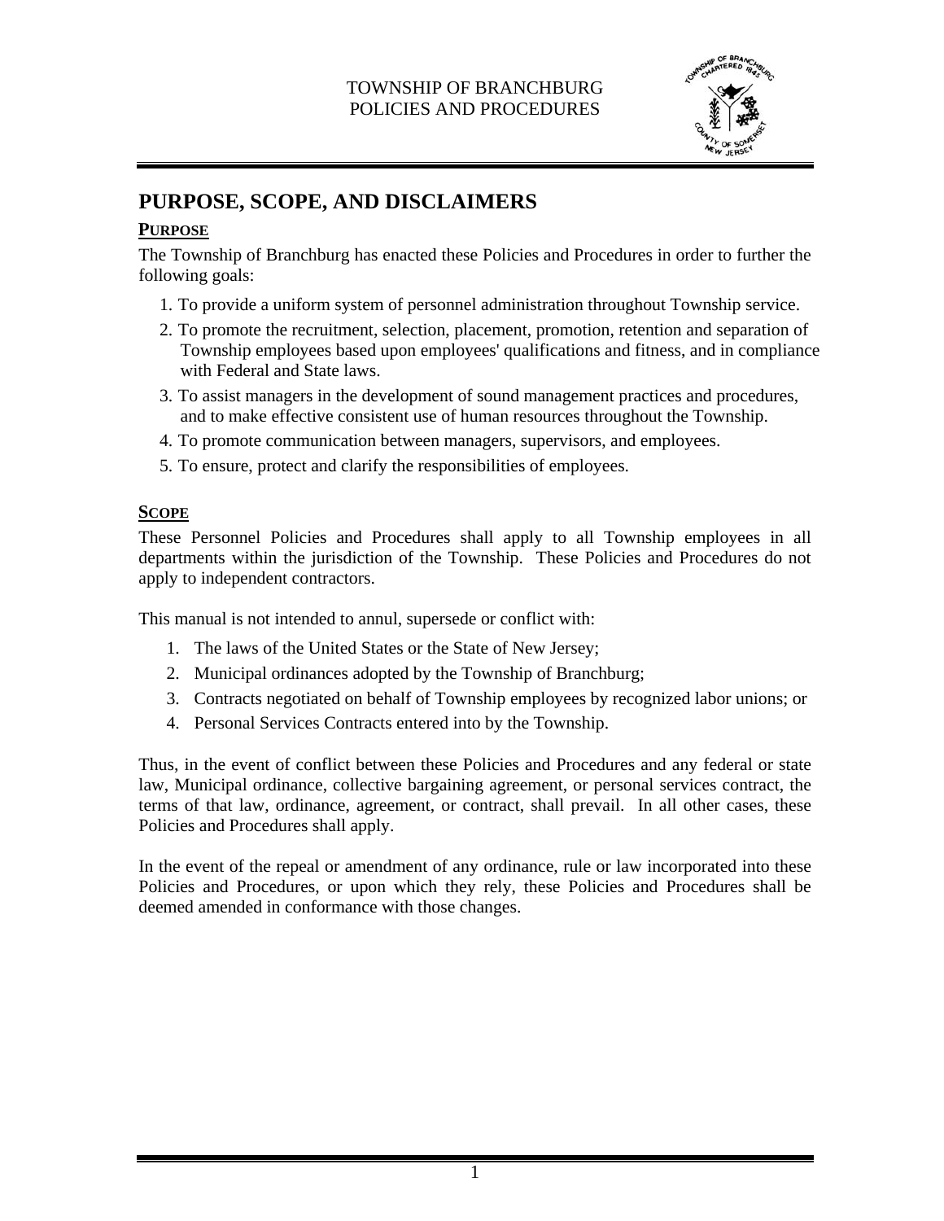# PURPOSE, SCOPE, AND DISCLAIMERS

## PURPOSE

The Township of Branchburg has enacted these Policies and Procedures in order to further the following goals:

1. To provide a uniform system of personnel administration throughout Township service.
2. To promote the recruitment, selection, placement, promotion, retention and separation of Township employees based upon employees' qualifications and fitness, and in compliance with Federal and State laws.
3. To assist managers in the development of sound management practices and procedures, and to make effective consistent use of human resources throughout the Township.
4. To promote communication between managers, supervisors, and employees.
5. To ensure, protect and clarify the responsibilities of employees.

## SCOPE

These Personnel Policies and Procedures shall apply to all Township employees in all departments within the jurisdiction of the Township. These Policies and Procedures do not apply to independent contractors.

This manual is not intended to annul, supersede or conflict with:

1. The laws of the United States or the State of New Jersey;
2. Municipal ordinances adopted by the Township of Branchburg;
3. Contracts negotiated on behalf of Township employees by recognized labor unions; or
4. Personal Services Contracts entered into by the Township.

Thus, in the event of conflict between these Policies and Procedures and any federal or state law, Municipal ordinance, collective bargaining agreement, or personal services contract, the terms of that law, ordinance, agreement, or contract, shall prevail. In all other cases, these Policies and Procedures shall apply.

In the event of the repeal or amendment of any ordinance, rule or law incorporated into these Policies and Procedures, or upon which they rely, these Policies and Procedures shall be deemed amended in conformance with those changes.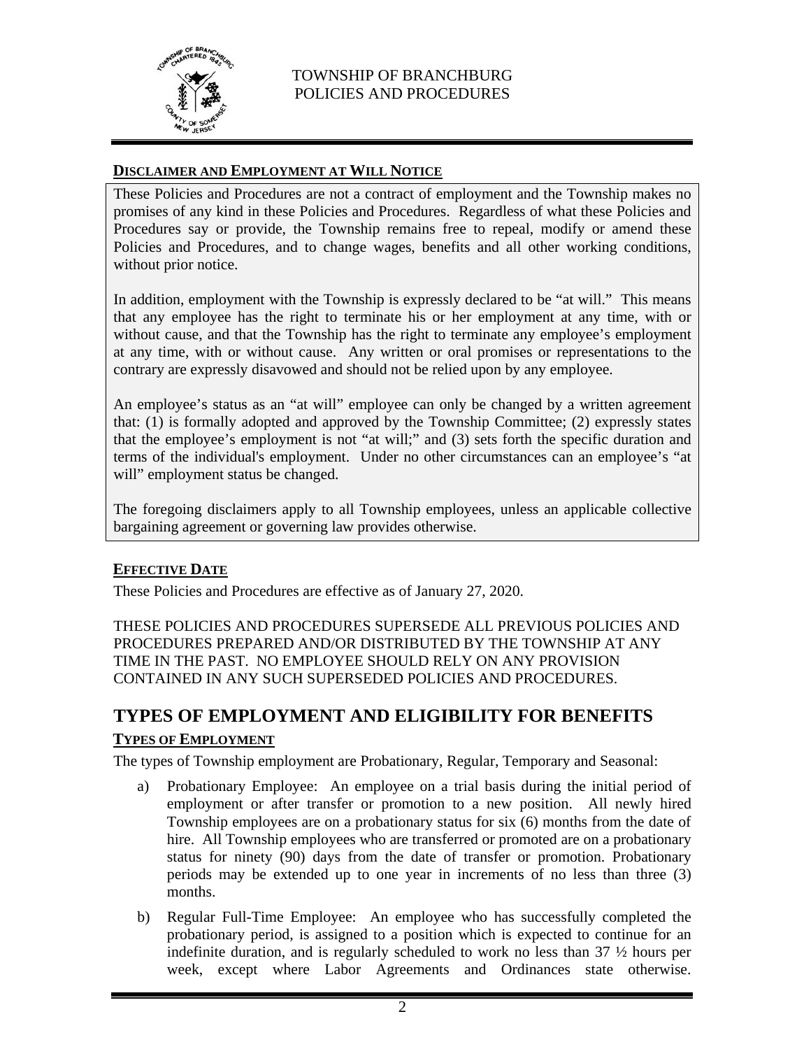### **DISCLAIMER AND EMPLOYMENT AT WILL NOTICE**

These Policies and Procedures are not a contract of employment and the Township makes no promises of any kind in these Policies and Procedures. Regardless of what these Policies and Procedures say or provide, the Township remains free to repeal, modify or amend these Policies and Procedures, and to change wages, benefits and all other working conditions, without prior notice.

In addition, employment with the Township is expressly declared to be "at will." This means that any employee has the right to terminate his or her employment at any time, with or without cause, and that the Township has the right to terminate any employee's employment at any time, with or without cause. Any written or oral promises or representations to the contrary are expressly disavowed and should not be relied upon by any employee.

An employee's status as an "at will" employee can only be changed by a written agreement that: (1) is formally adopted and approved by the Township Committee; (2) expressly states that the employee's employment is not "at will;" and (3) sets forth the specific duration and terms of the individual's employment. Under no other circumstances can an employee's "at will" employment status be changed.

The foregoing disclaimers apply to all Township employees, unless an applicable collective bargaining agreement or governing law provides otherwise.

### **EFFECTIVE DATE**

These Policies and Procedures are effective as of January 27, 2020.

THESE POLICIES AND PROCEDURES SUPERSEDE ALL PREVIOUS POLICIES AND PROCEDURES PREPARED AND/OR DISTRIBUTED BY THE TOWNSHIP AT ANY TIME IN THE PAST. NO EMPLOYEE SHOULD RELY ON ANY PROVISION CONTAINED IN ANY SUCH SUPERSEDED POLICIES AND PROCEDURES.

## TYPES OF EMPLOYMENT AND ELIGIBILITY FOR BENEFITS

### **TYPES OF EMPLOYMENT**

The types of Township employment are Probationary, Regular, Temporary and Seasonal:

a) Probationary Employee: An employee on a trial basis during the initial period of employment or after transfer or promotion to a new position. All newly hired Township employees are on a probationary status for six (6) months from the date of hire. All Township employees who are transferred or promoted are on a probationary status for ninety (90) days from the date of transfer or promotion. Probationary periods may be extended up to one year in increments of no less than three (3) months.

b) Regular Full-Time Employee: An employee who has successfully completed the probationary period, is assigned to a position which is expected to continue for an indefinite duration, and is regularly scheduled to work no less than 37 ½ hours per week, except where Labor Agreements and Ordinances state otherwise.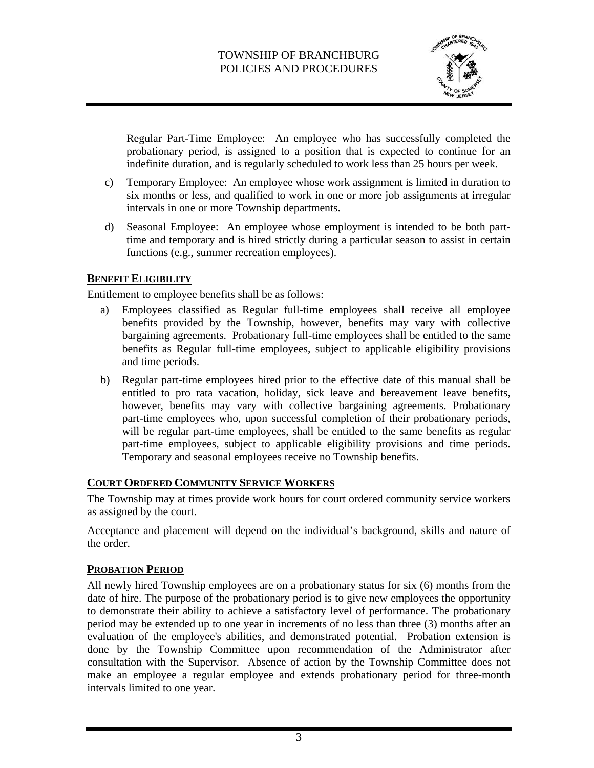Regular Part-Time Employee: An employee who has successfully completed the probationary period, is assigned to a position that is expected to continue for an indefinite duration, and is regularly scheduled to work less than 25 hours per week.

c) Temporary Employee: An employee whose work assignment is limited in duration to six months or less, and qualified to work in one or more job assignments at irregular intervals in one or more Township departments.

d) Seasonal Employee: An employee whose employment is intended to be both part-time and temporary and is hired strictly during a particular season to assist in certain functions (e.g., summer recreation employees).

## BENEFIT ELIGIBILITY

Entitlement to employee benefits shall be as follows:

a) Employees classified as Regular full-time employees shall receive all employee benefits provided by the Township, however, benefits may vary with collective bargaining agreements. Probationary full-time employees shall be entitled to the same benefits as Regular full-time employees, subject to applicable eligibility provisions and time periods.

b) Regular part-time employees hired prior to the effective date of this manual shall be entitled to pro rata vacation, holiday, sick leave and bereavement leave benefits, however, benefits may vary with collective bargaining agreements. Probationary part-time employees who, upon successful completion of their probationary periods, will be regular part-time employees, shall be entitled to the same benefits as regular part-time employees, subject to applicable eligibility provisions and time periods. Temporary and seasonal employees receive no Township benefits.

## COURT ORDERED COMMUNITY SERVICE WORKERS

The Township may at times provide work hours for court ordered community service workers as assigned by the court.

Acceptance and placement will depend on the individual's background, skills and nature of the order.

## PROBATION PERIOD

All newly hired Township employees are on a probationary status for six (6) months from the date of hire. The purpose of the probationary period is to give new employees the opportunity to demonstrate their ability to achieve a satisfactory level of performance. The probationary period may be extended up to one year in increments of no less than three (3) months after an evaluation of the employee's abilities, and demonstrated potential. Probation extension is done by the Township Committee upon recommendation of the Administrator after consultation with the Supervisor. Absence of action by the Township Committee does not make an employee a regular employee and extends probationary period for three-month intervals limited to one year.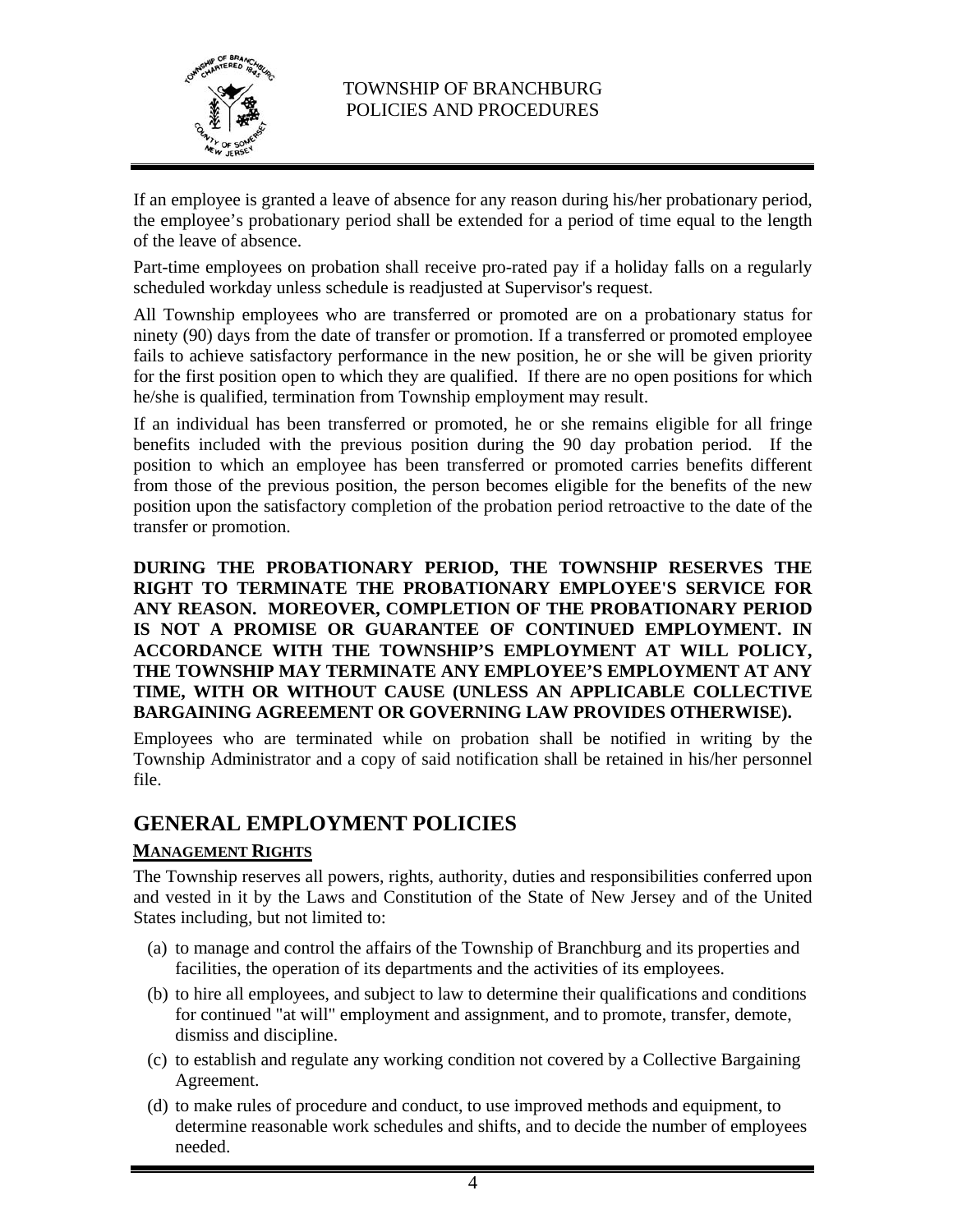If an employee is granted a leave of absence for any reason during his/her probationary period, the employee's probationary period shall be extended for a period of time equal to the length of the leave of absence.

Part-time employees on probation shall receive pro-rated pay if a holiday falls on a regularly scheduled workday unless schedule is readjusted at Supervisor's request.

All Township employees who are transferred or promoted are on a probationary status for ninety (90) days from the date of transfer or promotion. If a transferred or promoted employee fails to achieve satisfactory performance in the new position, he or she will be given priority for the first position open to which they are qualified. If there are no open positions for which he/she is qualified, termination from Township employment may result.

If an individual has been transferred or promoted, he or she remains eligible for all fringe benefits included with the previous position during the 90 day probation period. If the position to which an employee has been transferred or promoted carries benefits different from those of the previous position, the person becomes eligible for the benefits of the new position upon the satisfactory completion of the probation period retroactive to the date of the transfer or promotion.

**DURING THE PROBATIONARY PERIOD, THE TOWNSHIP RESERVES THE RIGHT TO TERMINATE THE PROBATIONARY EMPLOYEE'S SERVICE FOR ANY REASON. MOREOVER, COMPLETION OF THE PROBATIONARY PERIOD IS NOT A PROMISE OR GUARANTEE OF CONTINUED EMPLOYMENT. IN ACCORDANCE WITH THE TOWNSHIP'S EMPLOYMENT AT WILL POLICY, THE TOWNSHIP MAY TERMINATE ANY EMPLOYEE'S EMPLOYMENT AT ANY TIME, WITH OR WITHOUT CAUSE (UNLESS AN APPLICABLE COLLECTIVE BARGAINING AGREEMENT OR GOVERNING LAW PROVIDES OTHERWISE).**

Employees who are terminated while on probation shall be notified in writing by the Township Administrator and a copy of said notification shall be retained in his/her personnel file.

# GENERAL EMPLOYMENT POLICIES

## MANAGEMENT RIGHTS

The Township reserves all powers, rights, authority, duties and responsibilities conferred upon and vested in it by the Laws and Constitution of the State of New Jersey and of the United States including, but not limited to:

(a) to manage and control the affairs of the Township of Branchburg and its properties and facilities, the operation of its departments and the activities of its employees.

(b) to hire all employees, and subject to law to determine their qualifications and conditions for continued "at will" employment and assignment, and to promote, transfer, demote, dismiss and discipline.

(c) to establish and regulate any working condition not covered by a Collective Bargaining Agreement.

(d) to make rules of procedure and conduct, to use improved methods and equipment, to determine reasonable work schedules and shifts, and to decide the number of employees needed.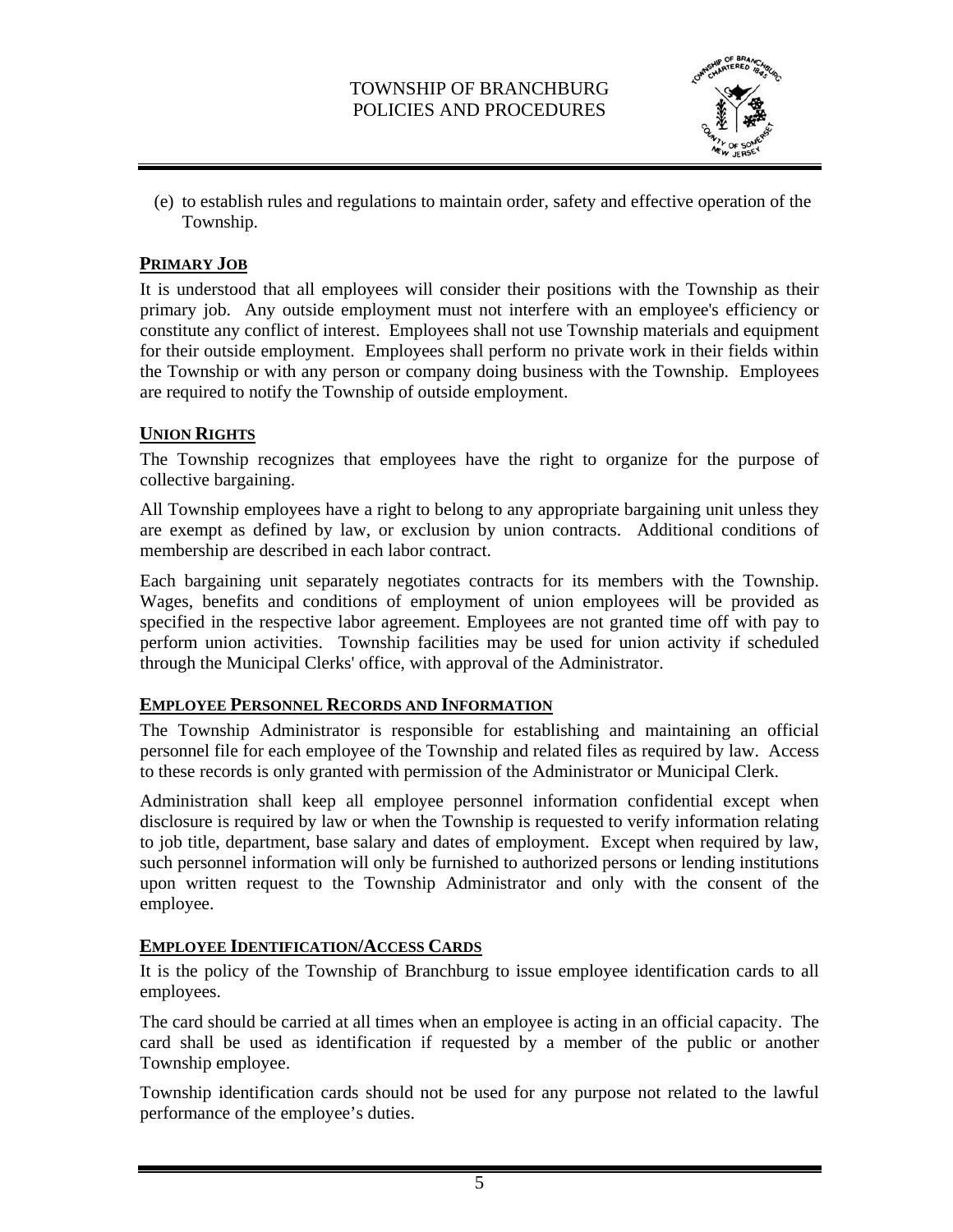(e) to establish rules and regulations to maintain order, safety and effective operation of the Township.

## PRIMARY JOB

It is understood that all employees will consider their positions with the Township as their primary job. Any outside employment must not interfere with an employee's efficiency or constitute any conflict of interest. Employees shall not use Township materials and equipment for their outside employment. Employees shall perform no private work in their fields within the Township or with any person or company doing business with the Township. Employees are required to notify the Township of outside employment.

## UNION RIGHTS

The Township recognizes that employees have the right to organize for the purpose of collective bargaining.

All Township employees have a right to belong to any appropriate bargaining unit unless they are exempt as defined by law, or exclusion by union contracts. Additional conditions of membership are described in each labor contract.

Each bargaining unit separately negotiates contracts for its members with the Township. Wages, benefits and conditions of employment of union employees will be provided as specified in the respective labor agreement. Employees are not granted time off with pay to perform union activities. Township facilities may be used for union activity if scheduled through the Municipal Clerks' office, with approval of the Administrator.

## EMPLOYEE PERSONNEL RECORDS AND INFORMATION

The Township Administrator is responsible for establishing and maintaining an official personnel file for each employee of the Township and related files as required by law. Access to these records is only granted with permission of the Administrator or Municipal Clerk.

Administration shall keep all employee personnel information confidential except when disclosure is required by law or when the Township is requested to verify information relating to job title, department, base salary and dates of employment. Except when required by law, such personnel information will only be furnished to authorized persons or lending institutions upon written request to the Township Administrator and only with the consent of the employee.

## EMPLOYEE IDENTIFICATION/ACCESS CARDS

It is the policy of the Township of Branchburg to issue employee identification cards to all employees.

The card should be carried at all times when an employee is acting in an official capacity. The card shall be used as identification if requested by a member of the public or another Township employee.

Township identification cards should not be used for any purpose not related to the lawful performance of the employee's duties.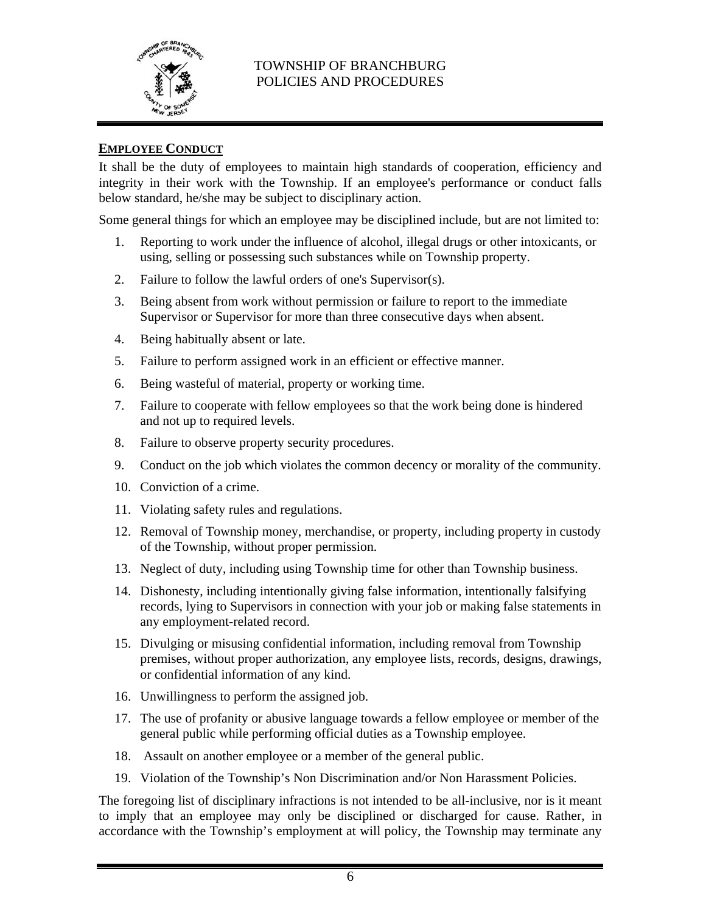## EMPLOYEE CONDUCT

It shall be the duty of employees to maintain high standards of cooperation, efficiency and integrity in their work with the Township. If an employee's performance or conduct falls below standard, he/she may be subject to disciplinary action.

Some general things for which an employee may be disciplined include, but are not limited to:

1. Reporting to work under the influence of alcohol, illegal drugs or other intoxicants, or using, selling or possessing such substances while on Township property.
2. Failure to follow the lawful orders of one's Supervisor(s).
3. Being absent from work without permission or failure to report to the immediate Supervisor or Supervisor for more than three consecutive days when absent.
4. Being habitually absent or late.
5. Failure to perform assigned work in an efficient or effective manner.
6. Being wasteful of material, property or working time.
7. Failure to cooperate with fellow employees so that the work being done is hindered and not up to required levels.
8. Failure to observe property security procedures.
9. Conduct on the job which violates the common decency or morality of the community.
10. Conviction of a crime.
11. Violating safety rules and regulations.
12. Removal of Township money, merchandise, or property, including property in custody of the Township, without proper permission.
13. Neglect of duty, including using Township time for other than Township business.
14. Dishonesty, including intentionally giving false information, intentionally falsifying records, lying to Supervisors in connection with your job or making false statements in any employment-related record.
15. Divulging or misusing confidential information, including removal from Township premises, without proper authorization, any employee lists, records, designs, drawings, or confidential information of any kind.
16. Unwillingness to perform the assigned job.
17. The use of profanity or abusive language towards a fellow employee or member of the general public while performing official duties as a Township employee.
18. Assault on another employee or a member of the general public.
19. Violation of the Township's Non Discrimination and/or Non Harassment Policies.

The foregoing list of disciplinary infractions is not intended to be all-inclusive, nor is it meant to imply that an employee may only be disciplined or discharged for cause. Rather, in accordance with the Township's employment at will policy, the Township may terminate any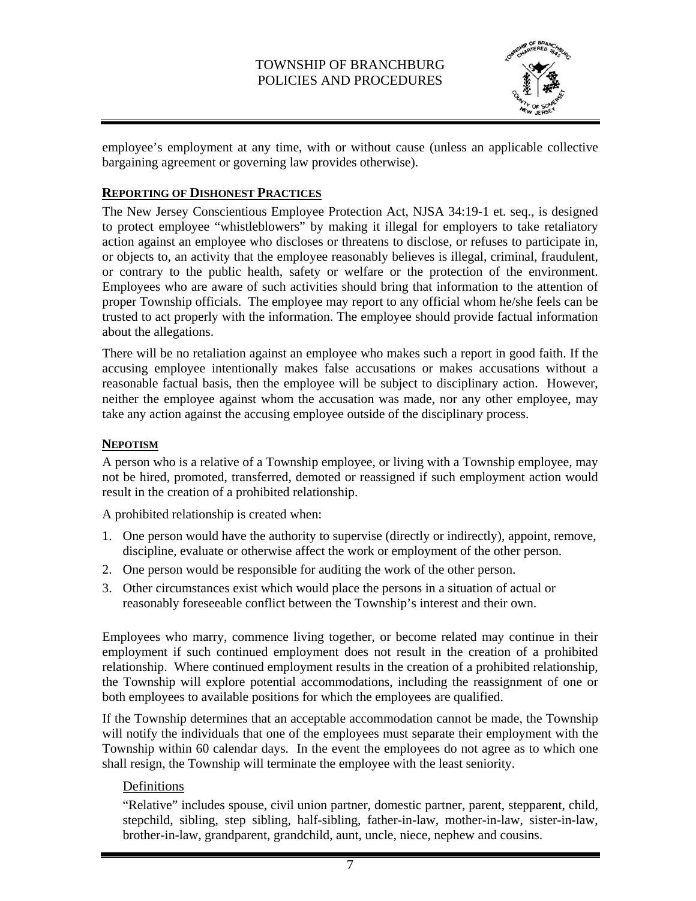employee's employment at any time, with or without cause (unless an applicable collective bargaining agreement or governing law provides otherwise).

## REPORTING OF DISHONEST PRACTICES

The New Jersey Conscientious Employee Protection Act, NJSA 34:19-1 et. seq., is designed to protect employee "whistleblowers" by making it illegal for employers to take retaliatory action against an employee who discloses or threatens to disclose, or refuses to participate in, or objects to, an activity that the employee reasonably believes is illegal, criminal, fraudulent, or contrary to the public health, safety or welfare or the protection of the environment. Employees who are aware of such activities should bring that information to the attention of proper Township officials. The employee may report to any official whom he/she feels can be trusted to act properly with the information. The employee should provide factual information about the allegations.

There will be no retaliation against an employee who makes such a report in good faith. If the accusing employee intentionally makes false accusations or makes accusations without a reasonable factual basis, then the employee will be subject to disciplinary action. However, neither the employee against whom the accusation was made, nor any other employee, may take any action against the accusing employee outside of the disciplinary process.

## NEPOTISM

A person who is a relative of a Township employee, or living with a Township employee, may not be hired, promoted, transferred, demoted or reassigned if such employment action would result in the creation of a prohibited relationship.

A prohibited relationship is created when:

1. One person would have the authority to supervise (directly or indirectly), appoint, remove, discipline, evaluate or otherwise affect the work or employment of the other person.
2. One person would be responsible for auditing the work of the other person.
3. Other circumstances exist which would place the persons in a situation of actual or reasonably foreseeable conflict between the Township's interest and their own.

Employees who marry, commence living together, or become related may continue in their employment if such continued employment does not result in the creation of a prohibited relationship. Where continued employment results in the creation of a prohibited relationship, the Township will explore potential accommodations, including the reassignment of one or both employees to available positions for which the employees are qualified.

If the Township determines that an acceptable accommodation cannot be made, the Township will notify the individuals that one of the employees must separate their employment with the Township within 60 calendar days. In the event the employees do not agree as to which one shall resign, the Township will terminate the employee with the least seniority.

### Definitions

"Relative" includes spouse, civil union partner, domestic partner, parent, stepparent, child, stepchild, sibling, step sibling, half-sibling, father-in-law, mother-in-law, sister-in-law, brother-in-law, grandparent, grandchild, aunt, uncle, niece, nephew and cousins.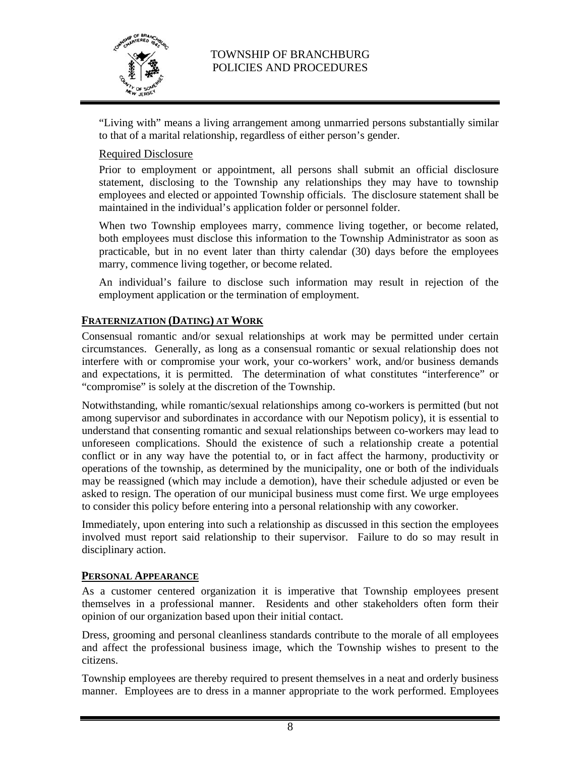"Living with" means a living arrangement among unmarried persons substantially similar to that of a marital relationship, regardless of either person's gender.

Required Disclosure

Prior to employment or appointment, all persons shall submit an official disclosure statement, disclosing to the Township any relationships they may have to township employees and elected or appointed Township officials. The disclosure statement shall be maintained in the individual's application folder or personnel folder.

When two Township employees marry, commence living together, or become related, both employees must disclose this information to the Township Administrator as soon as practicable, but in no event later than thirty calendar (30) days before the employees marry, commence living together, or become related.

An individual's failure to disclose such information may result in rejection of the employment application or the termination of employment.

## FRATERNIZATION (DATING) AT WORK

Consensual romantic and/or sexual relationships at work may be permitted under certain circumstances. Generally, as long as a consensual romantic or sexual relationship does not interfere with or compromise your work, your co-workers' work, and/or business demands and expectations, it is permitted. The determination of what constitutes "interference" or "compromise" is solely at the discretion of the Township.

Notwithstanding, while romantic/sexual relationships among co-workers is permitted (but not among supervisor and subordinates in accordance with our Nepotism policy), it is essential to understand that consenting romantic and sexual relationships between co-workers may lead to unforeseen complications. Should the existence of such a relationship create a potential conflict or in any way have the potential to, or in fact affect the harmony, productivity or operations of the township, as determined by the municipality, one or both of the individuals may be reassigned (which may include a demotion), have their schedule adjusted or even be asked to resign. The operation of our municipal business must come first. We urge employees to consider this policy before entering into a personal relationship with any coworker.

Immediately, upon entering into such a relationship as discussed in this section the employees involved must report said relationship to their supervisor. Failure to do so may result in disciplinary action.

## PERSONAL APPEARANCE

As a customer centered organization it is imperative that Township employees present themselves in a professional manner. Residents and other stakeholders often form their opinion of our organization based upon their initial contact.

Dress, grooming and personal cleanliness standards contribute to the morale of all employees and affect the professional business image, which the Township wishes to present to the citizens.

Township employees are thereby required to present themselves in a neat and orderly business manner. Employees are to dress in a manner appropriate to the work performed. Employees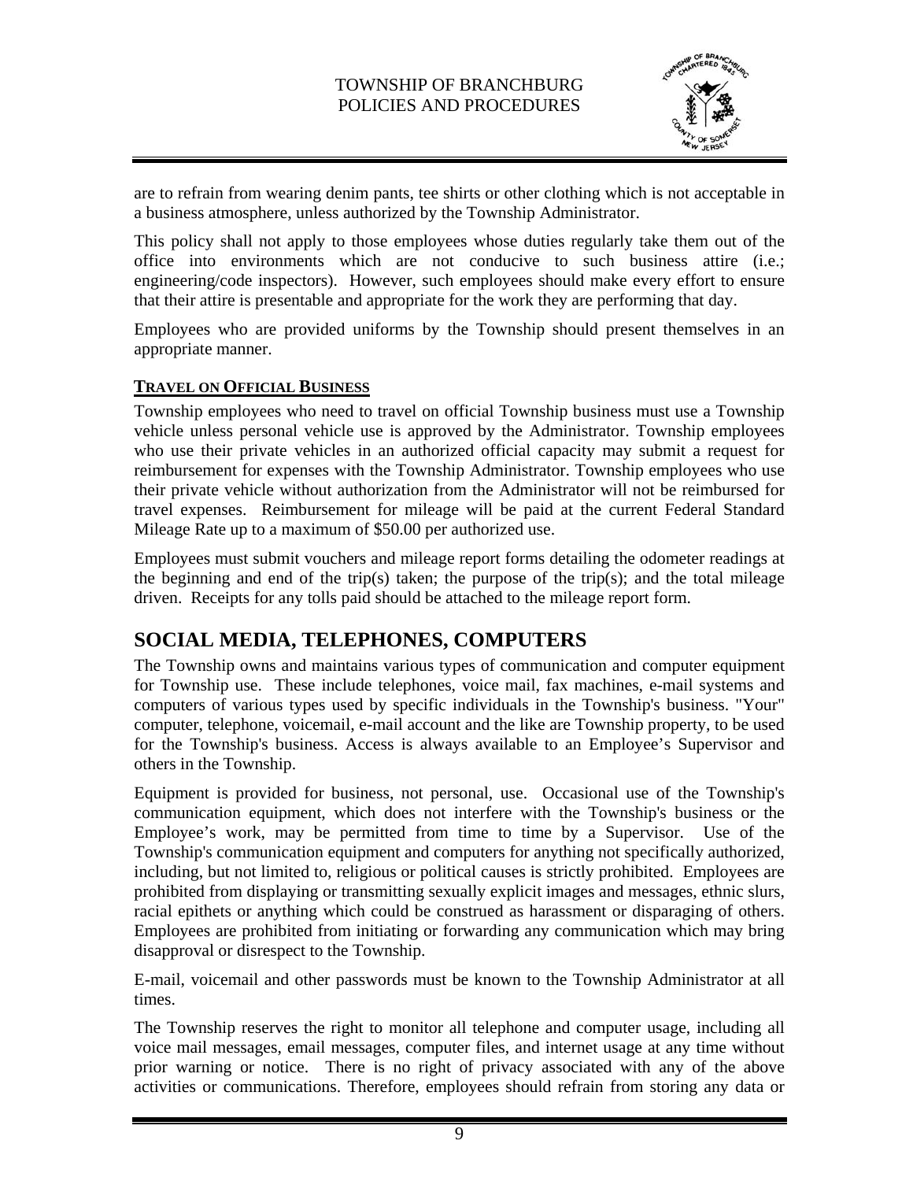are to refrain from wearing denim pants, tee shirts or other clothing which is not acceptable in a business atmosphere, unless authorized by the Township Administrator.

This policy shall not apply to those employees whose duties regularly take them out of the office into environments which are not conducive to such business attire (i.e.; engineering/code inspectors). However, such employees should make every effort to ensure that their attire is presentable and appropriate for the work they are performing that day.

Employees who are provided uniforms by the Township should present themselves in an appropriate manner.

#### TRAVEL ON OFFICIAL BUSINESS

Township employees who need to travel on official Township business must use a Township vehicle unless personal vehicle use is approved by the Administrator. Township employees who use their private vehicles in an authorized official capacity may submit a request for reimbursement for expenses with the Township Administrator. Township employees who use their private vehicle without authorization from the Administrator will not be reimbursed for travel expenses. Reimbursement for mileage will be paid at the current Federal Standard Mileage Rate up to a maximum of $50.00 per authorized use.

Employees must submit vouchers and mileage report forms detailing the odometer readings at the beginning and end of the trip(s) taken; the purpose of the trip(s); and the total mileage driven. Receipts for any tolls paid should be attached to the mileage report form.

## SOCIAL MEDIA, TELEPHONES, COMPUTERS

The Township owns and maintains various types of communication and computer equipment for Township use. These include telephones, voice mail, fax machines, e-mail systems and computers of various types used by specific individuals in the Township's business. "Your" computer, telephone, voicemail, e-mail account and the like are Township property, to be used for the Township's business. Access is always available to an Employee's Supervisor and others in the Township.

Equipment is provided for business, not personal, use. Occasional use of the Township's communication equipment, which does not interfere with the Township's business or the Employee's work, may be permitted from time to time by a Supervisor. Use of the Township's communication equipment and computers for anything not specifically authorized, including, but not limited to, religious or political causes is strictly prohibited. Employees are prohibited from displaying or transmitting sexually explicit images and messages, ethnic slurs, racial epithets or anything which could be construed as harassment or disparaging of others. Employees are prohibited from initiating or forwarding any communication which may bring disapproval or disrespect to the Township.

E-mail, voicemail and other passwords must be known to the Township Administrator at all times.

The Township reserves the right to monitor all telephone and computer usage, including all voice mail messages, email messages, computer files, and internet usage at any time without prior warning or notice. There is no right of privacy associated with any of the above activities or communications. Therefore, employees should refrain from storing any data or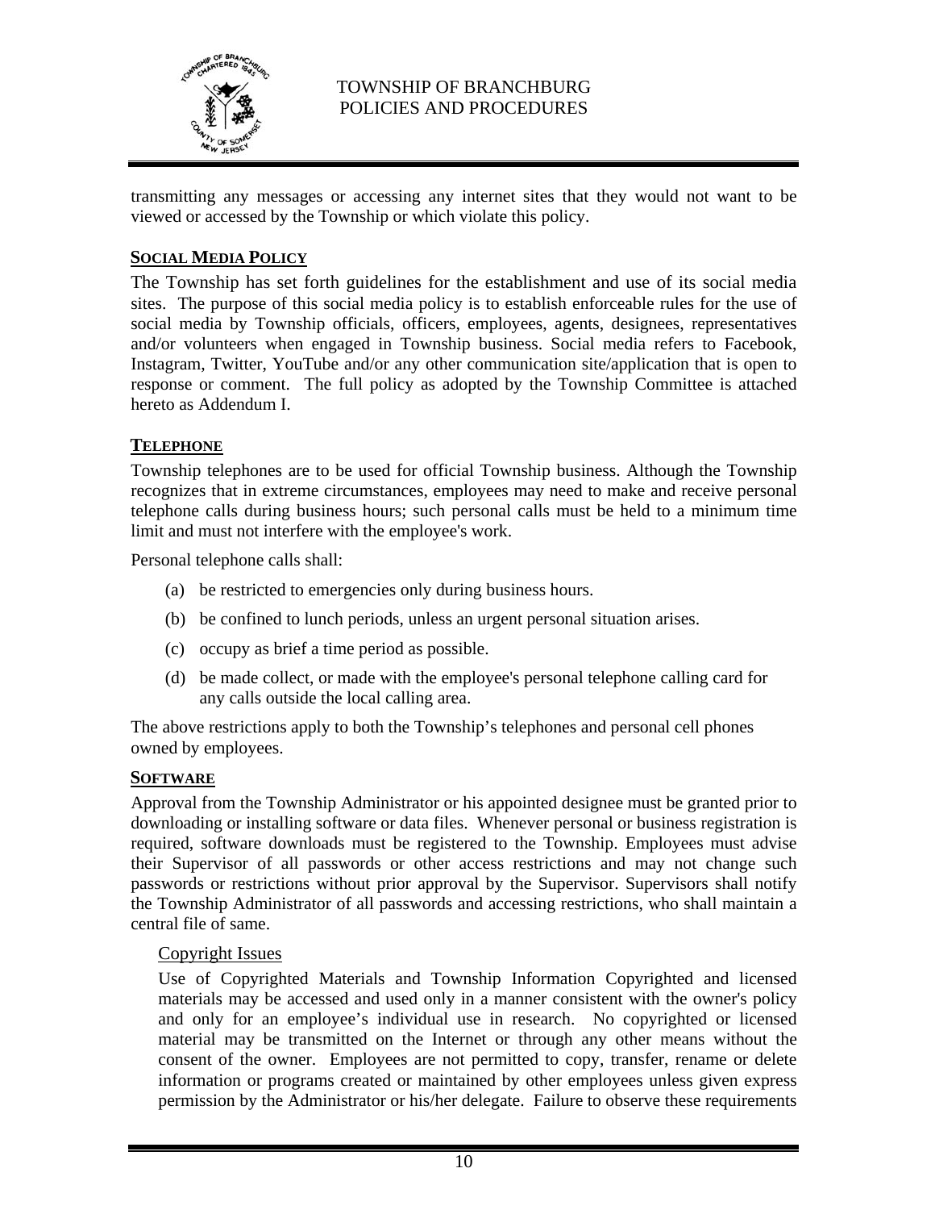transmitting any messages or accessing any internet sites that they would not want to be viewed or accessed by the Township or which violate this policy.

## SOCIAL MEDIA POLICY

The Township has set forth guidelines for the establishment and use of its social media sites. The purpose of this social media policy is to establish enforceable rules for the use of social media by Township officials, officers, employees, agents, designees, representatives and/or volunteers when engaged in Township business. Social media refers to Facebook, Instagram, Twitter, YouTube and/or any other communication site/application that is open to response or comment. The full policy as adopted by the Township Committee is attached hereto as Addendum I.

## TELEPHONE

Township telephones are to be used for official Township business. Although the Township recognizes that in extreme circumstances, employees may need to make and receive personal telephone calls during business hours; such personal calls must be held to a minimum time limit and must not interfere with the employee's work.

Personal telephone calls shall:

(a) be restricted to emergencies only during business hours.

(b) be confined to lunch periods, unless an urgent personal situation arises.

(c) occupy as brief a time period as possible.

(d) be made collect, or made with the employee's personal telephone calling card for any calls outside the local calling area.

The above restrictions apply to both the Township's telephones and personal cell phones owned by employees.

## SOFTWARE

Approval from the Township Administrator or his appointed designee must be granted prior to downloading or installing software or data files. Whenever personal or business registration is required, software downloads must be registered to the Township. Employees must advise their Supervisor of all passwords or other access restrictions and may not change such passwords or restrictions without prior approval by the Supervisor. Supervisors shall notify the Township Administrator of all passwords and accessing restrictions, who shall maintain a central file of same.

### Copyright Issues

Use of Copyrighted Materials and Township Information Copyrighted and licensed materials may be accessed and used only in a manner consistent with the owner's policy and only for an employee's individual use in research. No copyrighted or licensed material may be transmitted on the Internet or through any other means without the consent of the owner. Employees are not permitted to copy, transfer, rename or delete information or programs created or maintained by other employees unless given express permission by the Administrator or his/her delegate. Failure to observe these requirements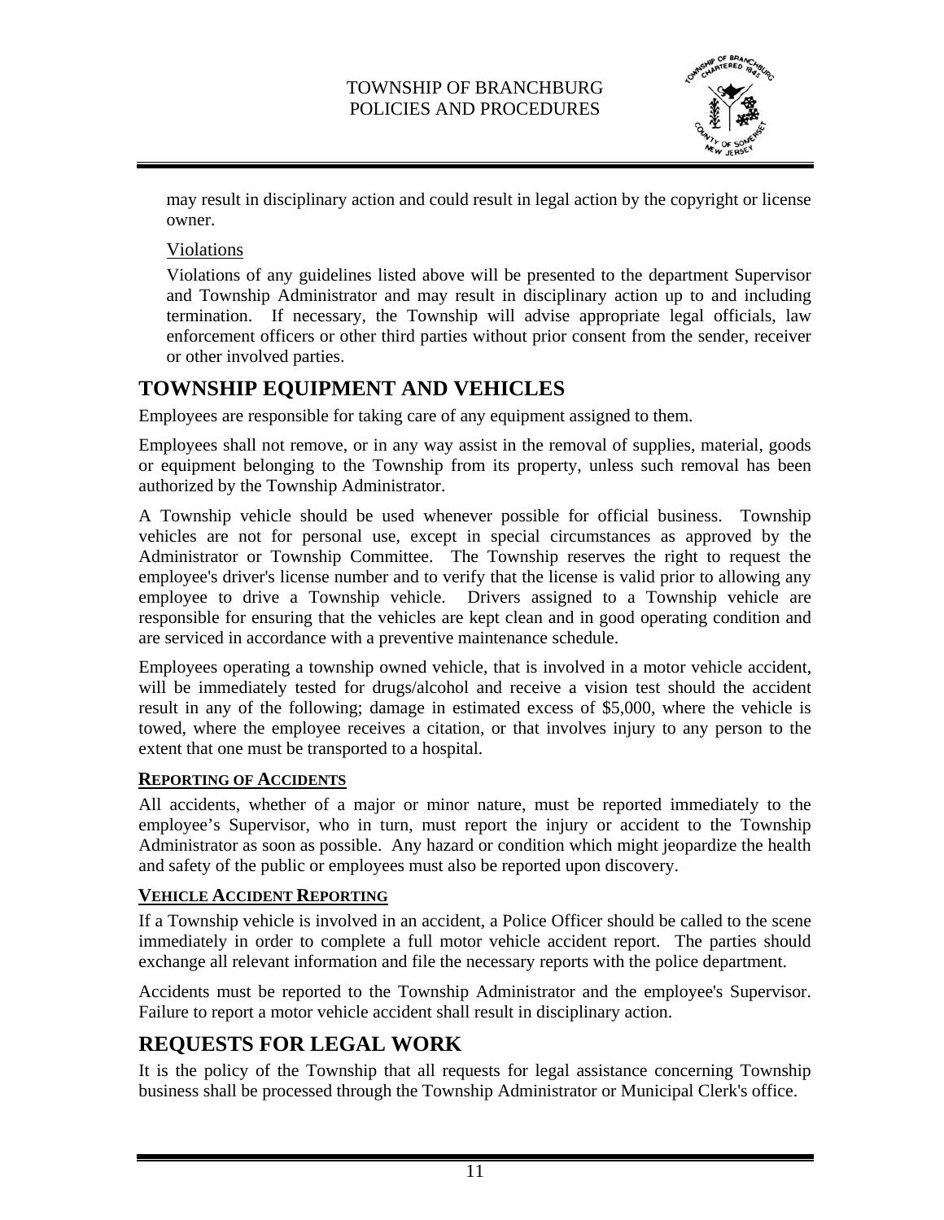may result in disciplinary action and could result in legal action by the copyright or license owner.

Violations

Violations of any guidelines listed above will be presented to the department Supervisor and Township Administrator and may result in disciplinary action up to and including termination. If necessary, the Township will advise appropriate legal officials, law enforcement officers or other third parties without prior consent from the sender, receiver or other involved parties.

## TOWNSHIP EQUIPMENT AND VEHICLES

Employees are responsible for taking care of any equipment assigned to them.

Employees shall not remove, or in any way assist in the removal of supplies, material, goods or equipment belonging to the Township from its property, unless such removal has been authorized by the Township Administrator.

A Township vehicle should be used whenever possible for official business. Township vehicles are not for personal use, except in special circumstances as approved by the Administrator or Township Committee. The Township reserves the right to request the employee's driver's license number and to verify that the license is valid prior to allowing any employee to drive a Township vehicle. Drivers assigned to a Township vehicle are responsible for ensuring that the vehicles are kept clean and in good operating condition and are serviced in accordance with a preventive maintenance schedule.

Employees operating a township owned vehicle, that is involved in a motor vehicle accident, will be immediately tested for drugs/alcohol and receive a vision test should the accident result in any of the following; damage in estimated excess of $5,000, where the vehicle is towed, where the employee receives a citation, or that involves injury to any person to the extent that one must be transported to a hospital.

### REPORTING OF ACCIDENTS

All accidents, whether of a major or minor nature, must be reported immediately to the employee's Supervisor, who in turn, must report the injury or accident to the Township Administrator as soon as possible. Any hazard or condition which might jeopardize the health and safety of the public or employees must also be reported upon discovery.

### VEHICLE ACCIDENT REPORTING

If a Township vehicle is involved in an accident, a Police Officer should be called to the scene immediately in order to complete a full motor vehicle accident report. The parties should exchange all relevant information and file the necessary reports with the police department.

Accidents must be reported to the Township Administrator and the employee's Supervisor. Failure to report a motor vehicle accident shall result in disciplinary action.

## REQUESTS FOR LEGAL WORK

It is the policy of the Township that all requests for legal assistance concerning Township business shall be processed through the Township Administrator or Municipal Clerk's office.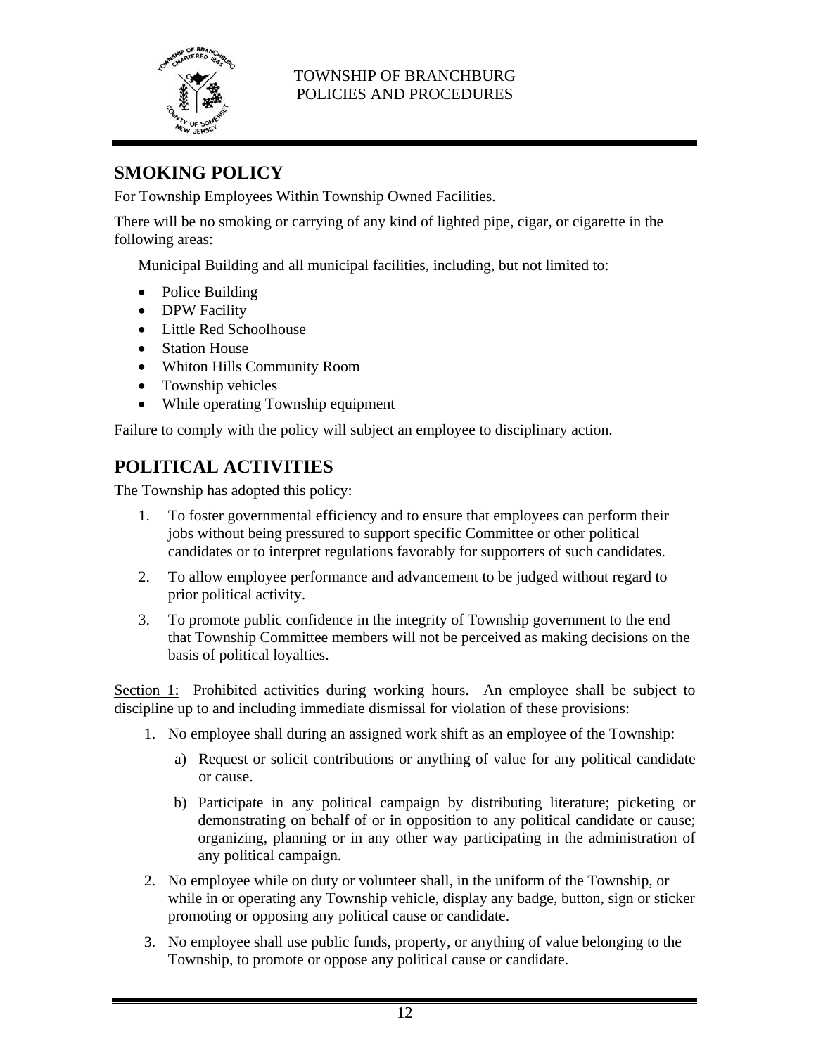## SMOKING POLICY

For Township Employees Within Township Owned Facilities.

There will be no smoking or carrying of any kind of lighted pipe, cigar, or cigarette in the following areas:

Municipal Building and all municipal facilities, including, but not limited to:

- Police Building
- DPW Facility
- Little Red Schoolhouse
- Station House
- Whiton Hills Community Room
- Township vehicles
- While operating Township equipment

Failure to comply with the policy will subject an employee to disciplinary action.

## POLITICAL ACTIVITIES

The Township has adopted this policy:

1. To foster governmental efficiency and to ensure that employees can perform their jobs without being pressured to support specific Committee or other political candidates or to interpret regulations favorably for supporters of such candidates.
2. To allow employee performance and advancement to be judged without regard to prior political activity.
3. To promote public confidence in the integrity of Township government to the end that Township Committee members will not be perceived as making decisions on the basis of political loyalties.

<u>Section 1:</u> Prohibited activities during working hours. An employee shall be subject to discipline up to and including immediate dismissal for violation of these provisions:

1. No employee shall during an assigned work shift as an employee of the Township:
   a) Request or solicit contributions or anything of value for any political candidate or cause.
   b) Participate in any political campaign by distributing literature; picketing or demonstrating on behalf of or in opposition to any political candidate or cause; organizing, planning or in any other way participating in the administration of any political campaign.
2. No employee while on duty or volunteer shall, in the uniform of the Township, or while in or operating any Township vehicle, display any badge, button, sign or sticker promoting or opposing any political cause or candidate.
3. No employee shall use public funds, property, or anything of value belonging to the Township, to promote or oppose any political cause or candidate.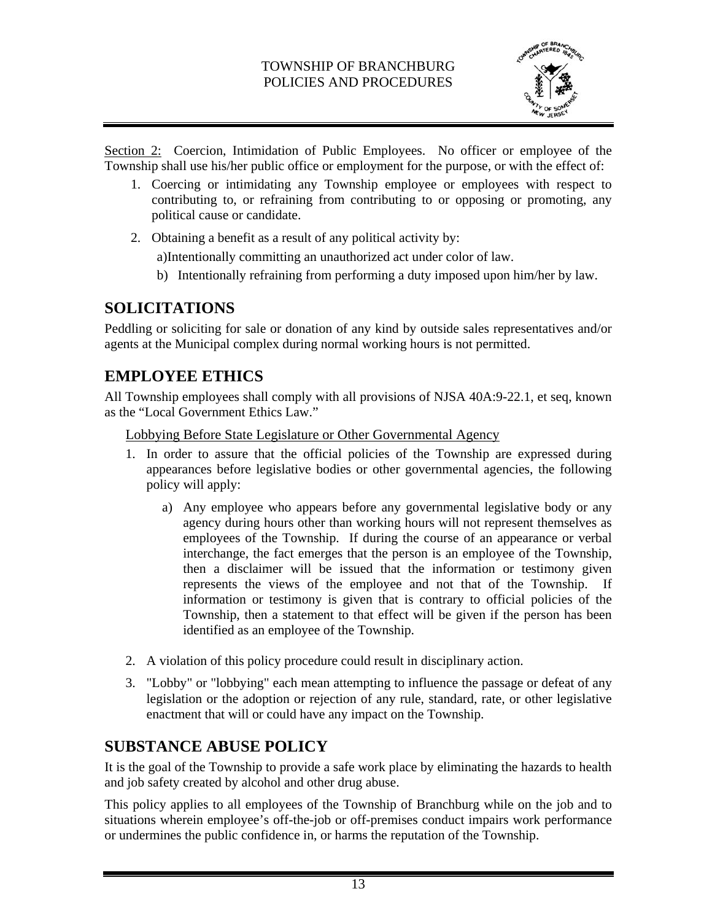Section 2: Coercion, Intimidation of Public Employees. No officer or employee of the Township shall use his/her public office or employment for the purpose, or with the effect of:

1. Coercing or intimidating any Township employee or employees with respect to contributing to, or refraining from contributing to or opposing or promoting, any political cause or candidate.
2. Obtaining a benefit as a result of any political activity by:
   a) Intentionally committing an unauthorized act under color of law.
   b) Intentionally refraining from performing a duty imposed upon him/her by law.

## SOLICITATIONS

Peddling or soliciting for sale or donation of any kind by outside sales representatives and/or agents at the Municipal complex during normal working hours is not permitted.

## EMPLOYEE ETHICS

All Township employees shall comply with all provisions of NJSA 40A:9-22.1, et seq, known as the "Local Government Ethics Law."

Lobbying Before State Legislature or Other Governmental Agency

1. In order to assure that the official policies of the Township are expressed during appearances before legislative bodies or other governmental agencies, the following policy will apply:
   a) Any employee who appears before any governmental legislative body or any agency during hours other than working hours will not represent themselves as employees of the Township. If during the course of an appearance or verbal interchange, the fact emerges that the person is an employee of the Township, then a disclaimer will be issued that the information or testimony given represents the views of the employee and not that of the Township. If information or testimony is given that is contrary to official policies of the Township, then a statement to that effect will be given if the person has been identified as an employee of the Township.
2. A violation of this policy procedure could result in disciplinary action.
3. "Lobby" or "lobbying" each mean attempting to influence the passage or defeat of any legislation or the adoption or rejection of any rule, standard, rate, or other legislative enactment that will or could have any impact on the Township.

## SUBSTANCE ABUSE POLICY

It is the goal of the Township to provide a safe work place by eliminating the hazards to health and job safety created by alcohol and other drug abuse.

This policy applies to all employees of the Township of Branchburg while on the job and to situations wherein employee's off-the-job or off-premises conduct impairs work performance or undermines the public confidence in, or harms the reputation of the Township.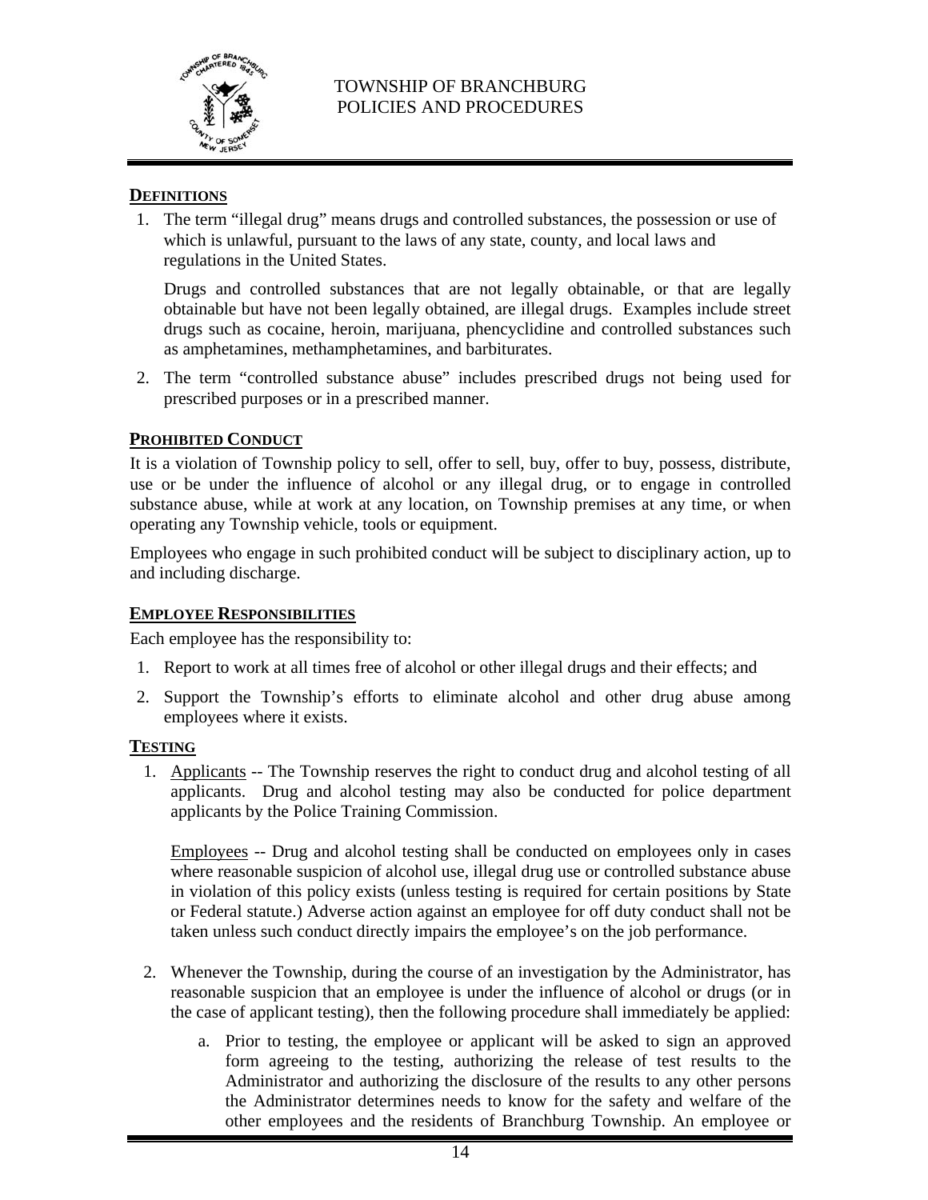## DEFINITIONS

1. The term "illegal drug" means drugs and controlled substances, the possession or use of which is unlawful, pursuant to the laws of any state, county, and local laws and regulations in the United States.

   Drugs and controlled substances that are not legally obtainable, or that are legally obtainable but have not been legally obtained, are illegal drugs. Examples include street drugs such as cocaine, heroin, marijuana, phencyclidine and controlled substances such as amphetamines, methamphetamines, and barbiturates.

2. The term "controlled substance abuse" includes prescribed drugs not being used for prescribed purposes or in a prescribed manner.

## PROHIBITED CONDUCT

It is a violation of Township policy to sell, offer to sell, buy, offer to buy, possess, distribute, use or be under the influence of alcohol or any illegal drug, or to engage in controlled substance abuse, while at work at any location, on Township premises at any time, or when operating any Township vehicle, tools or equipment.

Employees who engage in such prohibited conduct will be subject to disciplinary action, up to and including discharge.

## EMPLOYEE RESPONSIBILITIES

Each employee has the responsibility to:

1. Report to work at all times free of alcohol or other illegal drugs and their effects; and
2. Support the Township's efforts to eliminate alcohol and other drug abuse among employees where it exists.

## TESTING

1. Applicants -- The Township reserves the right to conduct drug and alcohol testing of all applicants. Drug and alcohol testing may also be conducted for police department applicants by the Police Training Commission.

   Employees -- Drug and alcohol testing shall be conducted on employees only in cases where reasonable suspicion of alcohol use, illegal drug use or controlled substance abuse in violation of this policy exists (unless testing is required for certain positions by State or Federal statute.) Adverse action against an employee for off duty conduct shall not be taken unless such conduct directly impairs the employee's on the job performance.

2. Whenever the Township, during the course of an investigation by the Administrator, has reasonable suspicion that an employee is under the influence of alcohol or drugs (or in the case of applicant testing), then the following procedure shall immediately be applied:

   a. Prior to testing, the employee or applicant will be asked to sign an approved form agreeing to the testing, authorizing the release of test results to the Administrator and authorizing the disclosure of the results to any other persons the Administrator determines needs to know for the safety and welfare of the other employees and the residents of Branchburg Township. An employee or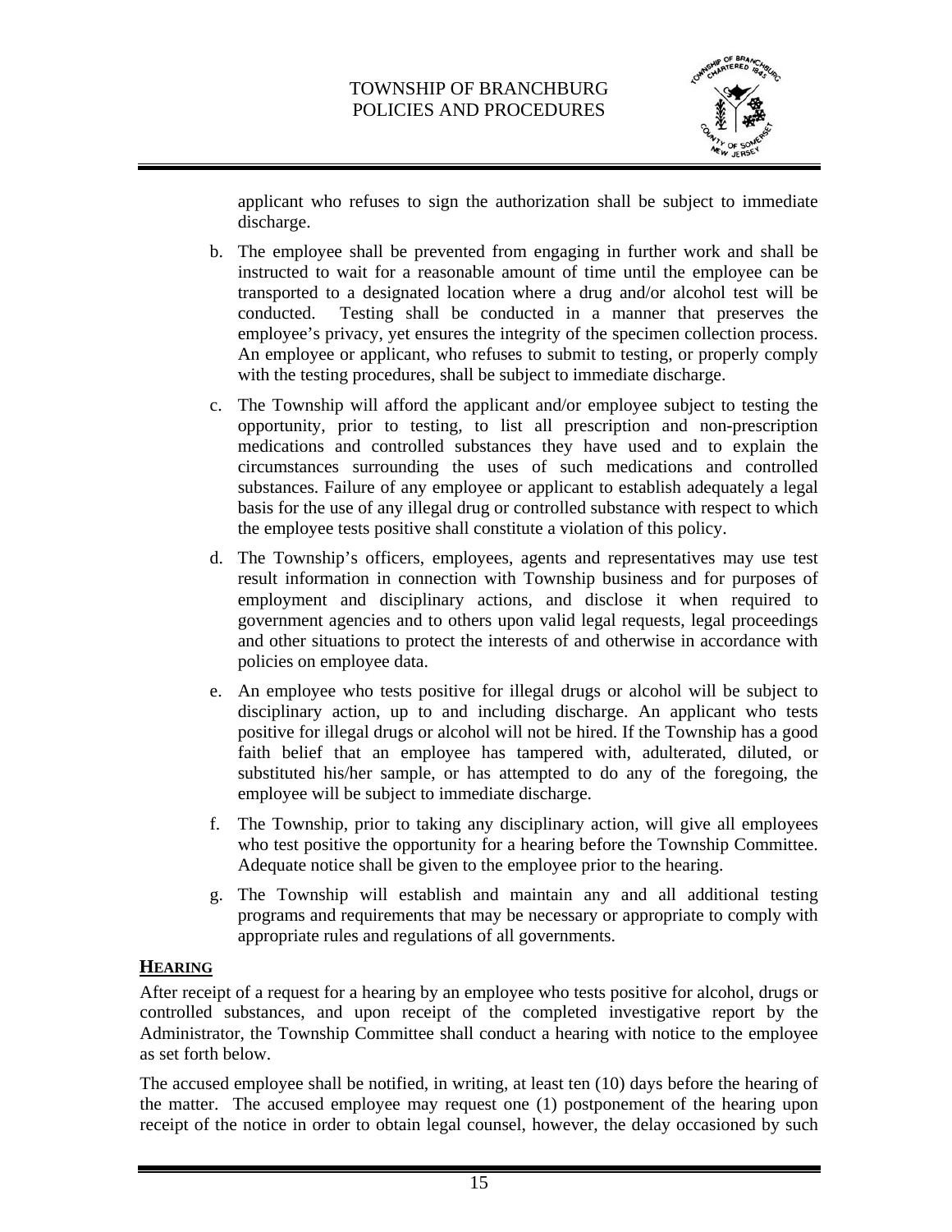applicant who refuses to sign the authorization shall be subject to immediate discharge.

b. The employee shall be prevented from engaging in further work and shall be instructed to wait for a reasonable amount of time until the employee can be transported to a designated location where a drug and/or alcohol test will be conducted. Testing shall be conducted in a manner that preserves the employee's privacy, yet ensures the integrity of the specimen collection process. An employee or applicant, who refuses to submit to testing, or properly comply with the testing procedures, shall be subject to immediate discharge.

c. The Township will afford the applicant and/or employee subject to testing the opportunity, prior to testing, to list all prescription and non-prescription medications and controlled substances they have used and to explain the circumstances surrounding the uses of such medications and controlled substances. Failure of any employee or applicant to establish adequately a legal basis for the use of any illegal drug or controlled substance with respect to which the employee tests positive shall constitute a violation of this policy.

d. The Township's officers, employees, agents and representatives may use test result information in connection with Township business and for purposes of employment and disciplinary actions, and disclose it when required to government agencies and to others upon valid legal requests, legal proceedings and other situations to protect the interests of and otherwise in accordance with policies on employee data.

e. An employee who tests positive for illegal drugs or alcohol will be subject to disciplinary action, up to and including discharge. An applicant who tests positive for illegal drugs or alcohol will not be hired. If the Township has a good faith belief that an employee has tampered with, adulterated, diluted, or substituted his/her sample, or has attempted to do any of the foregoing, the employee will be subject to immediate discharge.

f. The Township, prior to taking any disciplinary action, will give all employees who test positive the opportunity for a hearing before the Township Committee. Adequate notice shall be given to the employee prior to the hearing.

g. The Township will establish and maintain any and all additional testing programs and requirements that may be necessary or appropriate to comply with appropriate rules and regulations of all governments.

## **HEARING**

After receipt of a request for a hearing by an employee who tests positive for alcohol, drugs or controlled substances, and upon receipt of the completed investigative report by the Administrator, the Township Committee shall conduct a hearing with notice to the employee as set forth below.

The accused employee shall be notified, in writing, at least ten (10) days before the hearing of the matter. The accused employee may request one (1) postponement of the hearing upon receipt of the notice in order to obtain legal counsel, however, the delay occasioned by such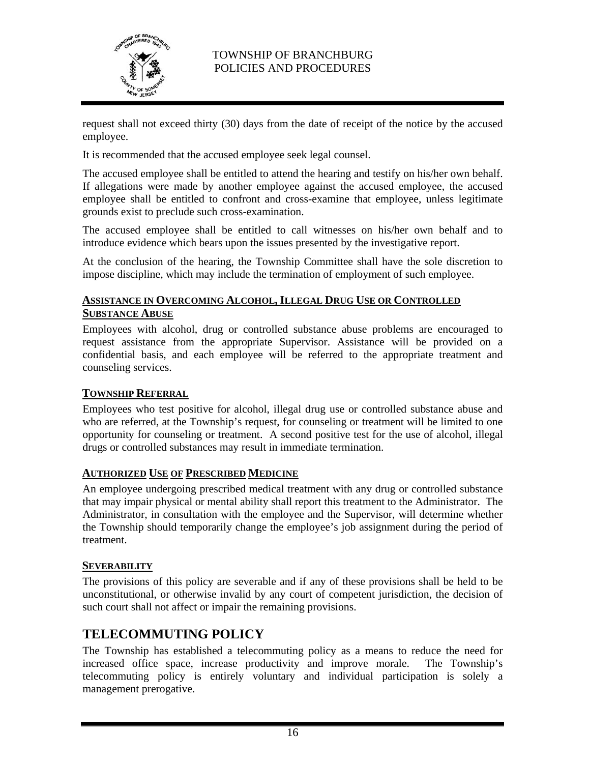request shall not exceed thirty (30) days from the date of receipt of the notice by the accused employee.

It is recommended that the accused employee seek legal counsel.

The accused employee shall be entitled to attend the hearing and testify on his/her own behalf. If allegations were made by another employee against the accused employee, the accused employee shall be entitled to confront and cross-examine that employee, unless legitimate grounds exist to preclude such cross-examination.

The accused employee shall be entitled to call witnesses on his/her own behalf and to introduce evidence which bears upon the issues presented by the investigative report.

At the conclusion of the hearing, the Township Committee shall have the sole discretion to impose discipline, which may include the termination of employment of such employee.

### ASSISTANCE IN OVERCOMING ALCOHOL, ILLEGAL DRUG USE OR CONTROLLED SUBSTANCE ABUSE

Employees with alcohol, drug or controlled substance abuse problems are encouraged to request assistance from the appropriate Supervisor. Assistance will be provided on a confidential basis, and each employee will be referred to the appropriate treatment and counseling services.

### TOWNSHIP REFERRAL

Employees who test positive for alcohol, illegal drug use or controlled substance abuse and who are referred, at the Township's request, for counseling or treatment will be limited to one opportunity for counseling or treatment. A second positive test for the use of alcohol, illegal drugs or controlled substances may result in immediate termination.

### AUTHORIZED USE OF PRESCRIBED MEDICINE

An employee undergoing prescribed medical treatment with any drug or controlled substance that may impair physical or mental ability shall report this treatment to the Administrator. The Administrator, in consultation with the employee and the Supervisor, will determine whether the Township should temporarily change the employee's job assignment during the period of treatment.

### SEVERABILITY

The provisions of this policy are severable and if any of these provisions shall be held to be unconstitutional, or otherwise invalid by any court of competent jurisdiction, the decision of such court shall not affect or impair the remaining provisions.

## TELECOMMUTING POLICY

The Township has established a telecommuting policy as a means to reduce the need for increased office space, increase productivity and improve morale. The Township's telecommuting policy is entirely voluntary and individual participation is solely a management prerogative.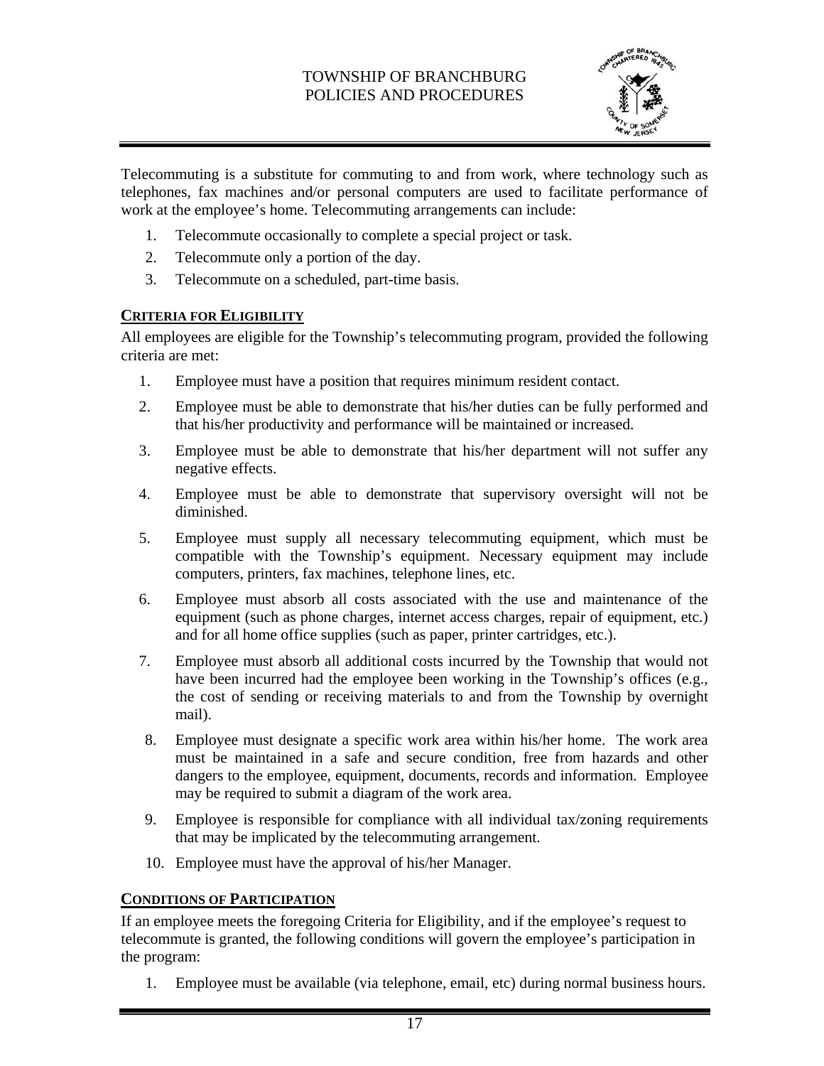Telecommuting is a substitute for commuting to and from work, where technology such as telephones, fax machines and/or personal computers are used to facilitate performance of work at the employee's home. Telecommuting arrangements can include:

1. Telecommute occasionally to complete a special project or task.
2. Telecommute only a portion of the day.
3. Telecommute on a scheduled, part-time basis.

### CRITERIA FOR ELIGIBILITY

All employees are eligible for the Township's telecommuting program, provided the following criteria are met:

1. Employee must have a position that requires minimum resident contact.
2. Employee must be able to demonstrate that his/her duties can be fully performed and that his/her productivity and performance will be maintained or increased.
3. Employee must be able to demonstrate that his/her department will not suffer any negative effects.
4. Employee must be able to demonstrate that supervisory oversight will not be diminished.
5. Employee must supply all necessary telecommuting equipment, which must be compatible with the Township's equipment. Necessary equipment may include computers, printers, fax machines, telephone lines, etc.
6. Employee must absorb all costs associated with the use and maintenance of the equipment (such as phone charges, internet access charges, repair of equipment, etc.) and for all home office supplies (such as paper, printer cartridges, etc.).
7. Employee must absorb all additional costs incurred by the Township that would not have been incurred had the employee been working in the Township's offices (e.g., the cost of sending or receiving materials to and from the Township by overnight mail).
8. Employee must designate a specific work area within his/her home. The work area must be maintained in a safe and secure condition, free from hazards and other dangers to the employee, equipment, documents, records and information. Employee may be required to submit a diagram of the work area.
9. Employee is responsible for compliance with all individual tax/zoning requirements that may be implicated by the telecommuting arrangement.
10. Employee must have the approval of his/her Manager.

### CONDITIONS OF PARTICIPATION

If an employee meets the foregoing Criteria for Eligibility, and if the employee's request to telecommute is granted, the following conditions will govern the employee's participation in the program:

1. Employee must be available (via telephone, email, etc) during normal business hours.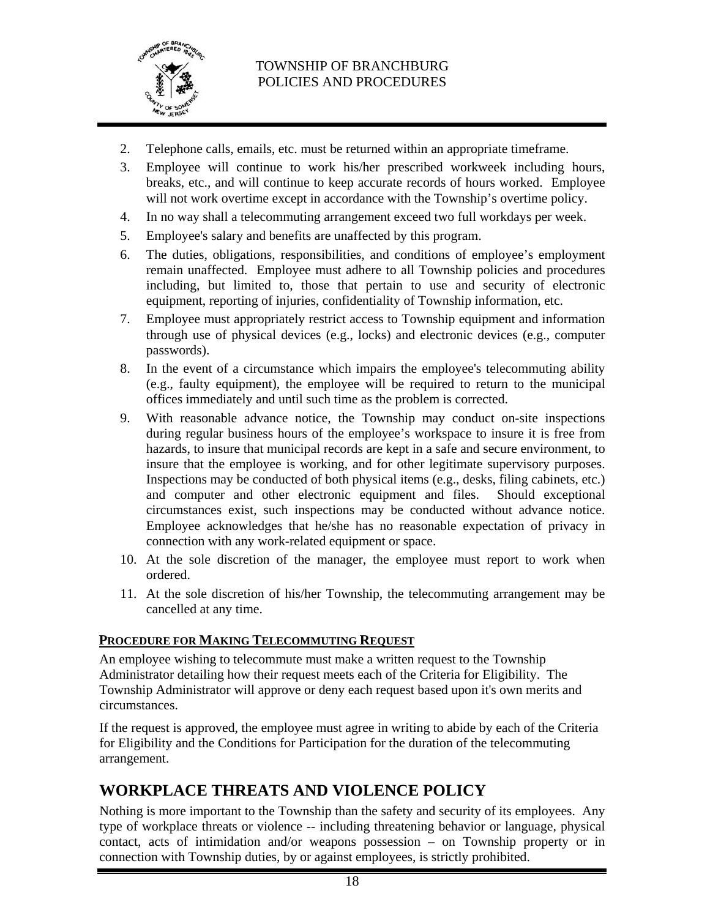2. Telephone calls, emails, etc. must be returned within an appropriate timeframe.
3. Employee will continue to work his/her prescribed workweek including hours, breaks, etc., and will continue to keep accurate records of hours worked. Employee will not work overtime except in accordance with the Township's overtime policy.
4. In no way shall a telecommuting arrangement exceed two full workdays per week.
5. Employee's salary and benefits are unaffected by this program.
6. The duties, obligations, responsibilities, and conditions of employee's employment remain unaffected. Employee must adhere to all Township policies and procedures including, but limited to, those that pertain to use and security of electronic equipment, reporting of injuries, confidentiality of Township information, etc.
7. Employee must appropriately restrict access to Township equipment and information through use of physical devices (e.g., locks) and electronic devices (e.g., computer passwords).
8. In the event of a circumstance which impairs the employee's telecommuting ability (e.g., faulty equipment), the employee will be required to return to the municipal offices immediately and until such time as the problem is corrected.
9. With reasonable advance notice, the Township may conduct on-site inspections during regular business hours of the employee's workspace to insure it is free from hazards, to insure that municipal records are kept in a safe and secure environment, to insure that the employee is working, and for other legitimate supervisory purposes. Inspections may be conducted of both physical items (e.g., desks, filing cabinets, etc.) and computer and other electronic equipment and files. Should exceptional circumstances exist, such inspections may be conducted without advance notice. Employee acknowledges that he/she has no reasonable expectation of privacy in connection with any work-related equipment or space.
10. At the sole discretion of the manager, the employee must report to work when ordered.
11. At the sole discretion of his/her Township, the telecommuting arrangement may be cancelled at any time.

**PROCEDURE FOR MAKING TELECOMMUTING REQUEST**

An employee wishing to telecommute must make a written request to the Township Administrator detailing how their request meets each of the Criteria for Eligibility. The Township Administrator will approve or deny each request based upon it's own merits and circumstances.

If the request is approved, the employee must agree in writing to abide by each of the Criteria for Eligibility and the Conditions for Participation for the duration of the telecommuting arrangement.

## WORKPLACE THREATS AND VIOLENCE POLICY

Nothing is more important to the Township than the safety and security of its employees. Any type of workplace threats or violence -- including threatening behavior or language, physical contact, acts of intimidation and/or weapons possession – on Township property or in connection with Township duties, by or against employees, is strictly prohibited.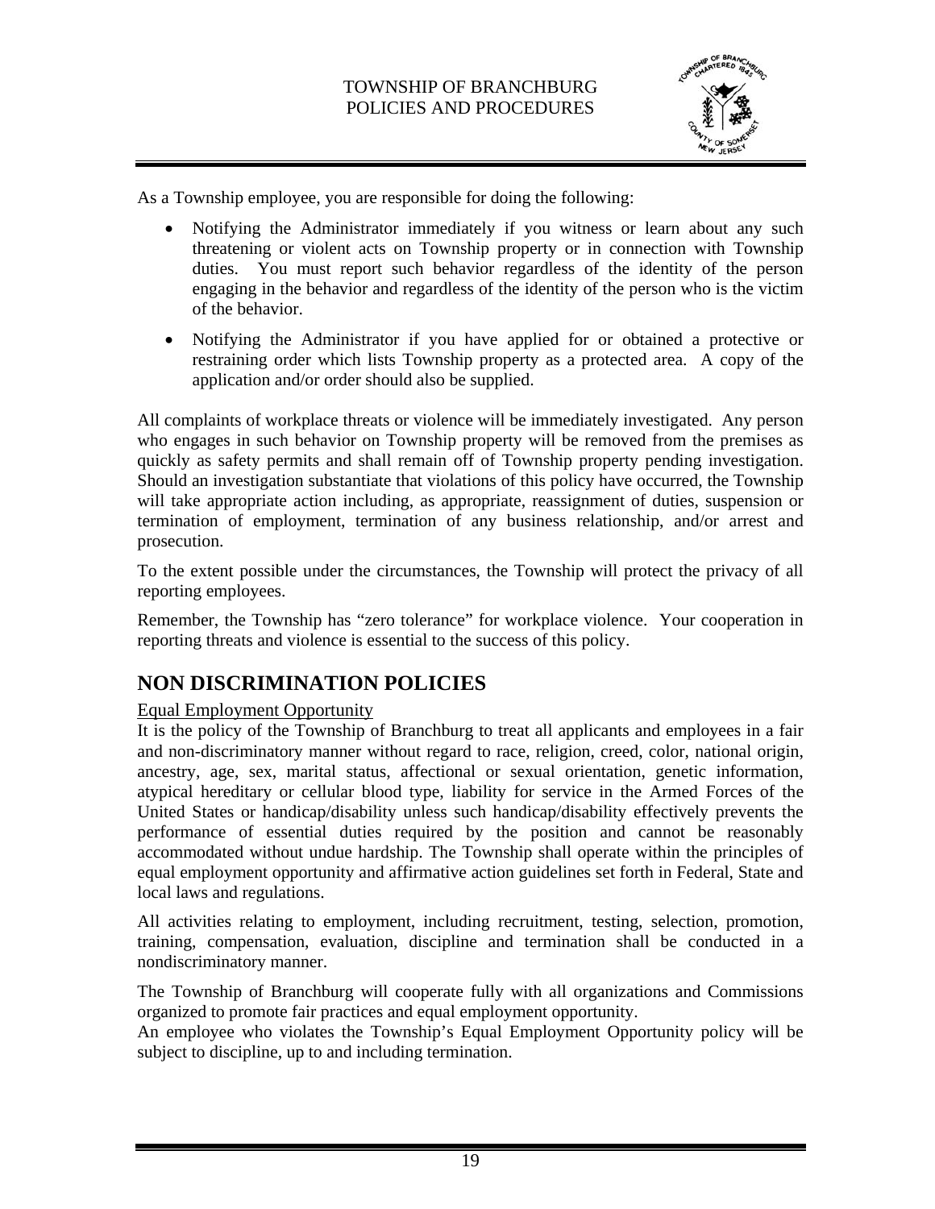As a Township employee, you are responsible for doing the following:

- Notifying the Administrator immediately if you witness or learn about any such threatening or violent acts on Township property or in connection with Township duties. You must report such behavior regardless of the identity of the person engaging in the behavior and regardless of the identity of the person who is the victim of the behavior.
- Notifying the Administrator if you have applied for or obtained a protective or restraining order which lists Township property as a protected area. A copy of the application and/or order should also be supplied.

All complaints of workplace threats or violence will be immediately investigated. Any person who engages in such behavior on Township property will be removed from the premises as quickly as safety permits and shall remain off of Township property pending investigation. Should an investigation substantiate that violations of this policy have occurred, the Township will take appropriate action including, as appropriate, reassignment of duties, suspension or termination of employment, termination of any business relationship, and/or arrest and prosecution.

To the extent possible under the circumstances, the Township will protect the privacy of all reporting employees.

Remember, the Township has "zero tolerance" for workplace violence. Your cooperation in reporting threats and violence is essential to the success of this policy.

## NON DISCRIMINATION POLICIES

Equal Employment Opportunity

It is the policy of the Township of Branchburg to treat all applicants and employees in a fair and non-discriminatory manner without regard to race, religion, creed, color, national origin, ancestry, age, sex, marital status, affectional or sexual orientation, genetic information, atypical hereditary or cellular blood type, liability for service in the Armed Forces of the United States or handicap/disability unless such handicap/disability effectively prevents the performance of essential duties required by the position and cannot be reasonably accommodated without undue hardship. The Township shall operate within the principles of equal employment opportunity and affirmative action guidelines set forth in Federal, State and local laws and regulations.

All activities relating to employment, including recruitment, testing, selection, promotion, training, compensation, evaluation, discipline and termination shall be conducted in a nondiscriminatory manner.

The Township of Branchburg will cooperate fully with all organizations and Commissions organized to promote fair practices and equal employment opportunity.

An employee who violates the Township's Equal Employment Opportunity policy will be subject to discipline, up to and including termination.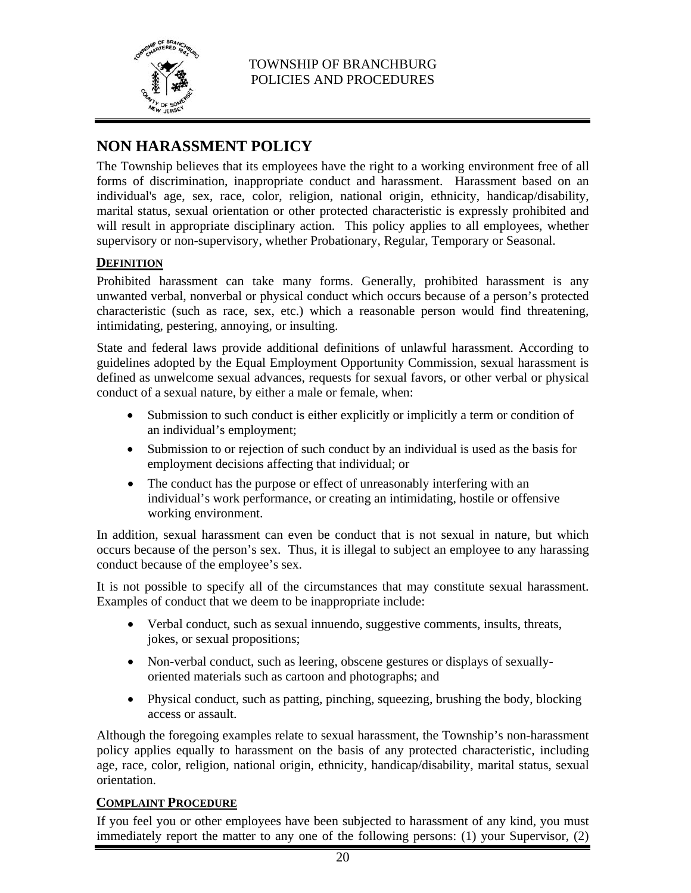## NON HARASSMENT POLICY

The Township believes that its employees have the right to a working environment free of all forms of discrimination, inappropriate conduct and harassment. Harassment based on an individual's age, sex, race, color, religion, national origin, ethnicity, handicap/disability, marital status, sexual orientation or other protected characteristic is expressly prohibited and will result in appropriate disciplinary action. This policy applies to all employees, whether supervisory or non-supervisory, whether Probationary, Regular, Temporary or Seasonal.

### DEFINITION

Prohibited harassment can take many forms. Generally, prohibited harassment is any unwanted verbal, nonverbal or physical conduct which occurs because of a person's protected characteristic (such as race, sex, etc.) which a reasonable person would find threatening, intimidating, pestering, annoying, or insulting.

State and federal laws provide additional definitions of unlawful harassment. According to guidelines adopted by the Equal Employment Opportunity Commission, sexual harassment is defined as unwelcome sexual advances, requests for sexual favors, or other verbal or physical conduct of a sexual nature, by either a male or female, when:

- Submission to such conduct is either explicitly or implicitly a term or condition of an individual's employment;
- Submission to or rejection of such conduct by an individual is used as the basis for employment decisions affecting that individual; or
- The conduct has the purpose or effect of unreasonably interfering with an individual's work performance, or creating an intimidating, hostile or offensive working environment.

In addition, sexual harassment can even be conduct that is not sexual in nature, but which occurs because of the person's sex. Thus, it is illegal to subject an employee to any harassing conduct because of the employee's sex.

It is not possible to specify all of the circumstances that may constitute sexual harassment. Examples of conduct that we deem to be inappropriate include:

- Verbal conduct, such as sexual innuendo, suggestive comments, insults, threats, jokes, or sexual propositions;
- Non-verbal conduct, such as leering, obscene gestures or displays of sexually-oriented materials such as cartoon and photographs; and
- Physical conduct, such as patting, pinching, squeezing, brushing the body, blocking access or assault.

Although the foregoing examples relate to sexual harassment, the Township's non-harassment policy applies equally to harassment on the basis of any protected characteristic, including age, race, color, religion, national origin, ethnicity, handicap/disability, marital status, sexual orientation.

### COMPLAINT PROCEDURE

If you feel you or other employees have been subjected to harassment of any kind, you must immediately report the matter to any one of the following persons: (1) your Supervisor, (2)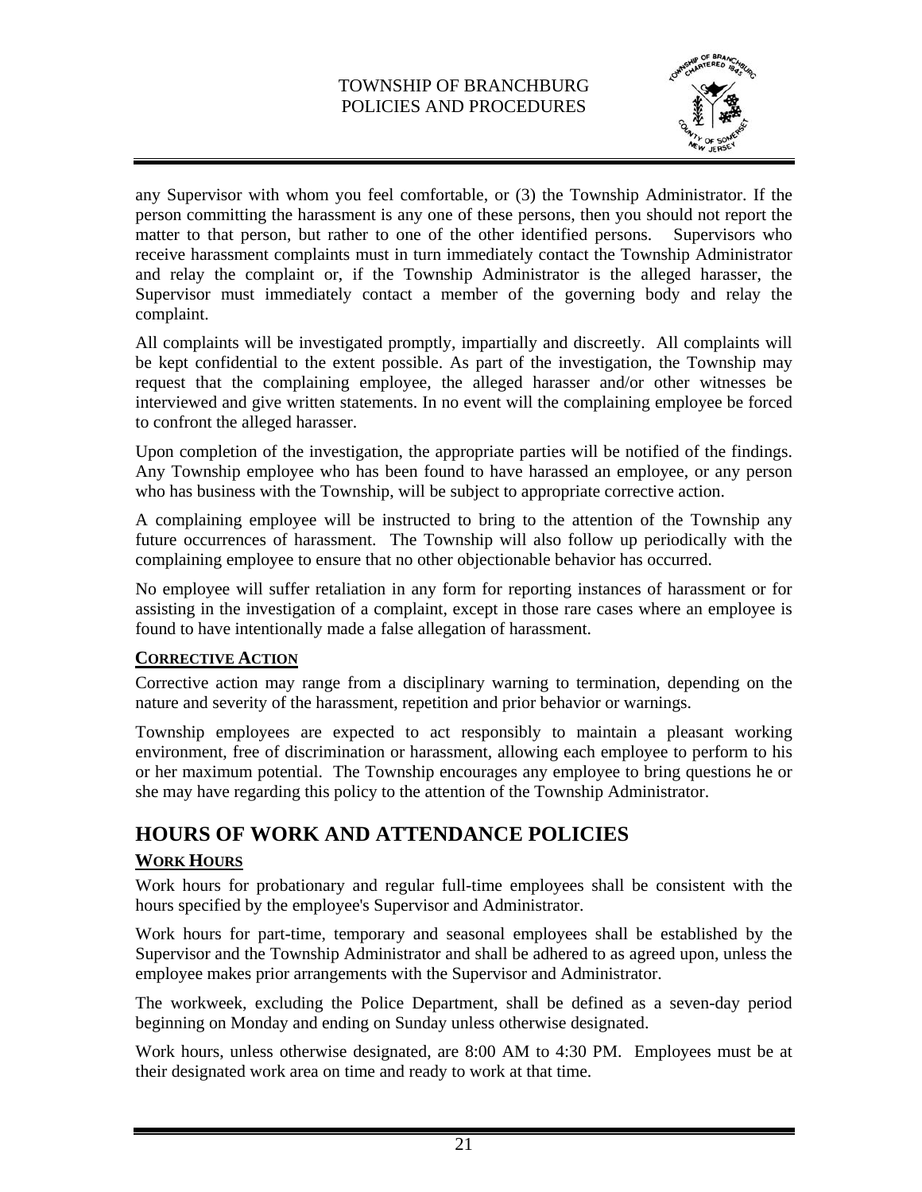any Supervisor with whom you feel comfortable, or (3) the Township Administrator. If the person committing the harassment is any one of these persons, then you should not report the matter to that person, but rather to one of the other identified persons. Supervisors who receive harassment complaints must in turn immediately contact the Township Administrator and relay the complaint or, if the Township Administrator is the alleged harasser, the Supervisor must immediately contact a member of the governing body and relay the complaint.

All complaints will be investigated promptly, impartially and discreetly. All complaints will be kept confidential to the extent possible. As part of the investigation, the Township may request that the complaining employee, the alleged harasser and/or other witnesses be interviewed and give written statements. In no event will the complaining employee be forced to confront the alleged harasser.

Upon completion of the investigation, the appropriate parties will be notified of the findings. Any Township employee who has been found to have harassed an employee, or any person who has business with the Township, will be subject to appropriate corrective action.

A complaining employee will be instructed to bring to the attention of the Township any future occurrences of harassment. The Township will also follow up periodically with the complaining employee to ensure that no other objectionable behavior has occurred.

No employee will suffer retaliation in any form for reporting instances of harassment or for assisting in the investigation of a complaint, except in those rare cases where an employee is found to have intentionally made a false allegation of harassment.

### CORRECTIVE ACTION

Corrective action may range from a disciplinary warning to termination, depending on the nature and severity of the harassment, repetition and prior behavior or warnings.

Township employees are expected to act responsibly to maintain a pleasant working environment, free of discrimination or harassment, allowing each employee to perform to his or her maximum potential. The Township encourages any employee to bring questions he or she may have regarding this policy to the attention of the Township Administrator.

## HOURS OF WORK AND ATTENDANCE POLICIES

### WORK HOURS

Work hours for probationary and regular full-time employees shall be consistent with the hours specified by the employee's Supervisor and Administrator.

Work hours for part-time, temporary and seasonal employees shall be established by the Supervisor and the Township Administrator and shall be adhered to as agreed upon, unless the employee makes prior arrangements with the Supervisor and Administrator.

The workweek, excluding the Police Department, shall be defined as a seven-day period beginning on Monday and ending on Sunday unless otherwise designated.

Work hours, unless otherwise designated, are 8:00 AM to 4:30 PM. Employees must be at their designated work area on time and ready to work at that time.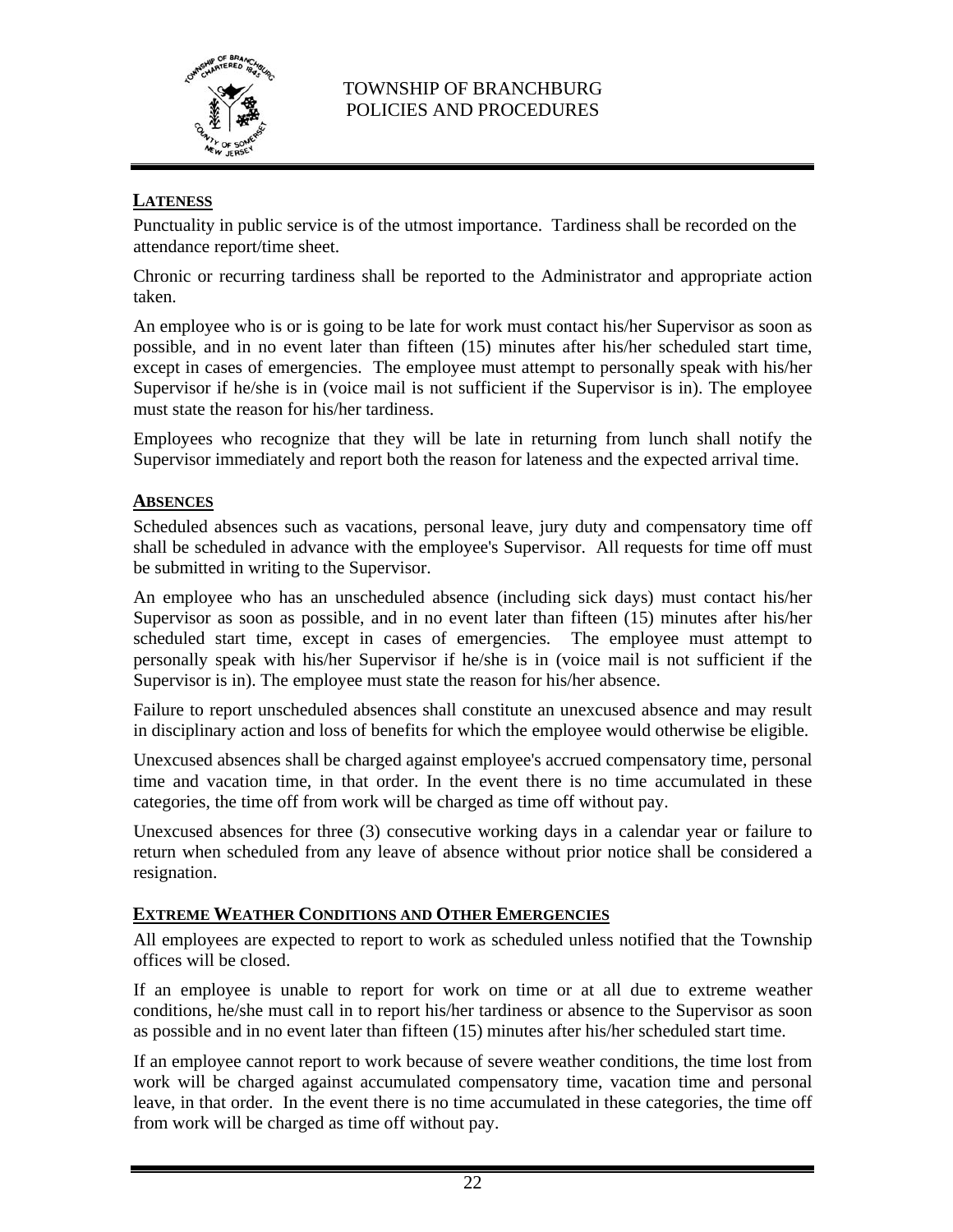## LATENESS

Punctuality in public service is of the utmost importance. Tardiness shall be recorded on the attendance report/time sheet.

Chronic or recurring tardiness shall be reported to the Administrator and appropriate action taken.

An employee who is or is going to be late for work must contact his/her Supervisor as soon as possible, and in no event later than fifteen (15) minutes after his/her scheduled start time, except in cases of emergencies. The employee must attempt to personally speak with his/her Supervisor if he/she is in (voice mail is not sufficient if the Supervisor is in). The employee must state the reason for his/her tardiness.

Employees who recognize that they will be late in returning from lunch shall notify the Supervisor immediately and report both the reason for lateness and the expected arrival time.

## ABSENCES

Scheduled absences such as vacations, personal leave, jury duty and compensatory time off shall be scheduled in advance with the employee's Supervisor. All requests for time off must be submitted in writing to the Supervisor.

An employee who has an unscheduled absence (including sick days) must contact his/her Supervisor as soon as possible, and in no event later than fifteen (15) minutes after his/her scheduled start time, except in cases of emergencies. The employee must attempt to personally speak with his/her Supervisor if he/she is in (voice mail is not sufficient if the Supervisor is in). The employee must state the reason for his/her absence.

Failure to report unscheduled absences shall constitute an unexcused absence and may result in disciplinary action and loss of benefits for which the employee would otherwise be eligible.

Unexcused absences shall be charged against employee's accrued compensatory time, personal time and vacation time, in that order. In the event there is no time accumulated in these categories, the time off from work will be charged as time off without pay.

Unexcused absences for three (3) consecutive working days in a calendar year or failure to return when scheduled from any leave of absence without prior notice shall be considered a resignation.

## EXTREME WEATHER CONDITIONS AND OTHER EMERGENCIES

All employees are expected to report to work as scheduled unless notified that the Township offices will be closed.

If an employee is unable to report for work on time or at all due to extreme weather conditions, he/she must call in to report his/her tardiness or absence to the Supervisor as soon as possible and in no event later than fifteen (15) minutes after his/her scheduled start time.

If an employee cannot report to work because of severe weather conditions, the time lost from work will be charged against accumulated compensatory time, vacation time and personal leave, in that order. In the event there is no time accumulated in these categories, the time off from work will be charged as time off without pay.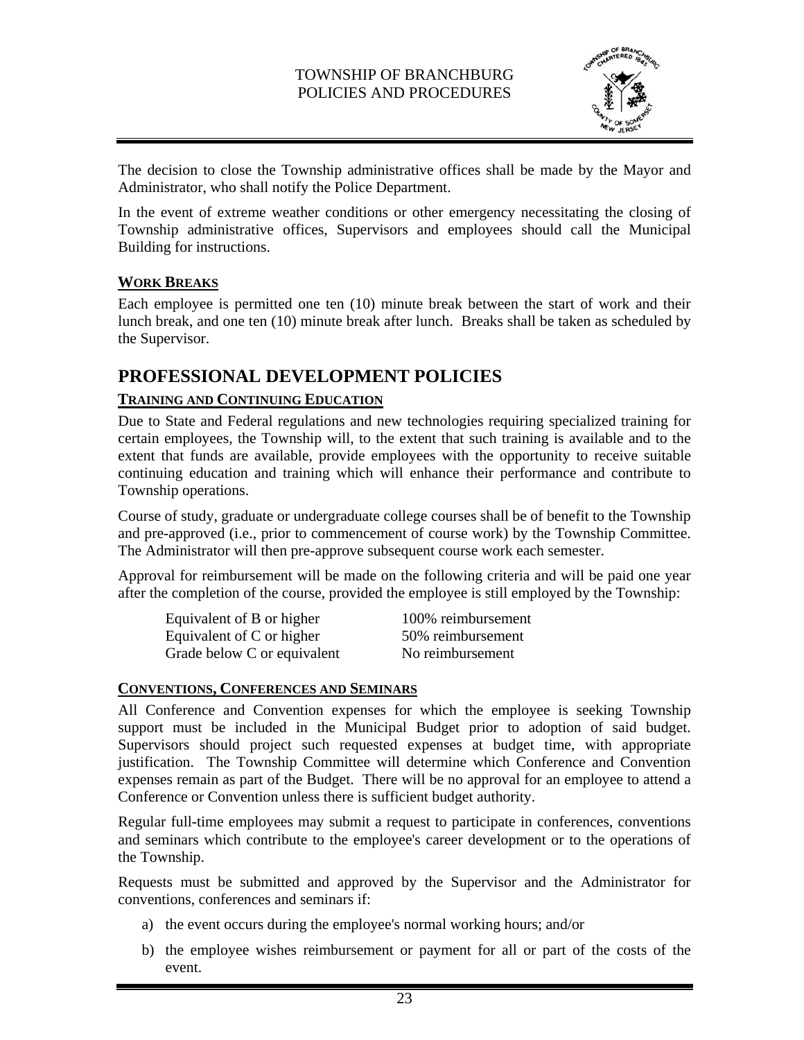The decision to close the Township administrative offices shall be made by the Mayor and Administrator, who shall notify the Police Department.

In the event of extreme weather conditions or other emergency necessitating the closing of Township administrative offices, Supervisors and employees should call the Municipal Building for instructions.

### WORK BREAKS

Each employee is permitted one ten (10) minute break between the start of work and their lunch break, and one ten (10) minute break after lunch. Breaks shall be taken as scheduled by the Supervisor.

## PROFESSIONAL DEVELOPMENT POLICIES

### TRAINING AND CONTINUING EDUCATION

Due to State and Federal regulations and new technologies requiring specialized training for certain employees, the Township will, to the extent that such training is available and to the extent that funds are available, provide employees with the opportunity to receive suitable continuing education and training which will enhance their performance and contribute to Township operations.

Course of study, graduate or undergraduate college courses shall be of benefit to the Township and pre-approved (i.e., prior to commencement of course work) by the Township Committee. The Administrator will then pre-approve subsequent course work each semester.

Approval for reimbursement will be made on the following criteria and will be paid one year after the completion of the course, provided the employee is still employed by the Township:

| | |
|---|---|
| Equivalent of B or higher | 100% reimbursement |
| Equivalent of C or higher | 50% reimbursement |
| Grade below C or equivalent | No reimbursement |

### CONVENTIONS, CONFERENCES AND SEMINARS

All Conference and Convention expenses for which the employee is seeking Township support must be included in the Municipal Budget prior to adoption of said budget. Supervisors should project such requested expenses at budget time, with appropriate justification. The Township Committee will determine which Conference and Convention expenses remain as part of the Budget. There will be no approval for an employee to attend a Conference or Convention unless there is sufficient budget authority.

Regular full-time employees may submit a request to participate in conferences, conventions and seminars which contribute to the employee's career development or to the operations of the Township.

Requests must be submitted and approved by the Supervisor and the Administrator for conventions, conferences and seminars if:

a) the event occurs during the employee's normal working hours; and/or

b) the employee wishes reimbursement or payment for all or part of the costs of the event.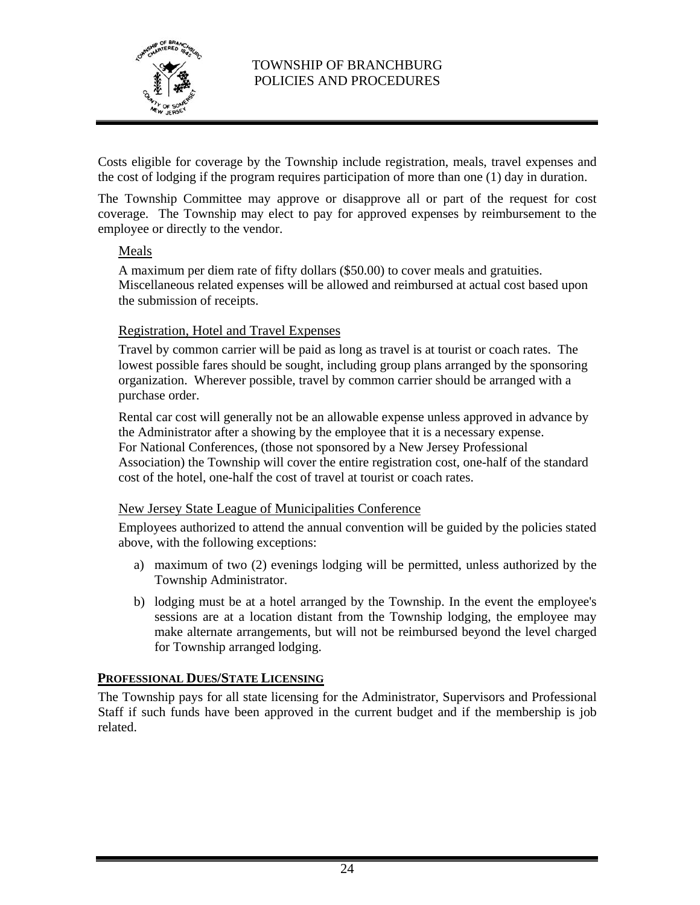Costs eligible for coverage by the Township include registration, meals, travel expenses and the cost of lodging if the program requires participation of more than one (1) day in duration.

The Township Committee may approve or disapprove all or part of the request for cost coverage. The Township may elect to pay for approved expenses by reimbursement to the employee or directly to the vendor.

Meals

A maximum per diem rate of fifty dollars ($50.00) to cover meals and gratuities. Miscellaneous related expenses will be allowed and reimbursed at actual cost based upon the submission of receipts.

Registration, Hotel and Travel Expenses

Travel by common carrier will be paid as long as travel is at tourist or coach rates. The lowest possible fares should be sought, including group plans arranged by the sponsoring organization. Wherever possible, travel by common carrier should be arranged with a purchase order.

Rental car cost will generally not be an allowable expense unless approved in advance by the Administrator after a showing by the employee that it is a necessary expense. For National Conferences, (those not sponsored by a New Jersey Professional Association) the Township will cover the entire registration cost, one-half of the standard cost of the hotel, one-half the cost of travel at tourist or coach rates.

New Jersey State League of Municipalities Conference

Employees authorized to attend the annual convention will be guided by the policies stated above, with the following exceptions:

a) maximum of two (2) evenings lodging will be permitted, unless authorized by the Township Administrator.

b) lodging must be at a hotel arranged by the Township. In the event the employee's sessions are at a location distant from the Township lodging, the employee may make alternate arrangements, but will not be reimbursed beyond the level charged for Township arranged lodging.

**PROFESSIONAL DUES/STATE LICENSING**

The Township pays for all state licensing for the Administrator, Supervisors and Professional Staff if such funds have been approved in the current budget and if the membership is job related.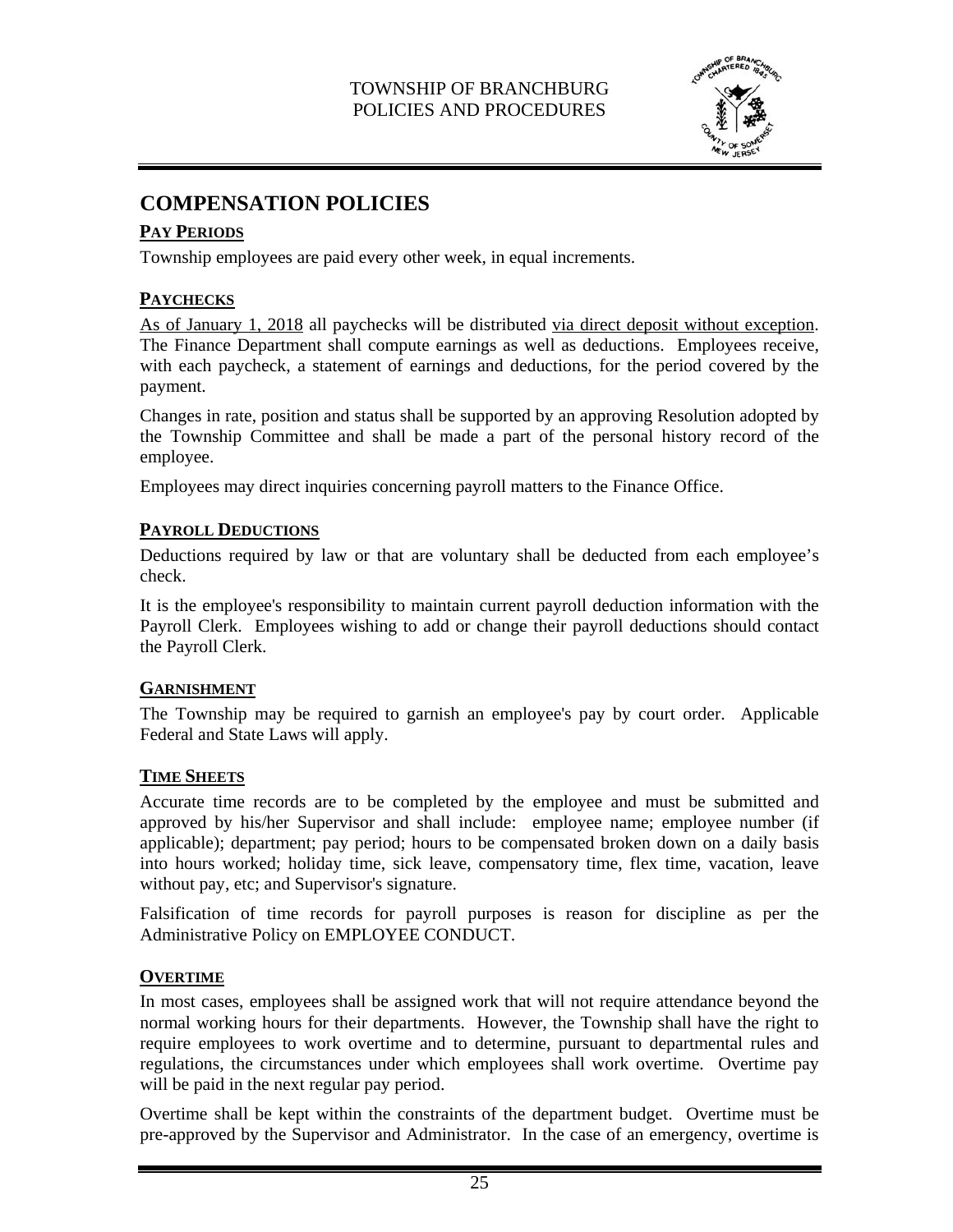# COMPENSATION POLICIES

## PAY PERIODS

Township employees are paid every other week, in equal increments.

## PAYCHECKS

As of January 1, 2018 all paychecks will be distributed via direct deposit without exception. The Finance Department shall compute earnings as well as deductions. Employees receive, with each paycheck, a statement of earnings and deductions, for the period covered by the payment.

Changes in rate, position and status shall be supported by an approving Resolution adopted by the Township Committee and shall be made a part of the personal history record of the employee.

Employees may direct inquiries concerning payroll matters to the Finance Office.

## PAYROLL DEDUCTIONS

Deductions required by law or that are voluntary shall be deducted from each employee's check.

It is the employee's responsibility to maintain current payroll deduction information with the Payroll Clerk. Employees wishing to add or change their payroll deductions should contact the Payroll Clerk.

## GARNISHMENT

The Township may be required to garnish an employee's pay by court order. Applicable Federal and State Laws will apply.

## TIME SHEETS

Accurate time records are to be completed by the employee and must be submitted and approved by his/her Supervisor and shall include: employee name; employee number (if applicable); department; pay period; hours to be compensated broken down on a daily basis into hours worked; holiday time, sick leave, compensatory time, flex time, vacation, leave without pay, etc; and Supervisor's signature.

Falsification of time records for payroll purposes is reason for discipline as per the Administrative Policy on EMPLOYEE CONDUCT.

## OVERTIME

In most cases, employees shall be assigned work that will not require attendance beyond the normal working hours for their departments. However, the Township shall have the right to require employees to work overtime and to determine, pursuant to departmental rules and regulations, the circumstances under which employees shall work overtime. Overtime pay will be paid in the next regular pay period.

Overtime shall be kept within the constraints of the department budget. Overtime must be pre-approved by the Supervisor and Administrator. In the case of an emergency, overtime is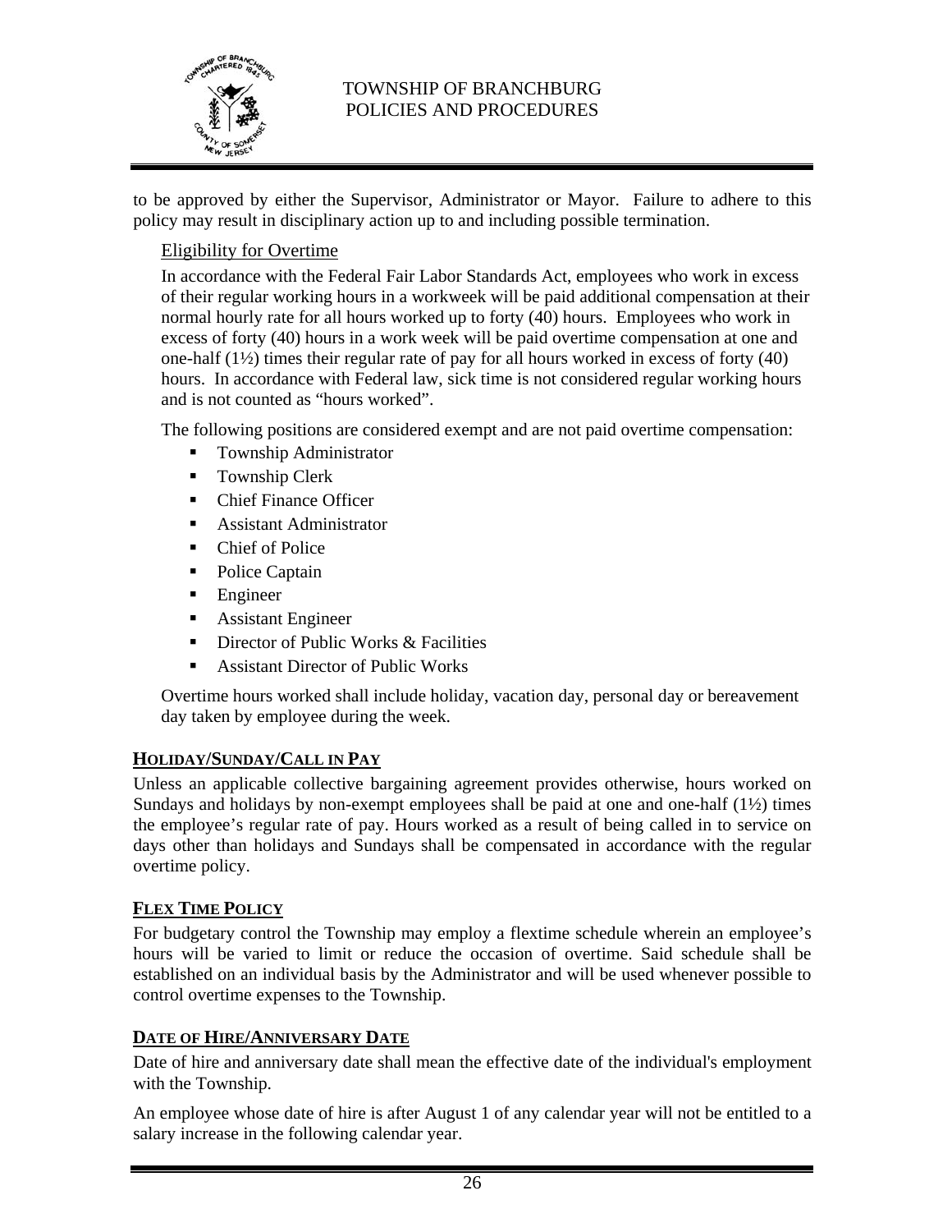to be approved by either the Supervisor, Administrator or Mayor. Failure to adhere to this policy may result in disciplinary action up to and including possible termination.

Eligibility for Overtime

In accordance with the Federal Fair Labor Standards Act, employees who work in excess of their regular working hours in a workweek will be paid additional compensation at their normal hourly rate for all hours worked up to forty (40) hours. Employees who work in excess of forty (40) hours in a work week will be paid overtime compensation at one and one-half (1½) times their regular rate of pay for all hours worked in excess of forty (40) hours. In accordance with Federal law, sick time is not considered regular working hours and is not counted as "hours worked".

The following positions are considered exempt and are not paid overtime compensation:

- Township Administrator
- Township Clerk
- Chief Finance Officer
- Assistant Administrator
- Chief of Police
- Police Captain
- Engineer
- Assistant Engineer
- Director of Public Works & Facilities
- Assistant Director of Public Works

Overtime hours worked shall include holiday, vacation day, personal day or bereavement day taken by employee during the week.

## HOLIDAY/SUNDAY/CALL IN PAY

Unless an applicable collective bargaining agreement provides otherwise, hours worked on Sundays and holidays by non-exempt employees shall be paid at one and one-half (1½) times the employee's regular rate of pay. Hours worked as a result of being called in to service on days other than holidays and Sundays shall be compensated in accordance with the regular overtime policy.

## FLEX TIME POLICY

For budgetary control the Township may employ a flextime schedule wherein an employee's hours will be varied to limit or reduce the occasion of overtime. Said schedule shall be established on an individual basis by the Administrator and will be used whenever possible to control overtime expenses to the Township.

## DATE OF HIRE/ANNIVERSARY DATE

Date of hire and anniversary date shall mean the effective date of the individual's employment with the Township.

An employee whose date of hire is after August 1 of any calendar year will not be entitled to a salary increase in the following calendar year.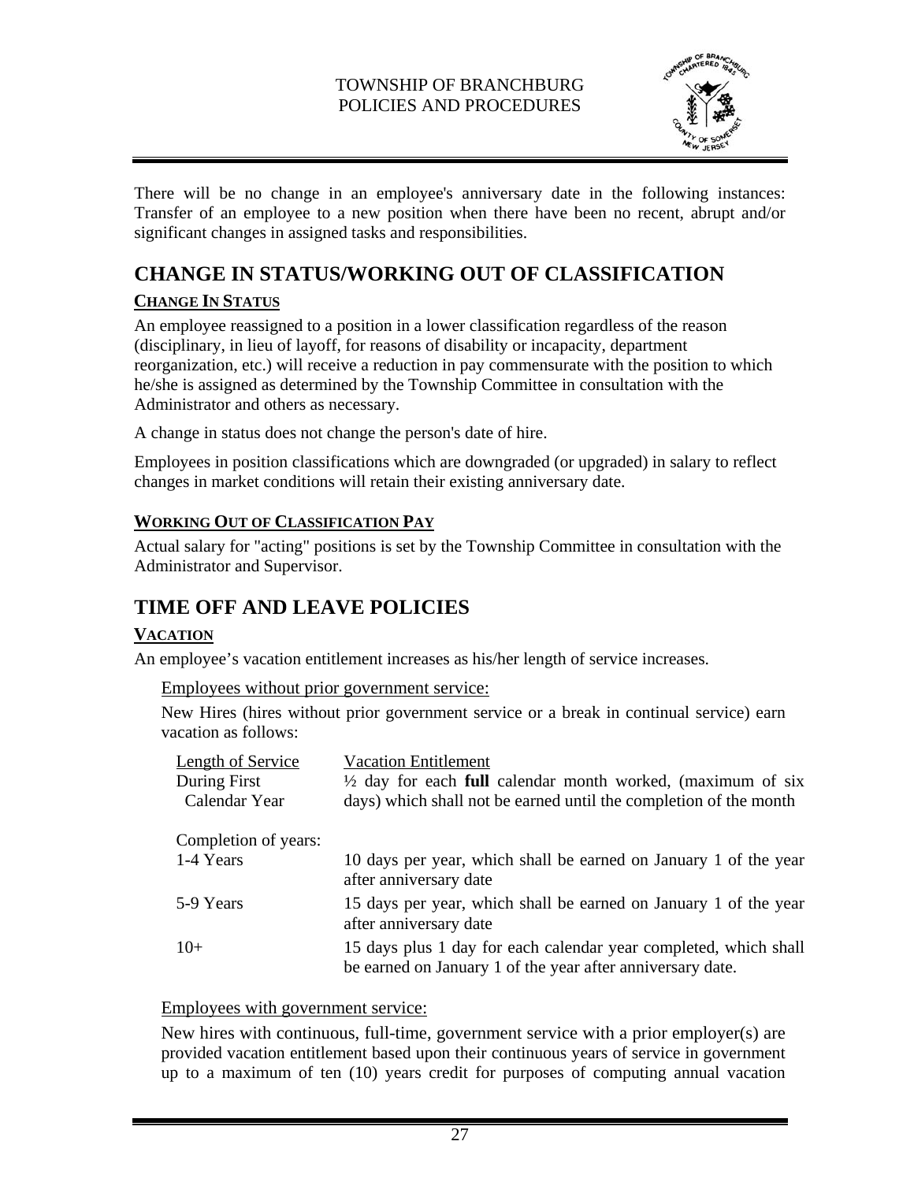There will be no change in an employee's anniversary date in the following instances: Transfer of an employee to a new position when there have been no recent, abrupt and/or significant changes in assigned tasks and responsibilities.

## CHANGE IN STATUS/WORKING OUT OF CLASSIFICATION

### CHANGE IN STATUS

An employee reassigned to a position in a lower classification regardless of the reason (disciplinary, in lieu of layoff, for reasons of disability or incapacity, department reorganization, etc.) will receive a reduction in pay commensurate with the position to which he/she is assigned as determined by the Township Committee in consultation with the Administrator and others as necessary.

A change in status does not change the person's date of hire.

Employees in position classifications which are downgraded (or upgraded) in salary to reflect changes in market conditions will retain their existing anniversary date.

### WORKING OUT OF CLASSIFICATION PAY

Actual salary for "acting" positions is set by the Township Committee in consultation with the Administrator and Supervisor.

## TIME OFF AND LEAVE POLICIES

### VACATION

An employee's vacation entitlement increases as his/her length of service increases.

Employees without prior government service:

New Hires (hires without prior government service or a break in continual service) earn vacation as follows:

| Length of Service | Vacation Entitlement |
|---|---|
| During First Calendar Year | ½ day for each **full** calendar month worked, (maximum of six days) which shall not be earned until the completion of the month |
| Completion of years: | |
| 1-4 Years | 10 days per year, which shall be earned on January 1 of the year after anniversary date |
| 5-9 Years | 15 days per year, which shall be earned on January 1 of the year after anniversary date |
| 10+ | 15 days plus 1 day for each calendar year completed, which shall be earned on January 1 of the year after anniversary date. |

Employees with government service:

New hires with continuous, full-time, government service with a prior employer(s) are provided vacation entitlement based upon their continuous years of service in government up to a maximum of ten (10) years credit for purposes of computing annual vacation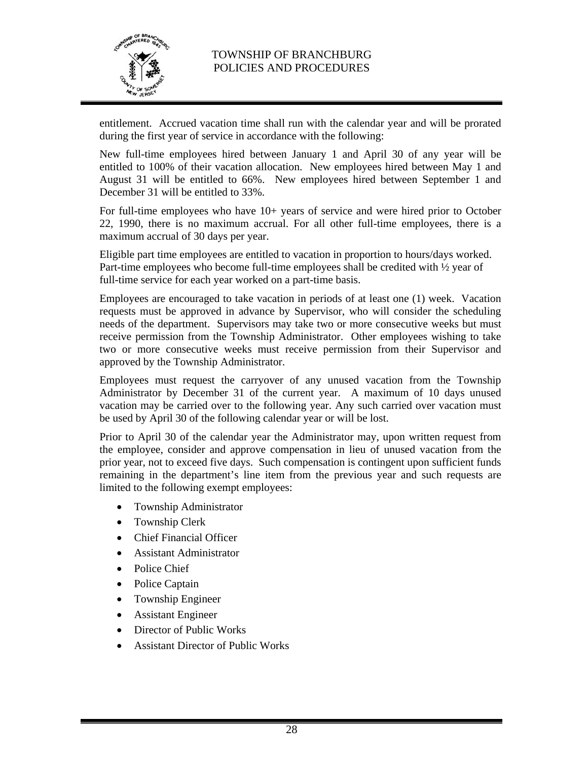entitlement. Accrued vacation time shall run with the calendar year and will be prorated during the first year of service in accordance with the following:

New full-time employees hired between January 1 and April 30 of any year will be entitled to 100% of their vacation allocation. New employees hired between May 1 and August 31 will be entitled to 66%. New employees hired between September 1 and December 31 will be entitled to 33%.

For full-time employees who have 10+ years of service and were hired prior to October 22, 1990, there is no maximum accrual. For all other full-time employees, there is a maximum accrual of 30 days per year.

Eligible part time employees are entitled to vacation in proportion to hours/days worked. Part-time employees who become full-time employees shall be credited with ½ year of full-time service for each year worked on a part-time basis.

Employees are encouraged to take vacation in periods of at least one (1) week. Vacation requests must be approved in advance by Supervisor, who will consider the scheduling needs of the department. Supervisors may take two or more consecutive weeks but must receive permission from the Township Administrator. Other employees wishing to take two or more consecutive weeks must receive permission from their Supervisor and approved by the Township Administrator.

Employees must request the carryover of any unused vacation from the Township Administrator by December 31 of the current year. A maximum of 10 days unused vacation may be carried over to the following year. Any such carried over vacation must be used by April 30 of the following calendar year or will be lost.

Prior to April 30 of the calendar year the Administrator may, upon written request from the employee, consider and approve compensation in lieu of unused vacation from the prior year, not to exceed five days. Such compensation is contingent upon sufficient funds remaining in the department's line item from the previous year and such requests are limited to the following exempt employees:

- Township Administrator
- Township Clerk
- Chief Financial Officer
- Assistant Administrator
- Police Chief
- Police Captain
- Township Engineer
- Assistant Engineer
- Director of Public Works
- Assistant Director of Public Works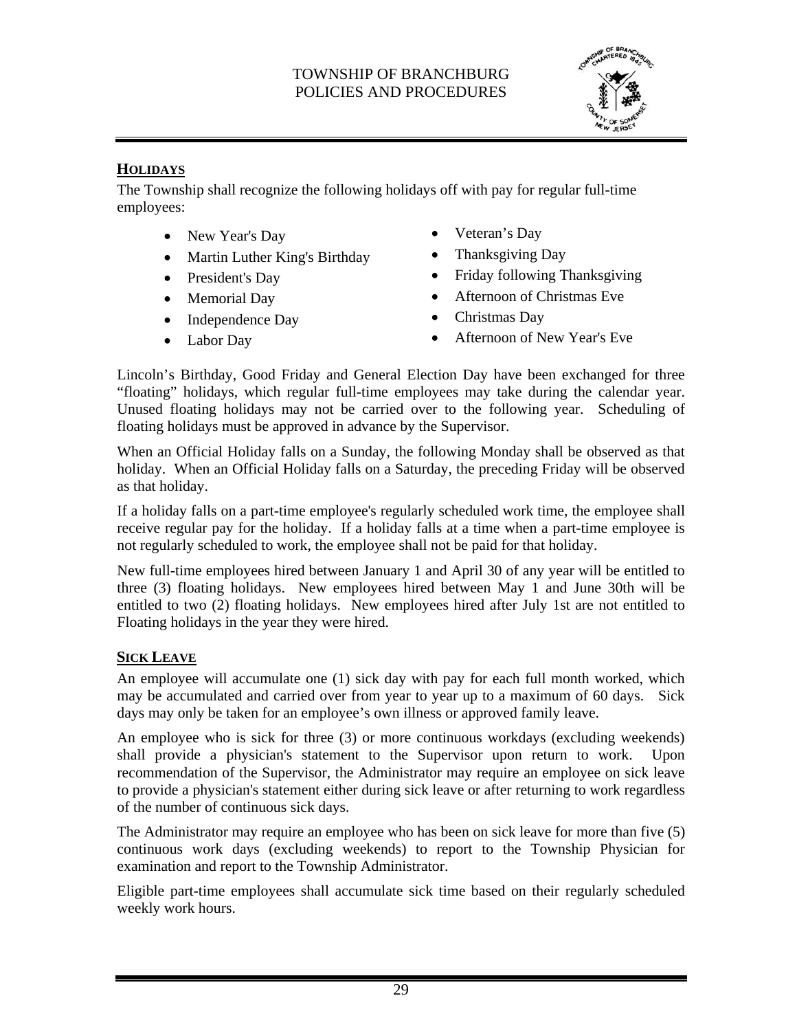## HOLIDAYS

The Township shall recognize the following holidays off with pay for regular full-time employees:

- New Year's Day
- Martin Luther King's Birthday
- President's Day
- Memorial Day
- Independence Day
- Labor Day
- Veteran's Day
- Thanksgiving Day
- Friday following Thanksgiving
- Afternoon of Christmas Eve
- Christmas Day
- Afternoon of New Year's Eve

Lincoln's Birthday, Good Friday and General Election Day have been exchanged for three "floating" holidays, which regular full-time employees may take during the calendar year. Unused floating holidays may not be carried over to the following year. Scheduling of floating holidays must be approved in advance by the Supervisor.

When an Official Holiday falls on a Sunday, the following Monday shall be observed as that holiday. When an Official Holiday falls on a Saturday, the preceding Friday will be observed as that holiday.

If a holiday falls on a part-time employee's regularly scheduled work time, the employee shall receive regular pay for the holiday. If a holiday falls at a time when a part-time employee is not regularly scheduled to work, the employee shall not be paid for that holiday.

New full-time employees hired between January 1 and April 30 of any year will be entitled to three (3) floating holidays. New employees hired between May 1 and June 30th will be entitled to two (2) floating holidays. New employees hired after July 1st are not entitled to Floating holidays in the year they were hired.

## SICK LEAVE

An employee will accumulate one (1) sick day with pay for each full month worked, which may be accumulated and carried over from year to year up to a maximum of 60 days. Sick days may only be taken for an employee's own illness or approved family leave.

An employee who is sick for three (3) or more continuous workdays (excluding weekends) shall provide a physician's statement to the Supervisor upon return to work. Upon recommendation of the Supervisor, the Administrator may require an employee on sick leave to provide a physician's statement either during sick leave or after returning to work regardless of the number of continuous sick days.

The Administrator may require an employee who has been on sick leave for more than five (5) continuous work days (excluding weekends) to report to the Township Physician for examination and report to the Township Administrator.

Eligible part-time employees shall accumulate sick time based on their regularly scheduled weekly work hours.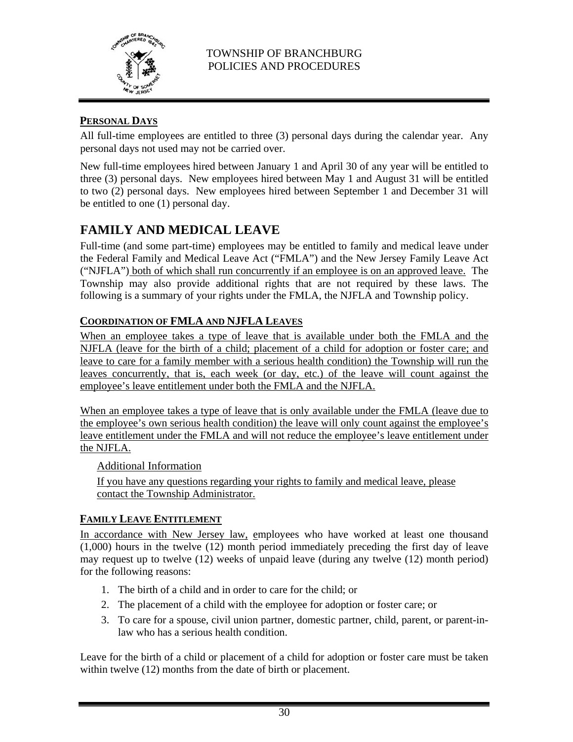#### PERSONAL DAYS

All full-time employees are entitled to three (3) personal days during the calendar year. Any personal days not used may not be carried over.

New full-time employees hired between January 1 and April 30 of any year will be entitled to three (3) personal days. New employees hired between May 1 and August 31 will be entitled to two (2) personal days. New employees hired between September 1 and December 31 will be entitled to one (1) personal day.

# FAMILY AND MEDICAL LEAVE

Full-time (and some part-time) employees may be entitled to family and medical leave under the Federal Family and Medical Leave Act ("FMLA") and the New Jersey Family Leave Act ("NJFLA") both of which shall run concurrently if an employee is on an approved leave. The Township may also provide additional rights that are not required by these laws. The following is a summary of your rights under the FMLA, the NJFLA and Township policy.

#### COORDINATION OF FMLA AND NJFLA LEAVES

When an employee takes a type of leave that is available under both the FMLA and the NJFLA (leave for the birth of a child; placement of a child for adoption or foster care; and leave to care for a family member with a serious health condition) the Township will run the leaves concurrently, that is, each week (or day, etc.) of the leave will count against the employee's leave entitlement under both the FMLA and the NJFLA.

When an employee takes a type of leave that is only available under the FMLA (leave due to the employee's own serious health condition) the leave will only count against the employee's leave entitlement under the FMLA and will not reduce the employee's leave entitlement under the NJFLA.

Additional Information

If you have any questions regarding your rights to family and medical leave, please contact the Township Administrator.

#### FAMILY LEAVE ENTITLEMENT

In accordance with New Jersey law, employees who have worked at least one thousand (1,000) hours in the twelve (12) month period immediately preceding the first day of leave may request up to twelve (12) weeks of unpaid leave (during any twelve (12) month period) for the following reasons:

1. The birth of a child and in order to care for the child; or
2. The placement of a child with the employee for adoption or foster care; or
3. To care for a spouse, civil union partner, domestic partner, child, parent, or parent-in-law who has a serious health condition.

Leave for the birth of a child or placement of a child for adoption or foster care must be taken within twelve (12) months from the date of birth or placement.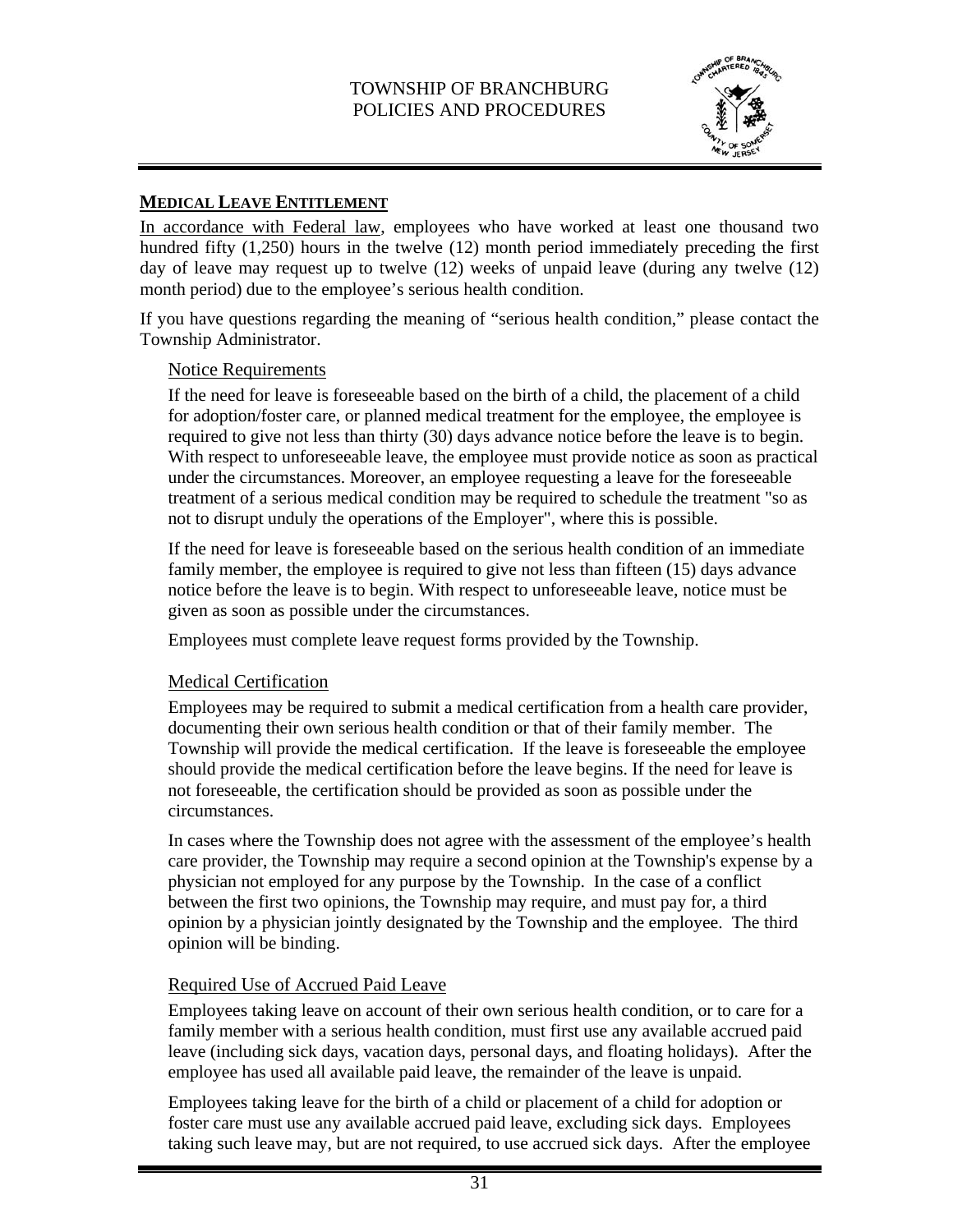## MEDICAL LEAVE ENTITLEMENT

In accordance with Federal law, employees who have worked at least one thousand two hundred fifty (1,250) hours in the twelve (12) month period immediately preceding the first day of leave may request up to twelve (12) weeks of unpaid leave (during any twelve (12) month period) due to the employee's serious health condition.

If you have questions regarding the meaning of "serious health condition," please contact the Township Administrator.

### Notice Requirements

If the need for leave is foreseeable based on the birth of a child, the placement of a child for adoption/foster care, or planned medical treatment for the employee, the employee is required to give not less than thirty (30) days advance notice before the leave is to begin. With respect to unforeseeable leave, the employee must provide notice as soon as practical under the circumstances. Moreover, an employee requesting a leave for the foreseeable treatment of a serious medical condition may be required to schedule the treatment "so as not to disrupt unduly the operations of the Employer", where this is possible.

If the need for leave is foreseeable based on the serious health condition of an immediate family member, the employee is required to give not less than fifteen (15) days advance notice before the leave is to begin. With respect to unforeseeable leave, notice must be given as soon as possible under the circumstances.

Employees must complete leave request forms provided by the Township.

### Medical Certification

Employees may be required to submit a medical certification from a health care provider, documenting their own serious health condition or that of their family member. The Township will provide the medical certification. If the leave is foreseeable the employee should provide the medical certification before the leave begins. If the need for leave is not foreseeable, the certification should be provided as soon as possible under the circumstances.

In cases where the Township does not agree with the assessment of the employee's health care provider, the Township may require a second opinion at the Township's expense by a physician not employed for any purpose by the Township. In the case of a conflict between the first two opinions, the Township may require, and must pay for, a third opinion by a physician jointly designated by the Township and the employee. The third opinion will be binding.

### Required Use of Accrued Paid Leave

Employees taking leave on account of their own serious health condition, or to care for a family member with a serious health condition, must first use any available accrued paid leave (including sick days, vacation days, personal days, and floating holidays). After the employee has used all available paid leave, the remainder of the leave is unpaid.

Employees taking leave for the birth of a child or placement of a child for adoption or foster care must use any available accrued paid leave, excluding sick days. Employees taking such leave may, but are not required, to use accrued sick days. After the employee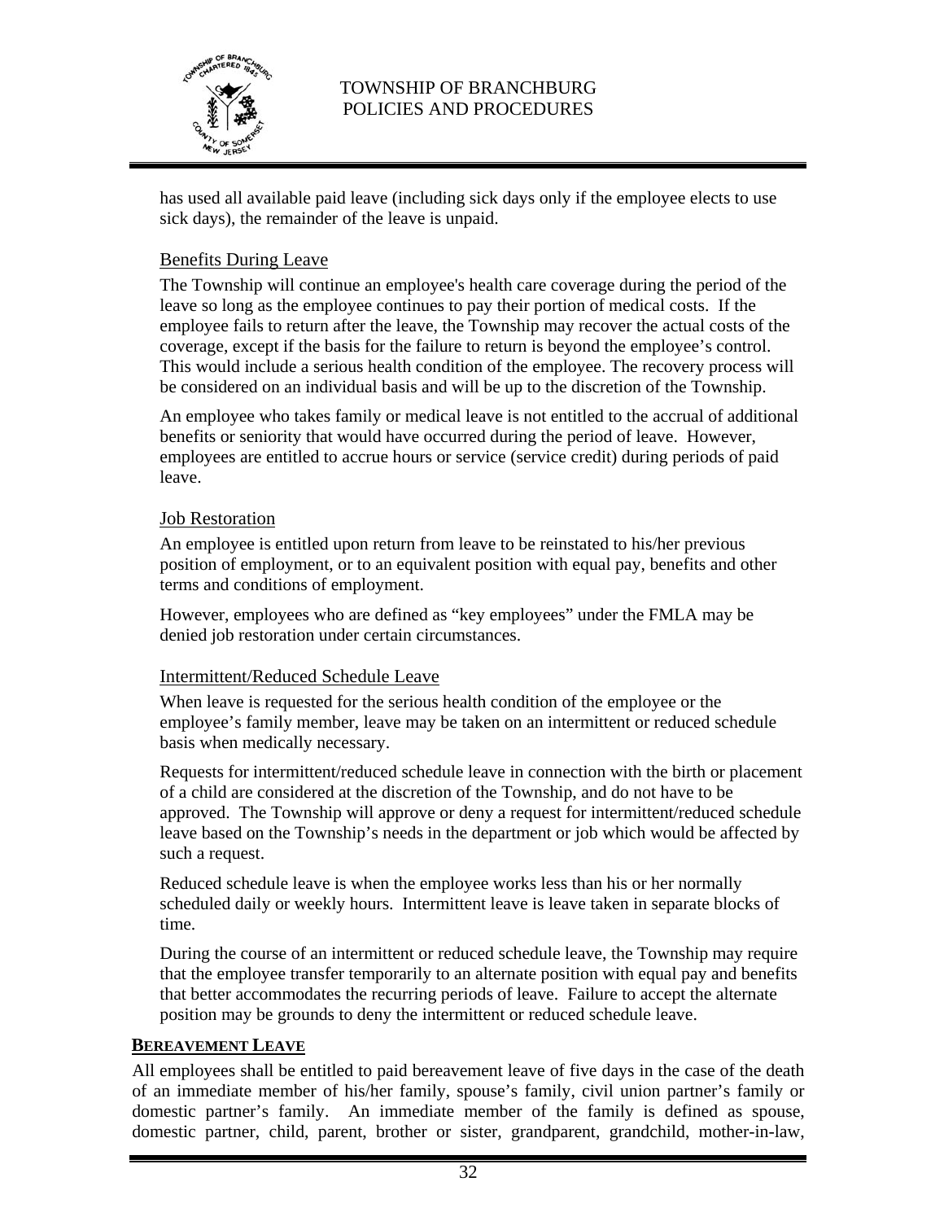has used all available paid leave (including sick days only if the employee elects to use sick days), the remainder of the leave is unpaid.

Benefits During Leave

The Township will continue an employee's health care coverage during the period of the leave so long as the employee continues to pay their portion of medical costs. If the employee fails to return after the leave, the Township may recover the actual costs of the coverage, except if the basis for the failure to return is beyond the employee's control. This would include a serious health condition of the employee. The recovery process will be considered on an individual basis and will be up to the discretion of the Township.

An employee who takes family or medical leave is not entitled to the accrual of additional benefits or seniority that would have occurred during the period of leave. However, employees are entitled to accrue hours or service (service credit) during periods of paid leave.

Job Restoration

An employee is entitled upon return from leave to be reinstated to his/her previous position of employment, or to an equivalent position with equal pay, benefits and other terms and conditions of employment.

However, employees who are defined as "key employees" under the FMLA may be denied job restoration under certain circumstances.

Intermittent/Reduced Schedule Leave

When leave is requested for the serious health condition of the employee or the employee's family member, leave may be taken on an intermittent or reduced schedule basis when medically necessary.

Requests for intermittent/reduced schedule leave in connection with the birth or placement of a child are considered at the discretion of the Township, and do not have to be approved. The Township will approve or deny a request for intermittent/reduced schedule leave based on the Township's needs in the department or job which would be affected by such a request.

Reduced schedule leave is when the employee works less than his or her normally scheduled daily or weekly hours. Intermittent leave is leave taken in separate blocks of time.

During the course of an intermittent or reduced schedule leave, the Township may require that the employee transfer temporarily to an alternate position with equal pay and benefits that better accommodates the recurring periods of leave. Failure to accept the alternate position may be grounds to deny the intermittent or reduced schedule leave.

**BEREAVEMENT LEAVE**

All employees shall be entitled to paid bereavement leave of five days in the case of the death of an immediate member of his/her family, spouse's family, civil union partner's family or domestic partner's family. An immediate member of the family is defined as spouse, domestic partner, child, parent, brother or sister, grandparent, grandchild, mother-in-law,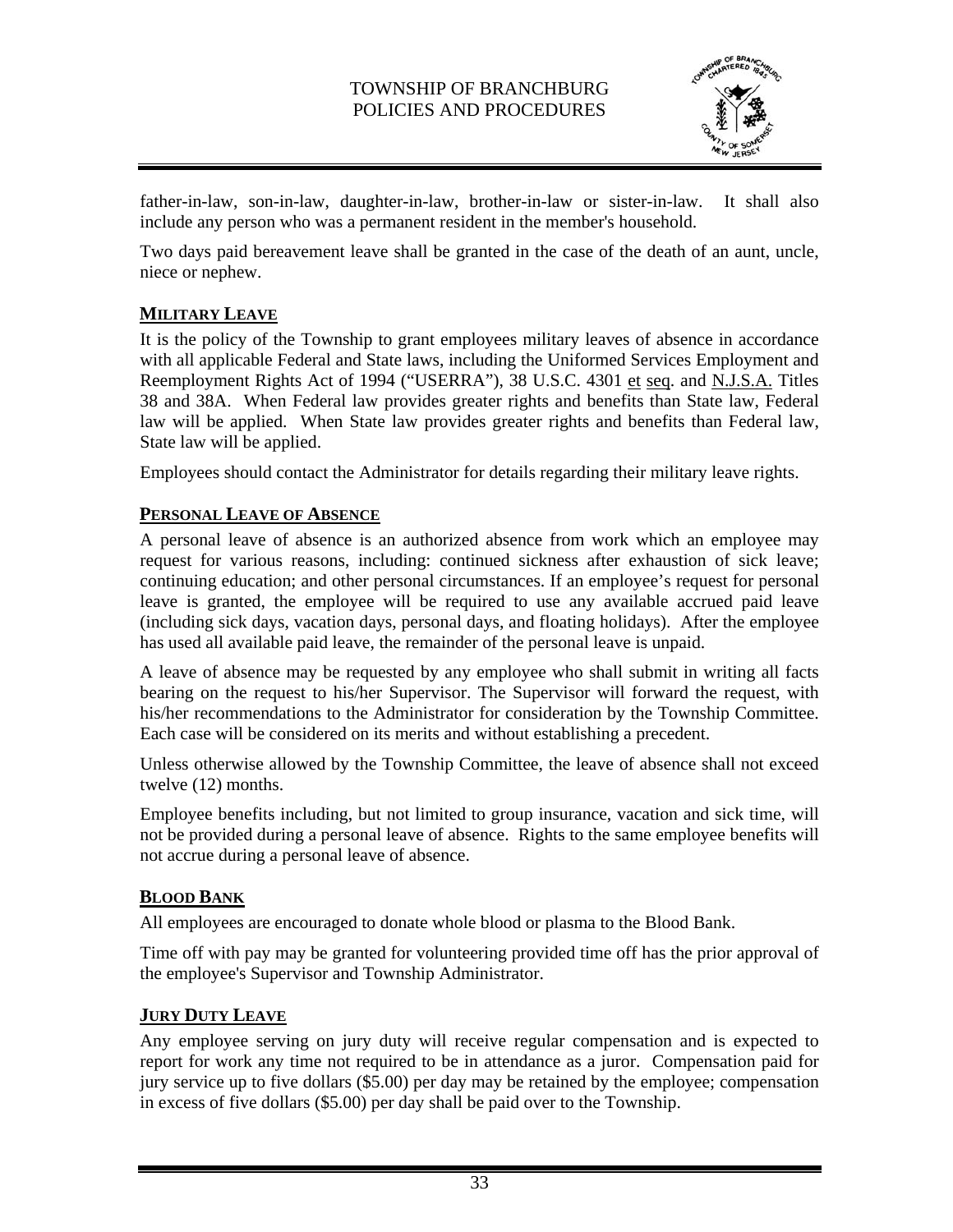father-in-law, son-in-law, daughter-in-law, brother-in-law or sister-in-law. It shall also include any person who was a permanent resident in the member's household.

Two days paid bereavement leave shall be granted in the case of the death of an aunt, uncle, niece or nephew.

## MILITARY LEAVE

It is the policy of the Township to grant employees military leaves of absence in accordance with all applicable Federal and State laws, including the Uniformed Services Employment and Reemployment Rights Act of 1994 ("USERRA"), 38 U.S.C. 4301 et seq. and N.J.S.A. Titles 38 and 38A. When Federal law provides greater rights and benefits than State law, Federal law will be applied. When State law provides greater rights and benefits than Federal law, State law will be applied.

Employees should contact the Administrator for details regarding their military leave rights.

## PERSONAL LEAVE OF ABSENCE

A personal leave of absence is an authorized absence from work which an employee may request for various reasons, including: continued sickness after exhaustion of sick leave; continuing education; and other personal circumstances. If an employee's request for personal leave is granted, the employee will be required to use any available accrued paid leave (including sick days, vacation days, personal days, and floating holidays). After the employee has used all available paid leave, the remainder of the personal leave is unpaid.

A leave of absence may be requested by any employee who shall submit in writing all facts bearing on the request to his/her Supervisor. The Supervisor will forward the request, with his/her recommendations to the Administrator for consideration by the Township Committee. Each case will be considered on its merits and without establishing a precedent.

Unless otherwise allowed by the Township Committee, the leave of absence shall not exceed twelve (12) months.

Employee benefits including, but not limited to group insurance, vacation and sick time, will not be provided during a personal leave of absence. Rights to the same employee benefits will not accrue during a personal leave of absence.

## BLOOD BANK

All employees are encouraged to donate whole blood or plasma to the Blood Bank.

Time off with pay may be granted for volunteering provided time off has the prior approval of the employee's Supervisor and Township Administrator.

## JURY DUTY LEAVE

Any employee serving on jury duty will receive regular compensation and is expected to report for work any time not required to be in attendance as a juror. Compensation paid for jury service up to five dollars ($5.00) per day may be retained by the employee; compensation in excess of five dollars ($5.00) per day shall be paid over to the Township.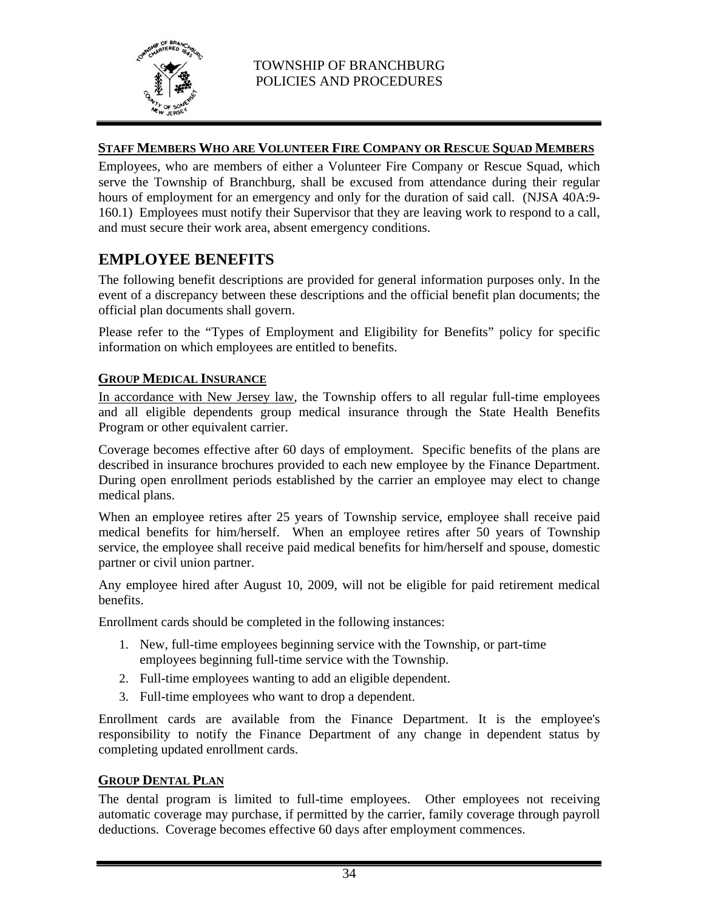#### STAFF MEMBERS WHO ARE VOLUNTEER FIRE COMPANY OR RESCUE SQUAD MEMBERS

Employees, who are members of either a Volunteer Fire Company or Rescue Squad, which serve the Township of Branchburg, shall be excused from attendance during their regular hours of employment for an emergency and only for the duration of said call. (NJSA 40A:9-160.1) Employees must notify their Supervisor that they are leaving work to respond to a call, and must secure their work area, absent emergency conditions.

## EMPLOYEE BENEFITS

The following benefit descriptions are provided for general information purposes only. In the event of a discrepancy between these descriptions and the official benefit plan documents; the official plan documents shall govern.

Please refer to the "Types of Employment and Eligibility for Benefits" policy for specific information on which employees are entitled to benefits.

#### GROUP MEDICAL INSURANCE

In accordance with New Jersey law, the Township offers to all regular full-time employees and all eligible dependents group medical insurance through the State Health Benefits Program or other equivalent carrier.

Coverage becomes effective after 60 days of employment. Specific benefits of the plans are described in insurance brochures provided to each new employee by the Finance Department. During open enrollment periods established by the carrier an employee may elect to change medical plans.

When an employee retires after 25 years of Township service, employee shall receive paid medical benefits for him/herself. When an employee retires after 50 years of Township service, the employee shall receive paid medical benefits for him/herself and spouse, domestic partner or civil union partner.

Any employee hired after August 10, 2009, will not be eligible for paid retirement medical benefits.

Enrollment cards should be completed in the following instances:

1. New, full-time employees beginning service with the Township, or part-time employees beginning full-time service with the Township.
2. Full-time employees wanting to add an eligible dependent.
3. Full-time employees who want to drop a dependent.

Enrollment cards are available from the Finance Department. It is the employee's responsibility to notify the Finance Department of any change in dependent status by completing updated enrollment cards.

#### GROUP DENTAL PLAN

The dental program is limited to full-time employees. Other employees not receiving automatic coverage may purchase, if permitted by the carrier, family coverage through payroll deductions. Coverage becomes effective 60 days after employment commences.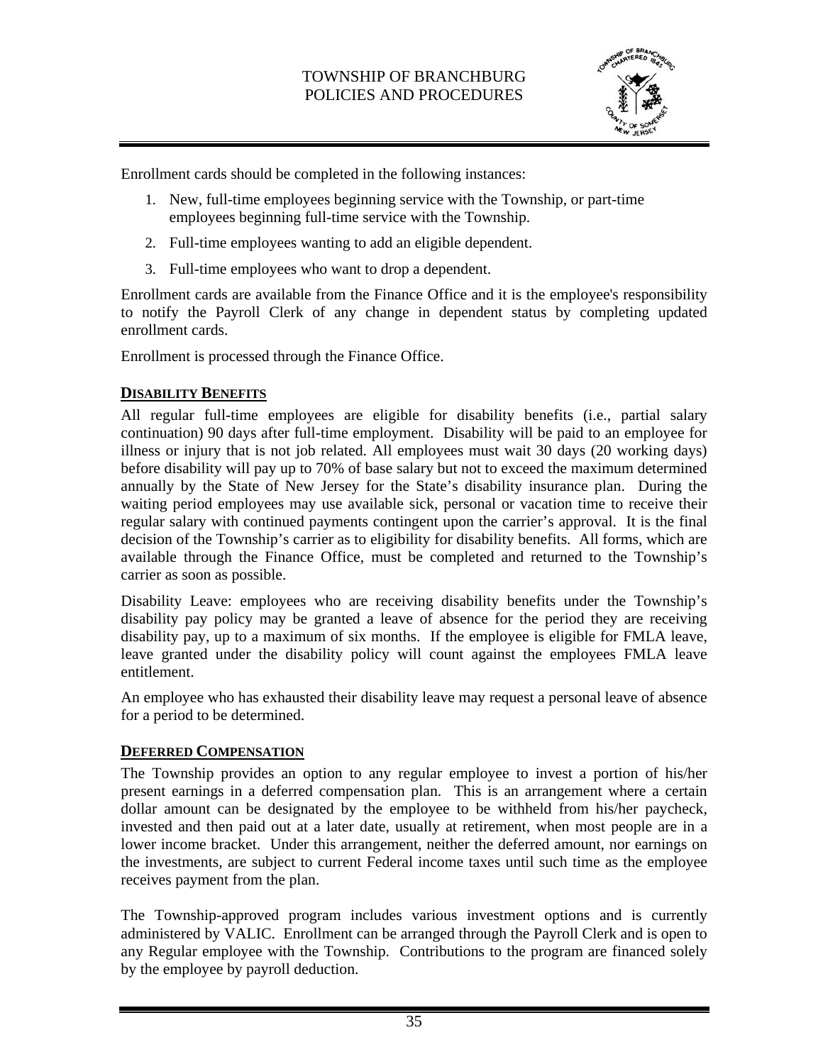Enrollment cards should be completed in the following instances:

1. New, full-time employees beginning service with the Township, or part-time employees beginning full-time service with the Township.
2. Full-time employees wanting to add an eligible dependent.
3. Full-time employees who want to drop a dependent.

Enrollment cards are available from the Finance Office and it is the employee's responsibility to notify the Payroll Clerk of any change in dependent status by completing updated enrollment cards.

Enrollment is processed through the Finance Office.

## DISABILITY BENEFITS

All regular full-time employees are eligible for disability benefits (i.e., partial salary continuation) 90 days after full-time employment. Disability will be paid to an employee for illness or injury that is not job related. All employees must wait 30 days (20 working days) before disability will pay up to 70% of base salary but not to exceed the maximum determined annually by the State of New Jersey for the State's disability insurance plan. During the waiting period employees may use available sick, personal or vacation time to receive their regular salary with continued payments contingent upon the carrier's approval. It is the final decision of the Township's carrier as to eligibility for disability benefits. All forms, which are available through the Finance Office, must be completed and returned to the Township's carrier as soon as possible.

Disability Leave: employees who are receiving disability benefits under the Township's disability pay policy may be granted a leave of absence for the period they are receiving disability pay, up to a maximum of six months. If the employee is eligible for FMLA leave, leave granted under the disability policy will count against the employees FMLA leave entitlement.

An employee who has exhausted their disability leave may request a personal leave of absence for a period to be determined.

## DEFERRED COMPENSATION

The Township provides an option to any regular employee to invest a portion of his/her present earnings in a deferred compensation plan. This is an arrangement where a certain dollar amount can be designated by the employee to be withheld from his/her paycheck, invested and then paid out at a later date, usually at retirement, when most people are in a lower income bracket. Under this arrangement, neither the deferred amount, nor earnings on the investments, are subject to current Federal income taxes until such time as the employee receives payment from the plan.

The Township-approved program includes various investment options and is currently administered by VALIC. Enrollment can be arranged through the Payroll Clerk and is open to any Regular employee with the Township. Contributions to the program are financed solely by the employee by payroll deduction.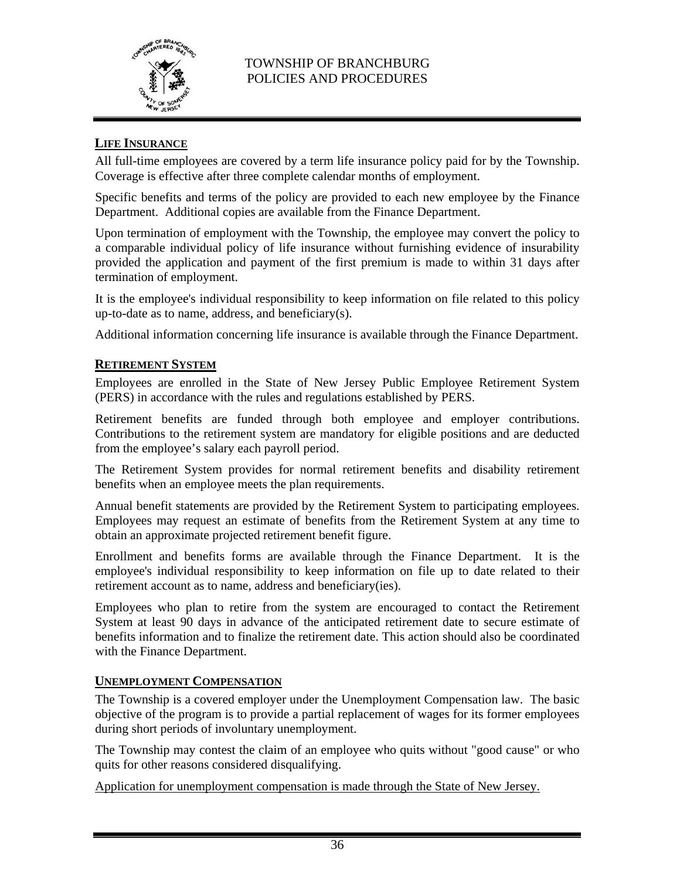## LIFE INSURANCE

All full-time employees are covered by a term life insurance policy paid for by the Township. Coverage is effective after three complete calendar months of employment.

Specific benefits and terms of the policy are provided to each new employee by the Finance Department. Additional copies are available from the Finance Department.

Upon termination of employment with the Township, the employee may convert the policy to a comparable individual policy of life insurance without furnishing evidence of insurability provided the application and payment of the first premium is made to within 31 days after termination of employment.

It is the employee's individual responsibility to keep information on file related to this policy up-to-date as to name, address, and beneficiary(s).

Additional information concerning life insurance is available through the Finance Department.

## RETIREMENT SYSTEM

Employees are enrolled in the State of New Jersey Public Employee Retirement System (PERS) in accordance with the rules and regulations established by PERS.

Retirement benefits are funded through both employee and employer contributions. Contributions to the retirement system are mandatory for eligible positions and are deducted from the employee's salary each payroll period.

The Retirement System provides for normal retirement benefits and disability retirement benefits when an employee meets the plan requirements.

Annual benefit statements are provided by the Retirement System to participating employees. Employees may request an estimate of benefits from the Retirement System at any time to obtain an approximate projected retirement benefit figure.

Enrollment and benefits forms are available through the Finance Department. It is the employee's individual responsibility to keep information on file up to date related to their retirement account as to name, address and beneficiary(ies).

Employees who plan to retire from the system are encouraged to contact the Retirement System at least 90 days in advance of the anticipated retirement date to secure estimate of benefits information and to finalize the retirement date. This action should also be coordinated with the Finance Department.

## UNEMPLOYMENT COMPENSATION

The Township is a covered employer under the Unemployment Compensation law. The basic objective of the program is to provide a partial replacement of wages for its former employees during short periods of involuntary unemployment.

The Township may contest the claim of an employee who quits without "good cause" or who quits for other reasons considered disqualifying.

Application for unemployment compensation is made through the State of New Jersey.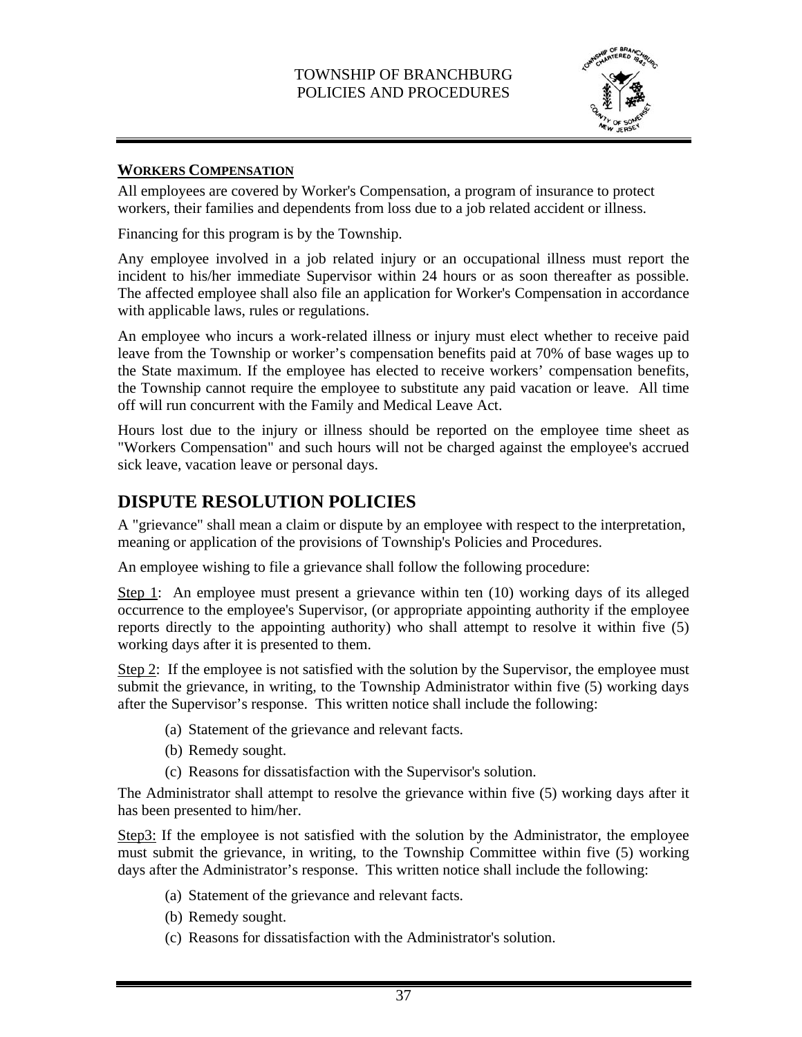## WORKERS COMPENSATION

All employees are covered by Worker's Compensation, a program of insurance to protect workers, their families and dependents from loss due to a job related accident or illness.

Financing for this program is by the Township.

Any employee involved in a job related injury or an occupational illness must report the incident to his/her immediate Supervisor within 24 hours or as soon thereafter as possible. The affected employee shall also file an application for Worker's Compensation in accordance with applicable laws, rules or regulations.

An employee who incurs a work-related illness or injury must elect whether to receive paid leave from the Township or worker's compensation benefits paid at 70% of base wages up to the State maximum. If the employee has elected to receive workers' compensation benefits, the Township cannot require the employee to substitute any paid vacation or leave. All time off will run concurrent with the Family and Medical Leave Act.

Hours lost due to the injury or illness should be reported on the employee time sheet as "Workers Compensation" and such hours will not be charged against the employee's accrued sick leave, vacation leave or personal days.

# DISPUTE RESOLUTION POLICIES

A "grievance" shall mean a claim or dispute by an employee with respect to the interpretation, meaning or application of the provisions of Township's Policies and Procedures.

An employee wishing to file a grievance shall follow the following procedure:

Step 1: An employee must present a grievance within ten (10) working days of its alleged occurrence to the employee's Supervisor, (or appropriate appointing authority if the employee reports directly to the appointing authority) who shall attempt to resolve it within five (5) working days after it is presented to them.

Step 2: If the employee is not satisfied with the solution by the Supervisor, the employee must submit the grievance, in writing, to the Township Administrator within five (5) working days after the Supervisor's response. This written notice shall include the following:

(a) Statement of the grievance and relevant facts.

(b) Remedy sought.

(c) Reasons for dissatisfaction with the Supervisor's solution.

The Administrator shall attempt to resolve the grievance within five (5) working days after it has been presented to him/her.

Step3: If the employee is not satisfied with the solution by the Administrator, the employee must submit the grievance, in writing, to the Township Committee within five (5) working days after the Administrator's response. This written notice shall include the following:

(a) Statement of the grievance and relevant facts.

(b) Remedy sought.

(c) Reasons for dissatisfaction with the Administrator's solution.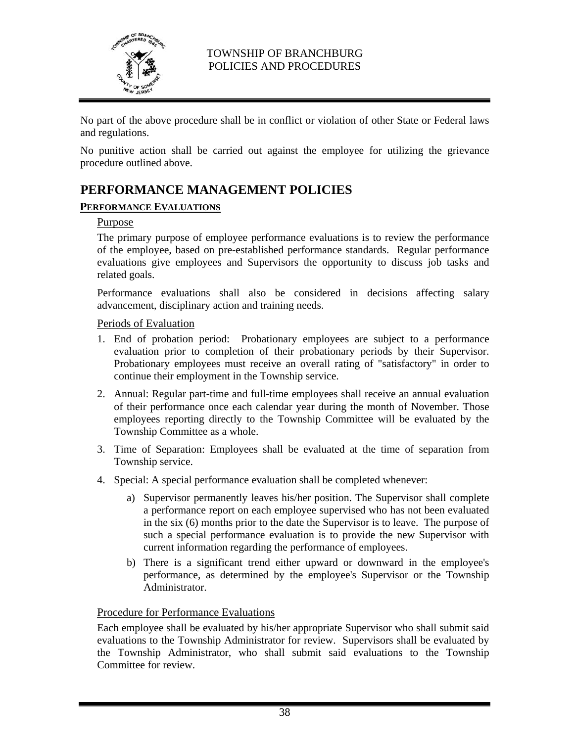No part of the above procedure shall be in conflict or violation of other State or Federal laws and regulations.

No punitive action shall be carried out against the employee for utilizing the grievance procedure outlined above.

# PERFORMANCE MANAGEMENT POLICIES

## PERFORMANCE EVALUATIONS

### Purpose

The primary purpose of employee performance evaluations is to review the performance of the employee, based on pre-established performance standards. Regular performance evaluations give employees and Supervisors the opportunity to discuss job tasks and related goals.

Performance evaluations shall also be considered in decisions affecting salary advancement, disciplinary action and training needs.

### Periods of Evaluation

1. End of probation period: Probationary employees are subject to a performance evaluation prior to completion of their probationary periods by their Supervisor. Probationary employees must receive an overall rating of "satisfactory" in order to continue their employment in the Township service.

2. Annual: Regular part-time and full-time employees shall receive an annual evaluation of their performance once each calendar year during the month of November. Those employees reporting directly to the Township Committee will be evaluated by the Township Committee as a whole.

3. Time of Separation: Employees shall be evaluated at the time of separation from Township service.

4. Special: A special performance evaluation shall be completed whenever:

   a) Supervisor permanently leaves his/her position. The Supervisor shall complete a performance report on each employee supervised who has not been evaluated in the six (6) months prior to the date the Supervisor is to leave. The purpose of such a special performance evaluation is to provide the new Supervisor with current information regarding the performance of employees.

   b) There is a significant trend either upward or downward in the employee's performance, as determined by the employee's Supervisor or the Township Administrator.

### Procedure for Performance Evaluations

Each employee shall be evaluated by his/her appropriate Supervisor who shall submit said evaluations to the Township Administrator for review. Supervisors shall be evaluated by the Township Administrator, who shall submit said evaluations to the Township Committee for review.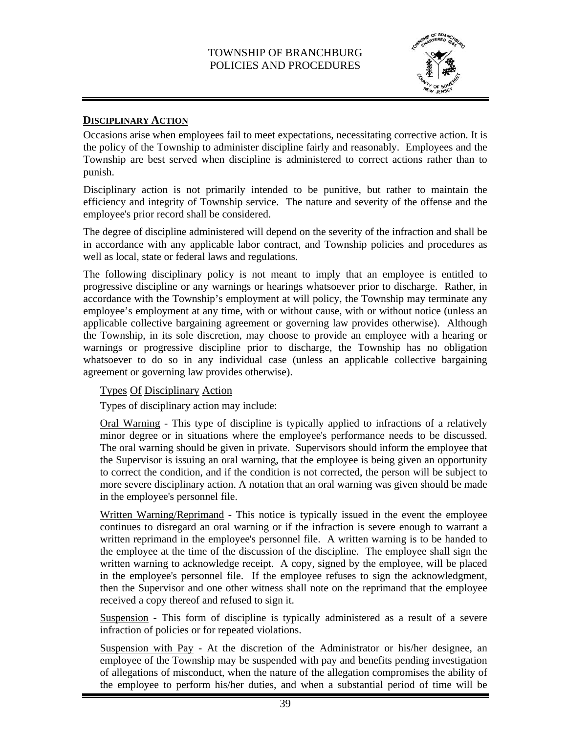## DISCIPLINARY ACTION

Occasions arise when employees fail to meet expectations, necessitating corrective action. It is the policy of the Township to administer discipline fairly and reasonably. Employees and the Township are best served when discipline is administered to correct actions rather than to punish.

Disciplinary action is not primarily intended to be punitive, but rather to maintain the efficiency and integrity of Township service. The nature and severity of the offense and the employee's prior record shall be considered.

The degree of discipline administered will depend on the severity of the infraction and shall be in accordance with any applicable labor contract, and Township policies and procedures as well as local, state or federal laws and regulations.

The following disciplinary policy is not meant to imply that an employee is entitled to progressive discipline or any warnings or hearings whatsoever prior to discharge. Rather, in accordance with the Township's employment at will policy, the Township may terminate any employee's employment at any time, with or without cause, with or without notice (unless an applicable collective bargaining agreement or governing law provides otherwise). Although the Township, in its sole discretion, may choose to provide an employee with a hearing or warnings or progressive discipline prior to discharge, the Township has no obligation whatsoever to do so in any individual case (unless an applicable collective bargaining agreement or governing law provides otherwise).

### Types Of Disciplinary Action

Types of disciplinary action may include:

Oral Warning - This type of discipline is typically applied to infractions of a relatively minor degree or in situations where the employee's performance needs to be discussed. The oral warning should be given in private. Supervisors should inform the employee that the Supervisor is issuing an oral warning, that the employee is being given an opportunity to correct the condition, and if the condition is not corrected, the person will be subject to more severe disciplinary action. A notation that an oral warning was given should be made in the employee's personnel file.

Written Warning/Reprimand - This notice is typically issued in the event the employee continues to disregard an oral warning or if the infraction is severe enough to warrant a written reprimand in the employee's personnel file. A written warning is to be handed to the employee at the time of the discussion of the discipline. The employee shall sign the written warning to acknowledge receipt. A copy, signed by the employee, will be placed in the employee's personnel file. If the employee refuses to sign the acknowledgment, then the Supervisor and one other witness shall note on the reprimand that the employee received a copy thereof and refused to sign it.

Suspension - This form of discipline is typically administered as a result of a severe infraction of policies or for repeated violations.

Suspension with Pay - At the discretion of the Administrator or his/her designee, an employee of the Township may be suspended with pay and benefits pending investigation of allegations of misconduct, when the nature of the allegation compromises the ability of the employee to perform his/her duties, and when a substantial period of time will be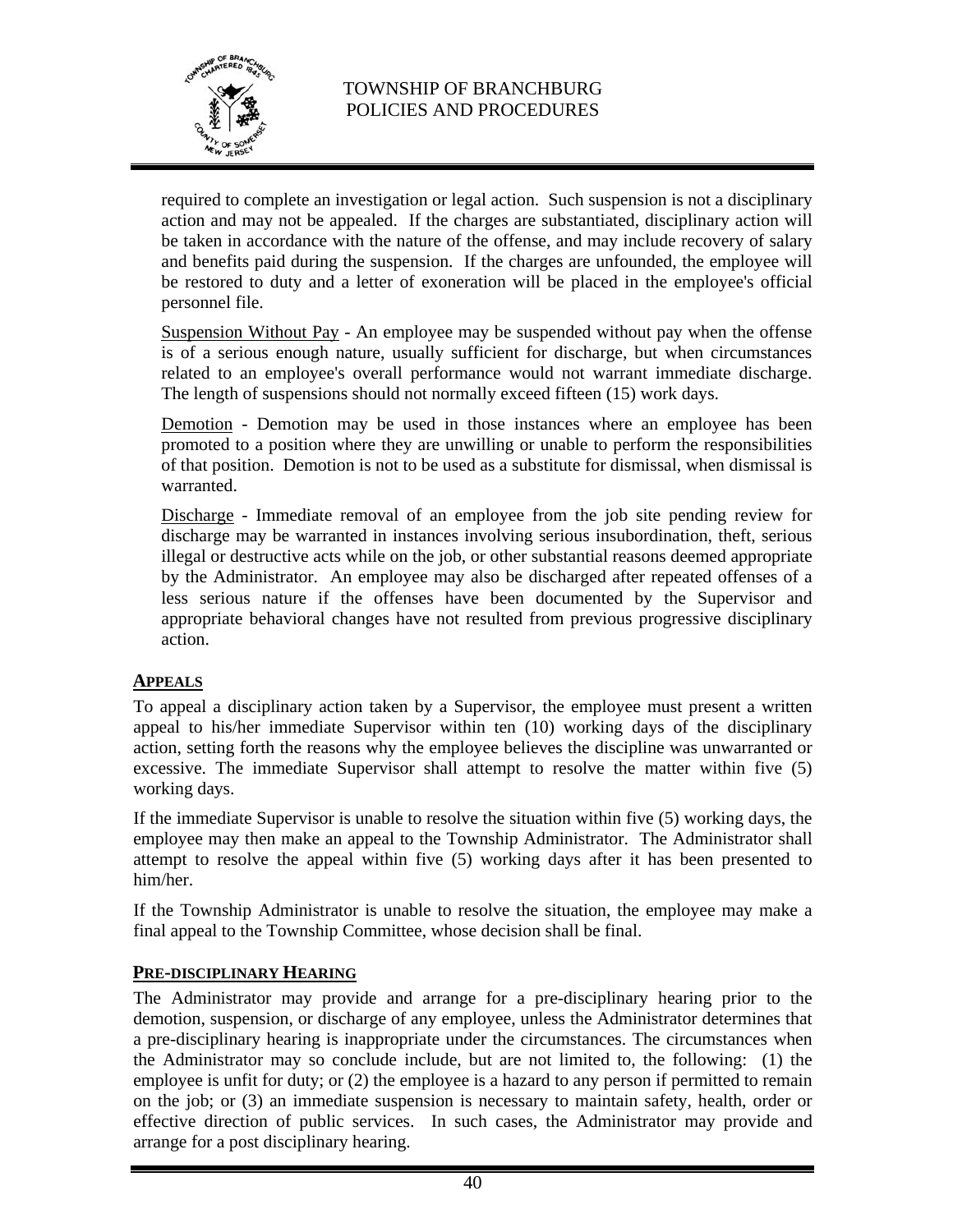required to complete an investigation or legal action. Such suspension is not a disciplinary action and may not be appealed. If the charges are substantiated, disciplinary action will be taken in accordance with the nature of the offense, and may include recovery of salary and benefits paid during the suspension. If the charges are unfounded, the employee will be restored to duty and a letter of exoneration will be placed in the employee's official personnel file.

Suspension Without Pay - An employee may be suspended without pay when the offense is of a serious enough nature, usually sufficient for discharge, but when circumstances related to an employee's overall performance would not warrant immediate discharge. The length of suspensions should not normally exceed fifteen (15) work days.

Demotion - Demotion may be used in those instances where an employee has been promoted to a position where they are unwilling or unable to perform the responsibilities of that position. Demotion is not to be used as a substitute for dismissal, when dismissal is warranted.

Discharge - Immediate removal of an employee from the job site pending review for discharge may be warranted in instances involving serious insubordination, theft, serious illegal or destructive acts while on the job, or other substantial reasons deemed appropriate by the Administrator. An employee may also be discharged after repeated offenses of a less serious nature if the offenses have been documented by the Supervisor and appropriate behavioral changes have not resulted from previous progressive disciplinary action.

## APPEALS

To appeal a disciplinary action taken by a Supervisor, the employee must present a written appeal to his/her immediate Supervisor within ten (10) working days of the disciplinary action, setting forth the reasons why the employee believes the discipline was unwarranted or excessive. The immediate Supervisor shall attempt to resolve the matter within five (5) working days.

If the immediate Supervisor is unable to resolve the situation within five (5) working days, the employee may then make an appeal to the Township Administrator. The Administrator shall attempt to resolve the appeal within five (5) working days after it has been presented to him/her.

If the Township Administrator is unable to resolve the situation, the employee may make a final appeal to the Township Committee, whose decision shall be final.

## PRE-DISCIPLINARY HEARING

The Administrator may provide and arrange for a pre-disciplinary hearing prior to the demotion, suspension, or discharge of any employee, unless the Administrator determines that a pre-disciplinary hearing is inappropriate under the circumstances. The circumstances when the Administrator may so conclude include, but are not limited to, the following: (1) the employee is unfit for duty; or (2) the employee is a hazard to any person if permitted to remain on the job; or (3) an immediate suspension is necessary to maintain safety, health, order or effective direction of public services. In such cases, the Administrator may provide and arrange for a post disciplinary hearing.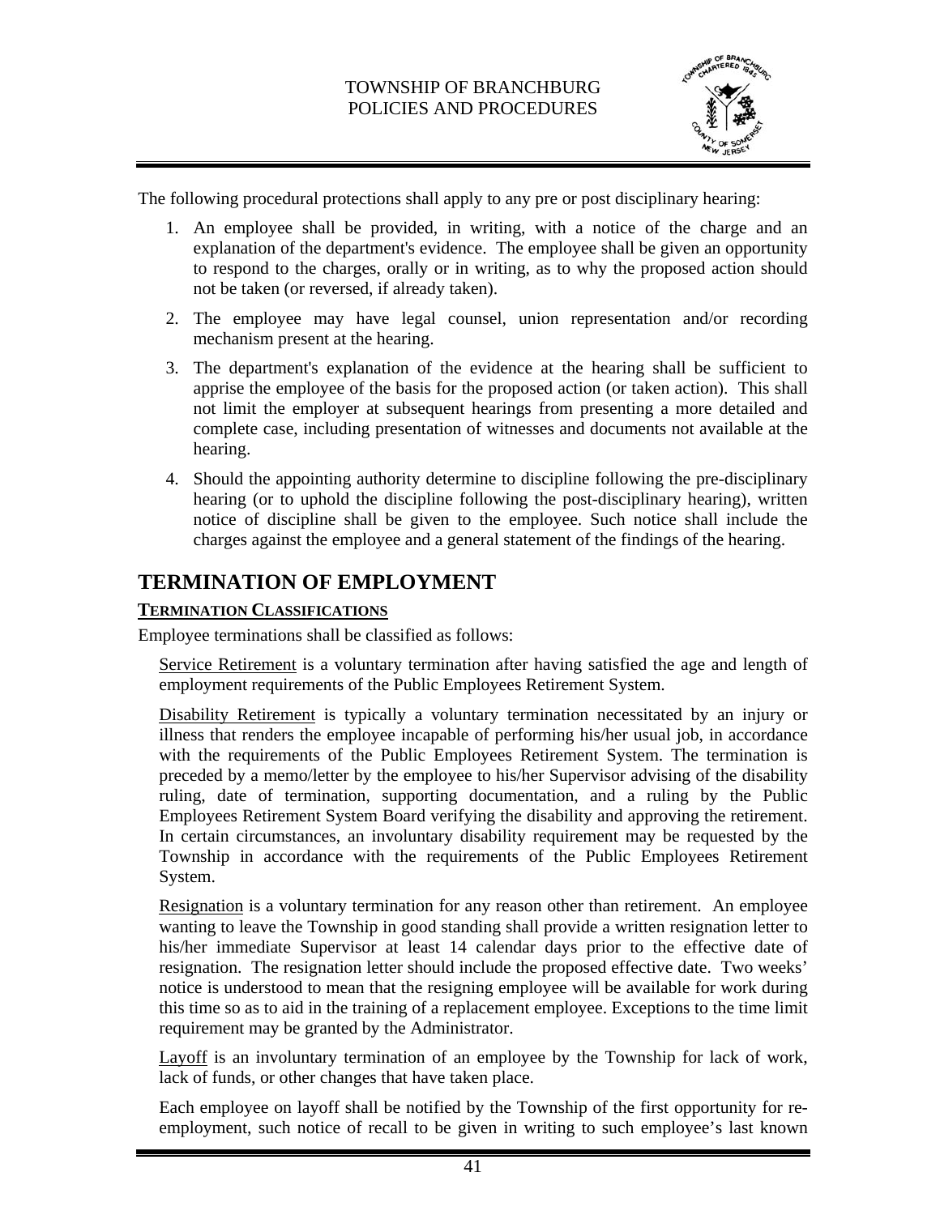The following procedural protections shall apply to any pre or post disciplinary hearing:

1. An employee shall be provided, in writing, with a notice of the charge and an explanation of the department's evidence. The employee shall be given an opportunity to respond to the charges, orally or in writing, as to why the proposed action should not be taken (or reversed, if already taken).
2. The employee may have legal counsel, union representation and/or recording mechanism present at the hearing.
3. The department's explanation of the evidence at the hearing shall be sufficient to apprise the employee of the basis for the proposed action (or taken action). This shall not limit the employer at subsequent hearings from presenting a more detailed and complete case, including presentation of witnesses and documents not available at the hearing.
4. Should the appointing authority determine to discipline following the pre-disciplinary hearing (or to uphold the discipline following the post-disciplinary hearing), written notice of discipline shall be given to the employee. Such notice shall include the charges against the employee and a general statement of the findings of the hearing.

## TERMINATION OF EMPLOYMENT

### TERMINATION CLASSIFICATIONS

Employee terminations shall be classified as follows:

Service Retirement is a voluntary termination after having satisfied the age and length of employment requirements of the Public Employees Retirement System.

Disability Retirement is typically a voluntary termination necessitated by an injury or illness that renders the employee incapable of performing his/her usual job, in accordance with the requirements of the Public Employees Retirement System. The termination is preceded by a memo/letter by the employee to his/her Supervisor advising of the disability ruling, date of termination, supporting documentation, and a ruling by the Public Employees Retirement System Board verifying the disability and approving the retirement. In certain circumstances, an involuntary disability requirement may be requested by the Township in accordance with the requirements of the Public Employees Retirement System.

Resignation is a voluntary termination for any reason other than retirement. An employee wanting to leave the Township in good standing shall provide a written resignation letter to his/her immediate Supervisor at least 14 calendar days prior to the effective date of resignation. The resignation letter should include the proposed effective date. Two weeks' notice is understood to mean that the resigning employee will be available for work during this time so as to aid in the training of a replacement employee. Exceptions to the time limit requirement may be granted by the Administrator.

Layoff is an involuntary termination of an employee by the Township for lack of work, lack of funds, or other changes that have taken place.

Each employee on layoff shall be notified by the Township of the first opportunity for re-employment, such notice of recall to be given in writing to such employee's last known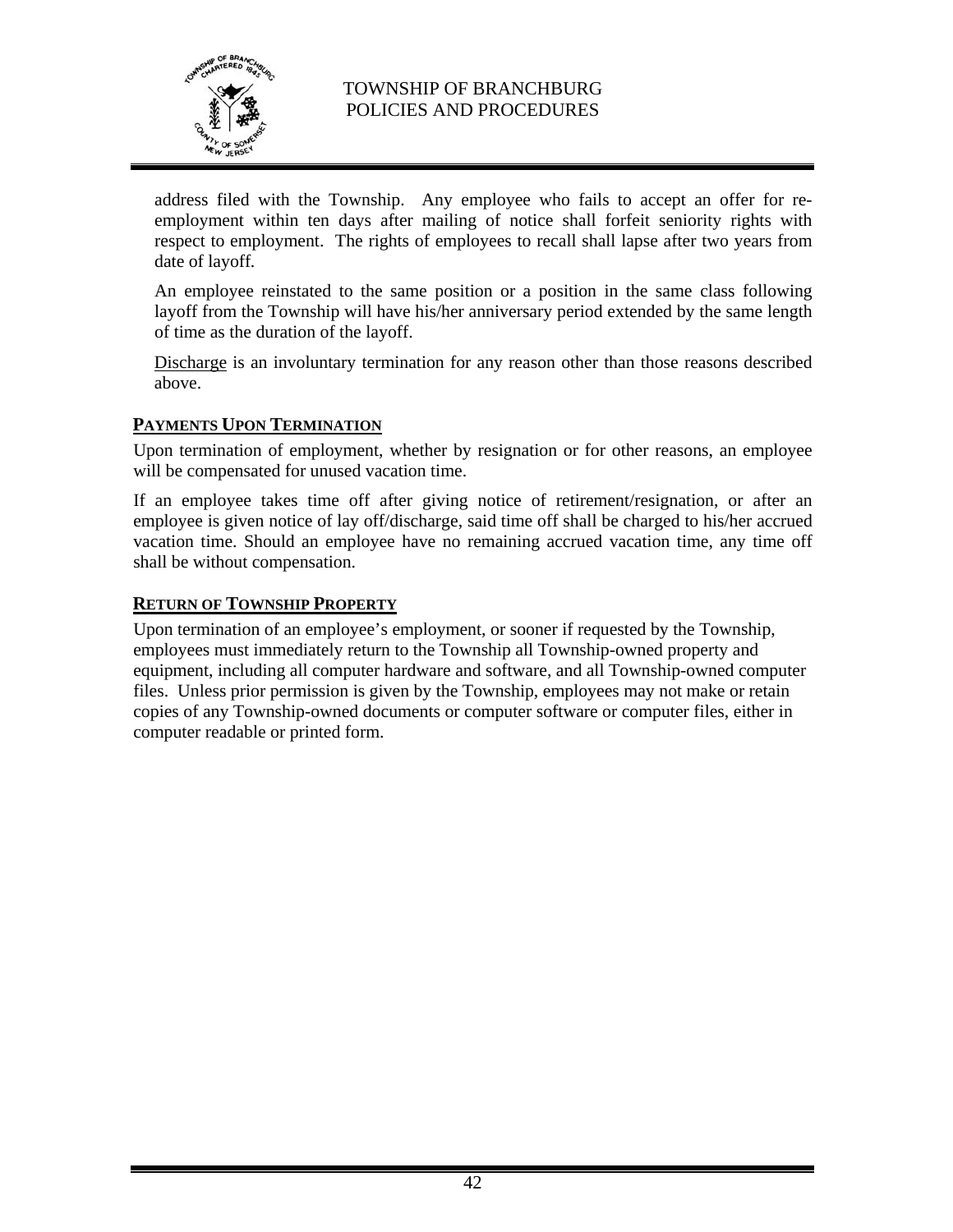address filed with the Township. Any employee who fails to accept an offer for re-employment within ten days after mailing of notice shall forfeit seniority rights with respect to employment. The rights of employees to recall shall lapse after two years from date of layoff.

An employee reinstated to the same position or a position in the same class following layoff from the Township will have his/her anniversary period extended by the same length of time as the duration of the layoff.

Discharge is an involuntary termination for any reason other than those reasons described above.

## PAYMENTS UPON TERMINATION

Upon termination of employment, whether by resignation or for other reasons, an employee will be compensated for unused vacation time.

If an employee takes time off after giving notice of retirement/resignation, or after an employee is given notice of lay off/discharge, said time off shall be charged to his/her accrued vacation time. Should an employee have no remaining accrued vacation time, any time off shall be without compensation.

## RETURN OF TOWNSHIP PROPERTY

Upon termination of an employee's employment, or sooner if requested by the Township, employees must immediately return to the Township all Township-owned property and equipment, including all computer hardware and software, and all Township-owned computer files. Unless prior permission is given by the Township, employees may not make or retain copies of any Township-owned documents or computer software or computer files, either in computer readable or printed form.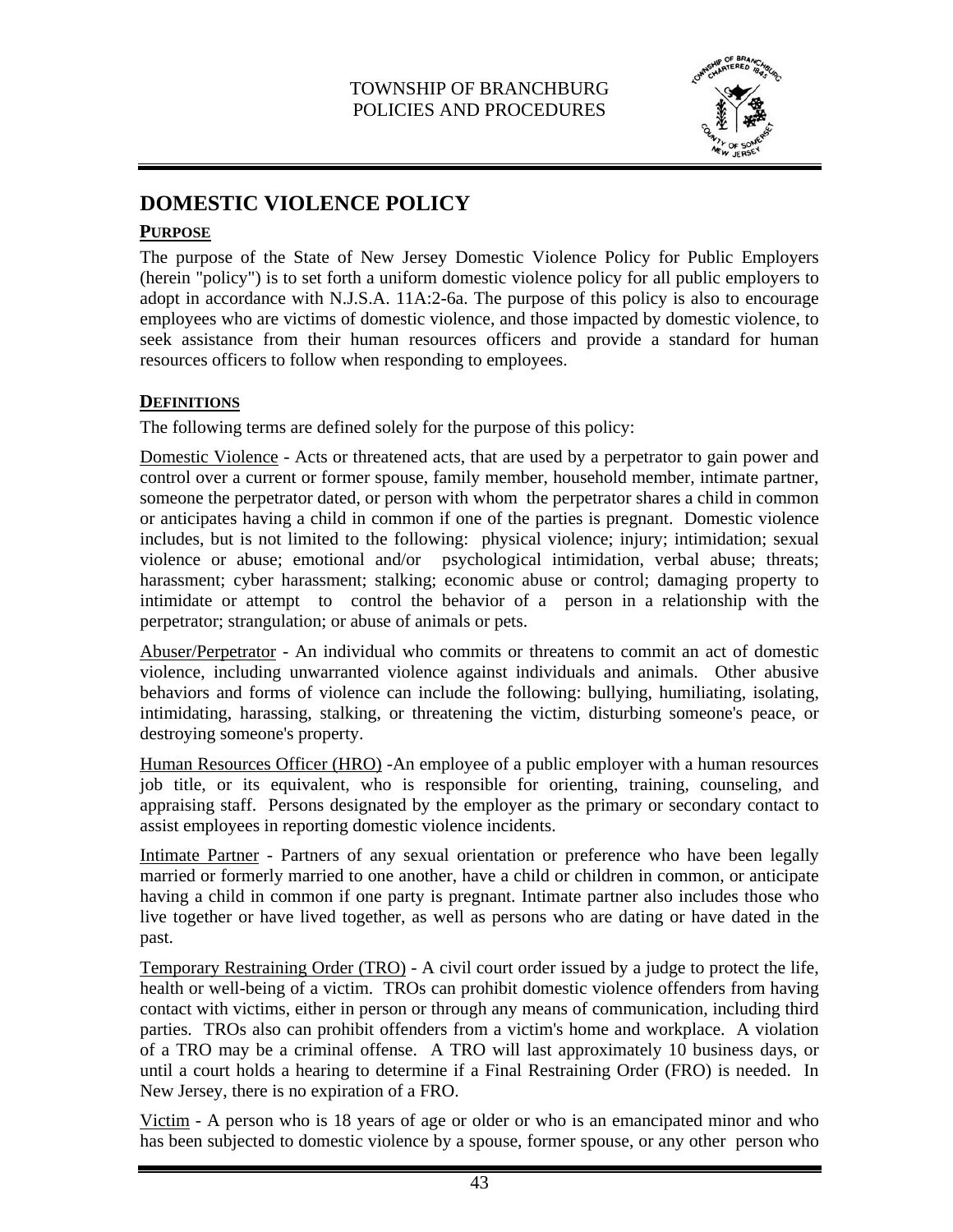# DOMESTIC VIOLENCE POLICY

## PURPOSE

The purpose of the State of New Jersey Domestic Violence Policy for Public Employers (herein "policy") is to set forth a uniform domestic violence policy for all public employers to adopt in accordance with N.J.S.A. 11A:2-6a. The purpose of this policy is also to encourage employees who are victims of domestic violence, and those impacted by domestic violence, to seek assistance from their human resources officers and provide a standard for human resources officers to follow when responding to employees.

## DEFINITIONS

The following terms are defined solely for the purpose of this policy:

Domestic Violence - Acts or threatened acts, that are used by a perpetrator to gain power and control over a current or former spouse, family member, household member, intimate partner, someone the perpetrator dated, or person with whom the perpetrator shares a child in common or anticipates having a child in common if one of the parties is pregnant. Domestic violence includes, but is not limited to the following: physical violence; injury; intimidation; sexual violence or abuse; emotional and/or psychological intimidation, verbal abuse; threats; harassment; cyber harassment; stalking; economic abuse or control; damaging property to intimidate or attempt to control the behavior of a person in a relationship with the perpetrator; strangulation; or abuse of animals or pets.

Abuser/Perpetrator - An individual who commits or threatens to commit an act of domestic violence, including unwarranted violence against individuals and animals. Other abusive behaviors and forms of violence can include the following: bullying, humiliating, isolating, intimidating, harassing, stalking, or threatening the victim, disturbing someone's peace, or destroying someone's property.

Human Resources Officer (HRO) -An employee of a public employer with a human resources job title, or its equivalent, who is responsible for orienting, training, counseling, and appraising staff. Persons designated by the employer as the primary or secondary contact to assist employees in reporting domestic violence incidents.

Intimate Partner - Partners of any sexual orientation or preference who have been legally married or formerly married to one another, have a child or children in common, or anticipate having a child in common if one party is pregnant. Intimate partner also includes those who live together or have lived together, as well as persons who are dating or have dated in the past.

Temporary Restraining Order (TRO) - A civil court order issued by a judge to protect the life, health or well-being of a victim. TROs can prohibit domestic violence offenders from having contact with victims, either in person or through any means of communication, including third parties. TROs also can prohibit offenders from a victim's home and workplace. A violation of a TRO may be a criminal offense. A TRO will last approximately 10 business days, or until a court holds a hearing to determine if a Final Restraining Order (FRO) is needed. In New Jersey, there is no expiration of a FRO.

Victim - A person who is 18 years of age or older or who is an emancipated minor and who has been subjected to domestic violence by a spouse, former spouse, or any other person who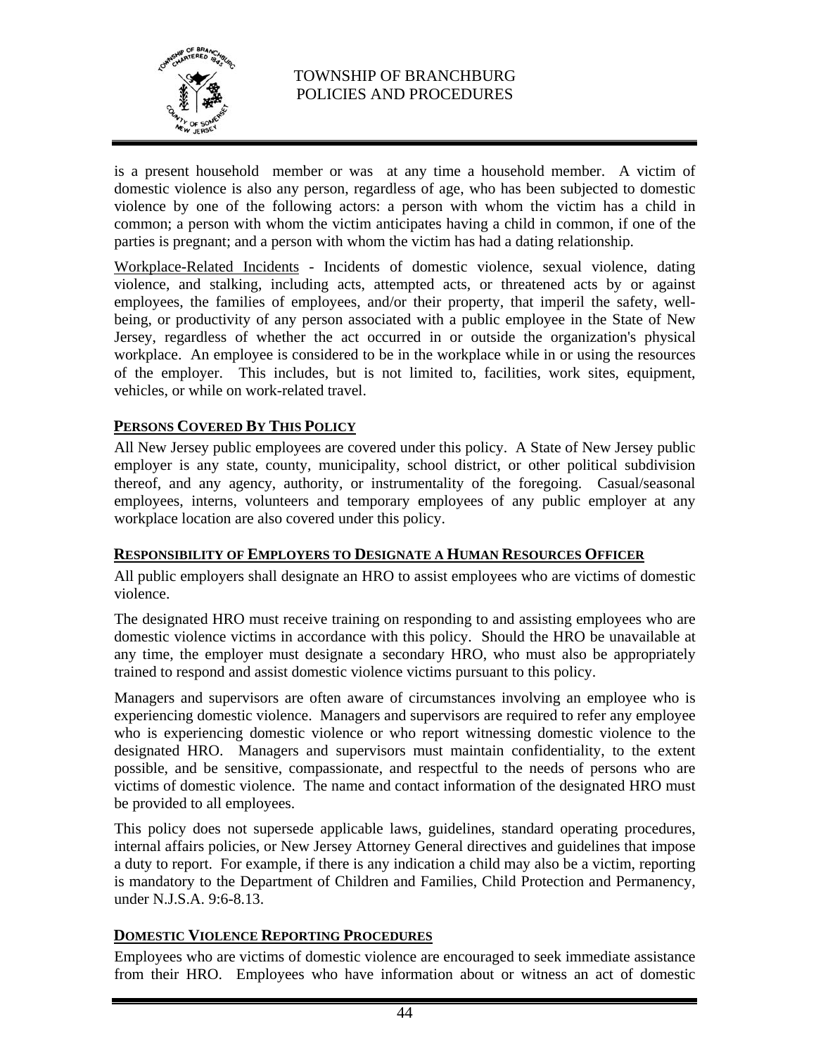is a present household member or was at any time a household member. A victim of domestic violence is also any person, regardless of age, who has been subjected to domestic violence by one of the following actors: a person with whom the victim has a child in common; a person with whom the victim anticipates having a child in common, if one of the parties is pregnant; and a person with whom the victim has had a dating relationship.

Workplace-Related Incidents - Incidents of domestic violence, sexual violence, dating violence, and stalking, including acts, attempted acts, or threatened acts by or against employees, the families of employees, and/or their property, that imperil the safety, well-being, or productivity of any person associated with a public employee in the State of New Jersey, regardless of whether the act occurred in or outside the organization's physical workplace. An employee is considered to be in the workplace while in or using the resources of the employer. This includes, but is not limited to, facilities, work sites, equipment, vehicles, or while on work-related travel.

## PERSONS COVERED BY THIS POLICY

All New Jersey public employees are covered under this policy. A State of New Jersey public employer is any state, county, municipality, school district, or other political subdivision thereof, and any agency, authority, or instrumentality of the foregoing. Casual/seasonal employees, interns, volunteers and temporary employees of any public employer at any workplace location are also covered under this policy.

## RESPONSIBILITY OF EMPLOYERS TO DESIGNATE A HUMAN RESOURCES OFFICER

All public employers shall designate an HRO to assist employees who are victims of domestic violence.

The designated HRO must receive training on responding to and assisting employees who are domestic violence victims in accordance with this policy. Should the HRO be unavailable at any time, the employer must designate a secondary HRO, who must also be appropriately trained to respond and assist domestic violence victims pursuant to this policy.

Managers and supervisors are often aware of circumstances involving an employee who is experiencing domestic violence. Managers and supervisors are required to refer any employee who is experiencing domestic violence or who report witnessing domestic violence to the designated HRO. Managers and supervisors must maintain confidentiality, to the extent possible, and be sensitive, compassionate, and respectful to the needs of persons who are victims of domestic violence. The name and contact information of the designated HRO must be provided to all employees.

This policy does not supersede applicable laws, guidelines, standard operating procedures, internal affairs policies, or New Jersey Attorney General directives and guidelines that impose a duty to report. For example, if there is any indication a child may also be a victim, reporting is mandatory to the Department of Children and Families, Child Protection and Permanency, under N.J.S.A. 9:6-8.13.

## DOMESTIC VIOLENCE REPORTING PROCEDURES

Employees who are victims of domestic violence are encouraged to seek immediate assistance from their HRO. Employees who have information about or witness an act of domestic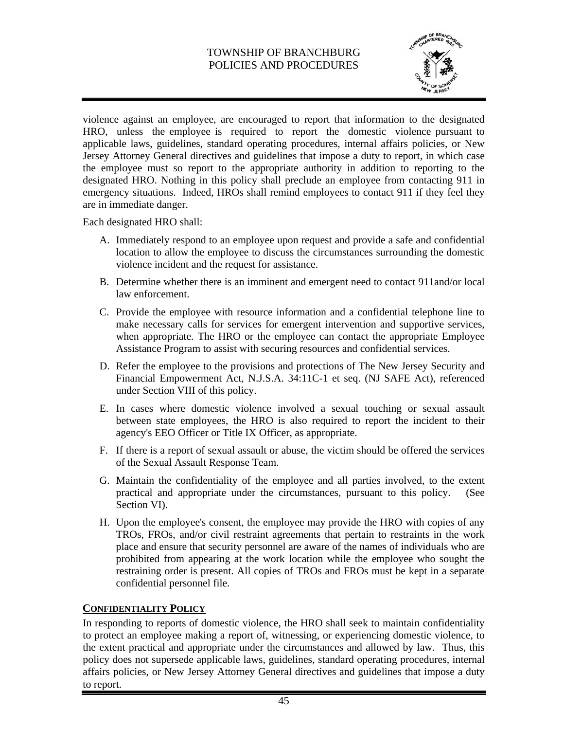violence against an employee, are encouraged to report that information to the designated HRO, unless the employee is required to report the domestic violence pursuant to applicable laws, guidelines, standard operating procedures, internal affairs policies, or New Jersey Attorney General directives and guidelines that impose a duty to report, in which case the employee must so report to the appropriate authority in addition to reporting to the designated HRO. Nothing in this policy shall preclude an employee from contacting 911 in emergency situations. Indeed, HROs shall remind employees to contact 911 if they feel they are in immediate danger.

Each designated HRO shall:

A. Immediately respond to an employee upon request and provide a safe and confidential location to allow the employee to discuss the circumstances surrounding the domestic violence incident and the request for assistance.

B. Determine whether there is an imminent and emergent need to contact 911and/or local law enforcement.

C. Provide the employee with resource information and a confidential telephone line to make necessary calls for services for emergent intervention and supportive services, when appropriate. The HRO or the employee can contact the appropriate Employee Assistance Program to assist with securing resources and confidential services.

D. Refer the employee to the provisions and protections of The New Jersey Security and Financial Empowerment Act, N.J.S.A. 34:11C-1 et seq. (NJ SAFE Act), referenced under Section VIII of this policy.

E. In cases where domestic violence involved a sexual touching or sexual assault between state employees, the HRO is also required to report the incident to their agency's EEO Officer or Title IX Officer, as appropriate.

F. If there is a report of sexual assault or abuse, the victim should be offered the services of the Sexual Assault Response Team.

G. Maintain the confidentiality of the employee and all parties involved, to the extent practical and appropriate under the circumstances, pursuant to this policy. (See Section VI).

H. Upon the employee's consent, the employee may provide the HRO with copies of any TROs, FROs, and/or civil restraint agreements that pertain to restraints in the work place and ensure that security personnel are aware of the names of individuals who are prohibited from appearing at the work location while the employee who sought the restraining order is present. All copies of TROs and FROs must be kept in a separate confidential personnel file.

**CONFIDENTIALITY POLICY**

In responding to reports of domestic violence, the HRO shall seek to maintain confidentiality to protect an employee making a report of, witnessing, or experiencing domestic violence, to the extent practical and appropriate under the circumstances and allowed by law. Thus, this policy does not supersede applicable laws, guidelines, standard operating procedures, internal affairs policies, or New Jersey Attorney General directives and guidelines that impose a duty to report.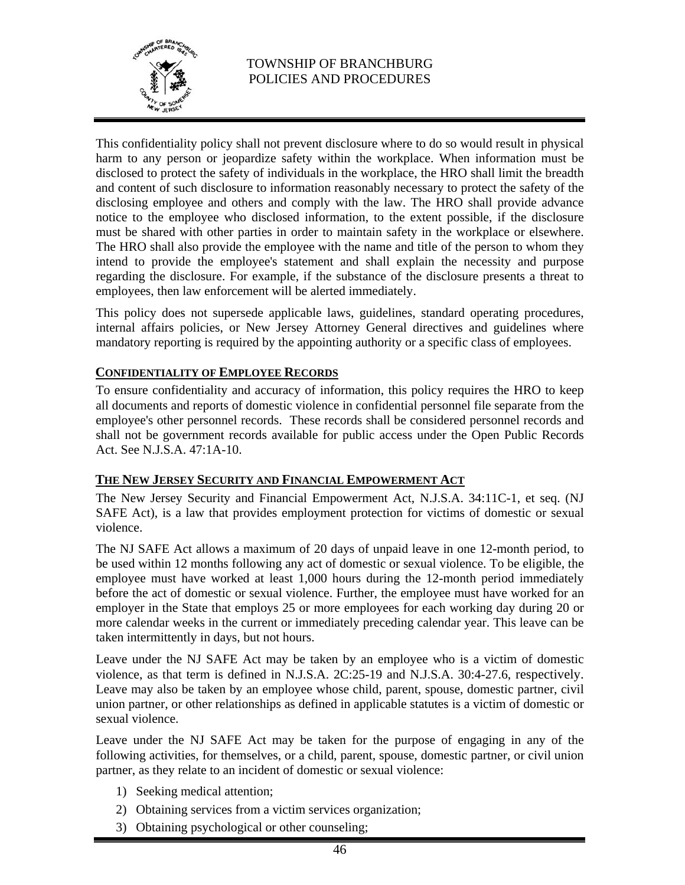This confidentiality policy shall not prevent disclosure where to do so would result in physical harm to any person or jeopardize safety within the workplace. When information must be disclosed to protect the safety of individuals in the workplace, the HRO shall limit the breadth and content of such disclosure to information reasonably necessary to protect the safety of the disclosing employee and others and comply with the law. The HRO shall provide advance notice to the employee who disclosed information, to the extent possible, if the disclosure must be shared with other parties in order to maintain safety in the workplace or elsewhere. The HRO shall also provide the employee with the name and title of the person to whom they intend to provide the employee's statement and shall explain the necessity and purpose regarding the disclosure. For example, if the substance of the disclosure presents a threat to employees, then law enforcement will be alerted immediately.

This policy does not supersede applicable laws, guidelines, standard operating procedures, internal affairs policies, or New Jersey Attorney General directives and guidelines where mandatory reporting is required by the appointing authority or a specific class of employees.

## CONFIDENTIALITY OF EMPLOYEE RECORDS

To ensure confidentiality and accuracy of information, this policy requires the HRO to keep all documents and reports of domestic violence in confidential personnel file separate from the employee's other personnel records. These records shall be considered personnel records and shall not be government records available for public access under the Open Public Records Act. See N.J.S.A. 47:1A-10.

## THE NEW JERSEY SECURITY AND FINANCIAL EMPOWERMENT ACT

The New Jersey Security and Financial Empowerment Act, N.J.S.A. 34:11C-1, et seq. (NJ SAFE Act), is a law that provides employment protection for victims of domestic or sexual violence.

The NJ SAFE Act allows a maximum of 20 days of unpaid leave in one 12-month period, to be used within 12 months following any act of domestic or sexual violence. To be eligible, the employee must have worked at least 1,000 hours during the 12-month period immediately before the act of domestic or sexual violence. Further, the employee must have worked for an employer in the State that employs 25 or more employees for each working day during 20 or more calendar weeks in the current or immediately preceding calendar year. This leave can be taken intermittently in days, but not hours.

Leave under the NJ SAFE Act may be taken by an employee who is a victim of domestic violence, as that term is defined in N.J.S.A. 2C:25-19 and N.J.S.A. 30:4-27.6, respectively. Leave may also be taken by an employee whose child, parent, spouse, domestic partner, civil union partner, or other relationships as defined in applicable statutes is a victim of domestic or sexual violence.

Leave under the NJ SAFE Act may be taken for the purpose of engaging in any of the following activities, for themselves, or a child, parent, spouse, domestic partner, or civil union partner, as they relate to an incident of domestic or sexual violence:

1) Seeking medical attention;
2) Obtaining services from a victim services organization;
3) Obtaining psychological or other counseling;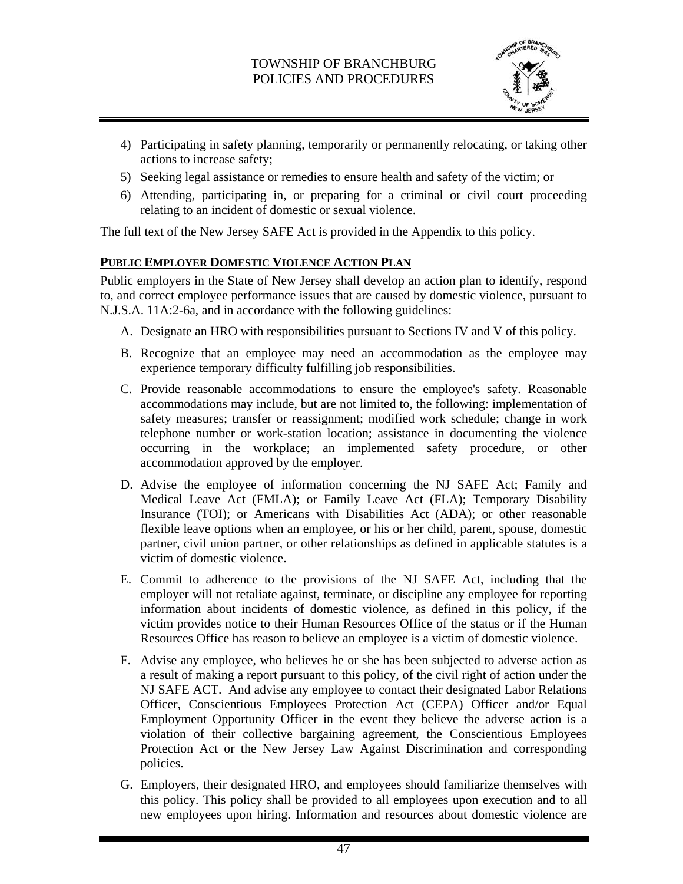4) Participating in safety planning, temporarily or permanently relocating, or taking other actions to increase safety;
5) Seeking legal assistance or remedies to ensure health and safety of the victim; or
6) Attending, participating in, or preparing for a criminal or civil court proceeding relating to an incident of domestic or sexual violence.

The full text of the New Jersey SAFE Act is provided in the Appendix to this policy.

## PUBLIC EMPLOYER DOMESTIC VIOLENCE ACTION PLAN

Public employers in the State of New Jersey shall develop an action plan to identify, respond to, and correct employee performance issues that are caused by domestic violence, pursuant to N.J.S.A. 11A:2-6a, and in accordance with the following guidelines:

A. Designate an HRO with responsibilities pursuant to Sections IV and V of this policy.

B. Recognize that an employee may need an accommodation as the employee may experience temporary difficulty fulfilling job responsibilities.

C. Provide reasonable accommodations to ensure the employee's safety. Reasonable accommodations may include, but are not limited to, the following: implementation of safety measures; transfer or reassignment; modified work schedule; change in work telephone number or work-station location; assistance in documenting the violence occurring in the workplace; an implemented safety procedure, or other accommodation approved by the employer.

D. Advise the employee of information concerning the NJ SAFE Act; Family and Medical Leave Act (FMLA); or Family Leave Act (FLA); Temporary Disability Insurance (TOI); or Americans with Disabilities Act (ADA); or other reasonable flexible leave options when an employee, or his or her child, parent, spouse, domestic partner, civil union partner, or other relationships as defined in applicable statutes is a victim of domestic violence.

E. Commit to adherence to the provisions of the NJ SAFE Act, including that the employer will not retaliate against, terminate, or discipline any employee for reporting information about incidents of domestic violence, as defined in this policy, if the victim provides notice to their Human Resources Office of the status or if the Human Resources Office has reason to believe an employee is a victim of domestic violence.

F. Advise any employee, who believes he or she has been subjected to adverse action as a result of making a report pursuant to this policy, of the civil right of action under the NJ SAFE ACT. And advise any employee to contact their designated Labor Relations Officer, Conscientious Employees Protection Act (CEPA) Officer and/or Equal Employment Opportunity Officer in the event they believe the adverse action is a violation of their collective bargaining agreement, the Conscientious Employees Protection Act or the New Jersey Law Against Discrimination and corresponding policies.

G. Employers, their designated HRO, and employees should familiarize themselves with this policy. This policy shall be provided to all employees upon execution and to all new employees upon hiring. Information and resources about domestic violence are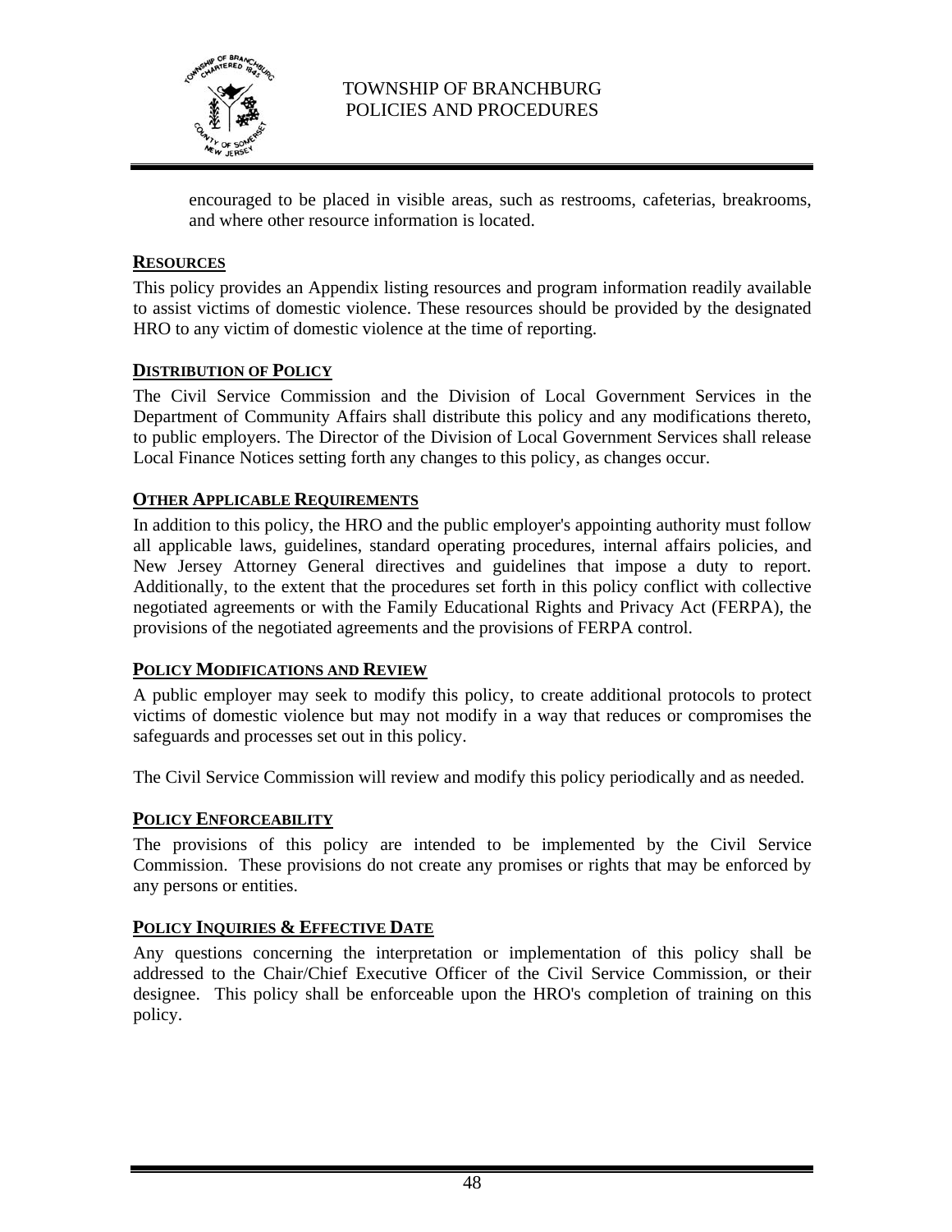encouraged to be placed in visible areas, such as restrooms, cafeterias, breakrooms, and where other resource information is located.

## RESOURCES

This policy provides an Appendix listing resources and program information readily available to assist victims of domestic violence. These resources should be provided by the designated HRO to any victim of domestic violence at the time of reporting.

## DISTRIBUTION OF POLICY

The Civil Service Commission and the Division of Local Government Services in the Department of Community Affairs shall distribute this policy and any modifications thereto, to public employers. The Director of the Division of Local Government Services shall release Local Finance Notices setting forth any changes to this policy, as changes occur.

## OTHER APPLICABLE REQUIREMENTS

In addition to this policy, the HRO and the public employer's appointing authority must follow all applicable laws, guidelines, standard operating procedures, internal affairs policies, and New Jersey Attorney General directives and guidelines that impose a duty to report. Additionally, to the extent that the procedures set forth in this policy conflict with collective negotiated agreements or with the Family Educational Rights and Privacy Act (FERPA), the provisions of the negotiated agreements and the provisions of FERPA control.

## POLICY MODIFICATIONS AND REVIEW

A public employer may seek to modify this policy, to create additional protocols to protect victims of domestic violence but may not modify in a way that reduces or compromises the safeguards and processes set out in this policy.

The Civil Service Commission will review and modify this policy periodically and as needed.

## POLICY ENFORCEABILITY

The provisions of this policy are intended to be implemented by the Civil Service Commission. These provisions do not create any promises or rights that may be enforced by any persons or entities.

## POLICY INQUIRIES & EFFECTIVE DATE

Any questions concerning the interpretation or implementation of this policy shall be addressed to the Chair/Chief Executive Officer of the Civil Service Commission, or their designee. This policy shall be enforceable upon the HRO's completion of training on this policy.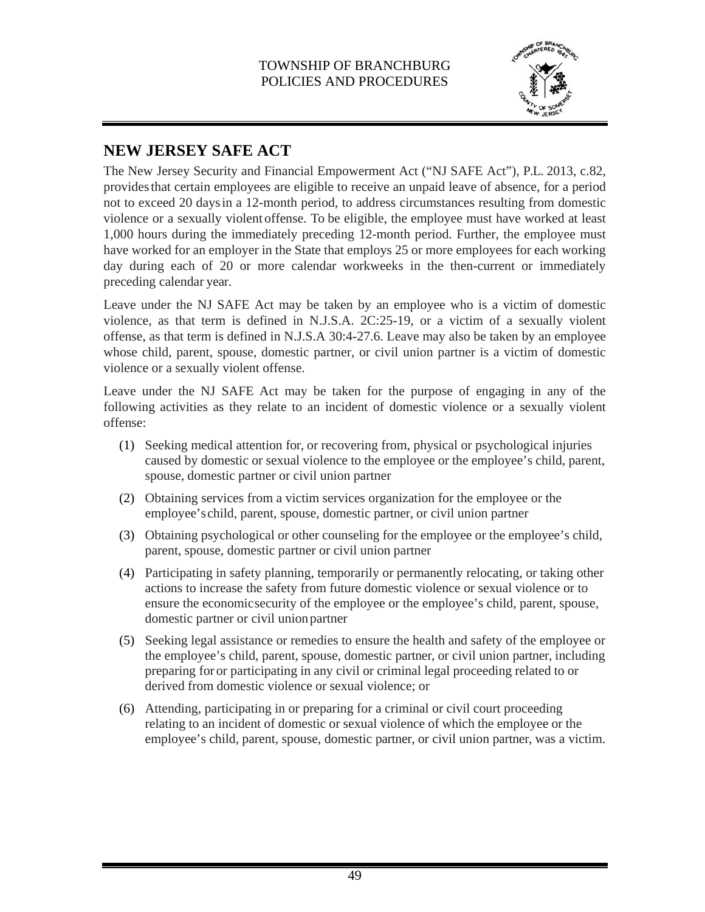## NEW JERSEY SAFE ACT

The New Jersey Security and Financial Empowerment Act ("NJ SAFE Act"), P.L. 2013, c.82, provides that certain employees are eligible to receive an unpaid leave of absence, for a period not to exceed 20 days in a 12-month period, to address circumstances resulting from domestic violence or a sexually violent offense. To be eligible, the employee must have worked at least 1,000 hours during the immediately preceding 12-month period. Further, the employee must have worked for an employer in the State that employs 25 or more employees for each working day during each of 20 or more calendar workweeks in the then-current or immediately preceding calendar year.

Leave under the NJ SAFE Act may be taken by an employee who is a victim of domestic violence, as that term is defined in N.J.S.A. 2C:25-19, or a victim of a sexually violent offense, as that term is defined in N.J.S.A 30:4-27.6. Leave may also be taken by an employee whose child, parent, spouse, domestic partner, or civil union partner is a victim of domestic violence or a sexually violent offense.

Leave under the NJ SAFE Act may be taken for the purpose of engaging in any of the following activities as they relate to an incident of domestic violence or a sexually violent offense:

(1) Seeking medical attention for, or recovering from, physical or psychological injuries caused by domestic or sexual violence to the employee or the employee's child, parent, spouse, domestic partner or civil union partner

(2) Obtaining services from a victim services organization for the employee or the employee's child, parent, spouse, domestic partner, or civil union partner

(3) Obtaining psychological or other counseling for the employee or the employee's child, parent, spouse, domestic partner or civil union partner

(4) Participating in safety planning, temporarily or permanently relocating, or taking other actions to increase the safety from future domestic violence or sexual violence or to ensure the economic security of the employee or the employee's child, parent, spouse, domestic partner or civil union partner

(5) Seeking legal assistance or remedies to ensure the health and safety of the employee or the employee's child, parent, spouse, domestic partner, or civil union partner, including preparing for or participating in any civil or criminal legal proceeding related to or derived from domestic violence or sexual violence; or

(6) Attending, participating in or preparing for a criminal or civil court proceeding relating to an incident of domestic or sexual violence of which the employee or the employee's child, parent, spouse, domestic partner, or civil union partner, was a victim.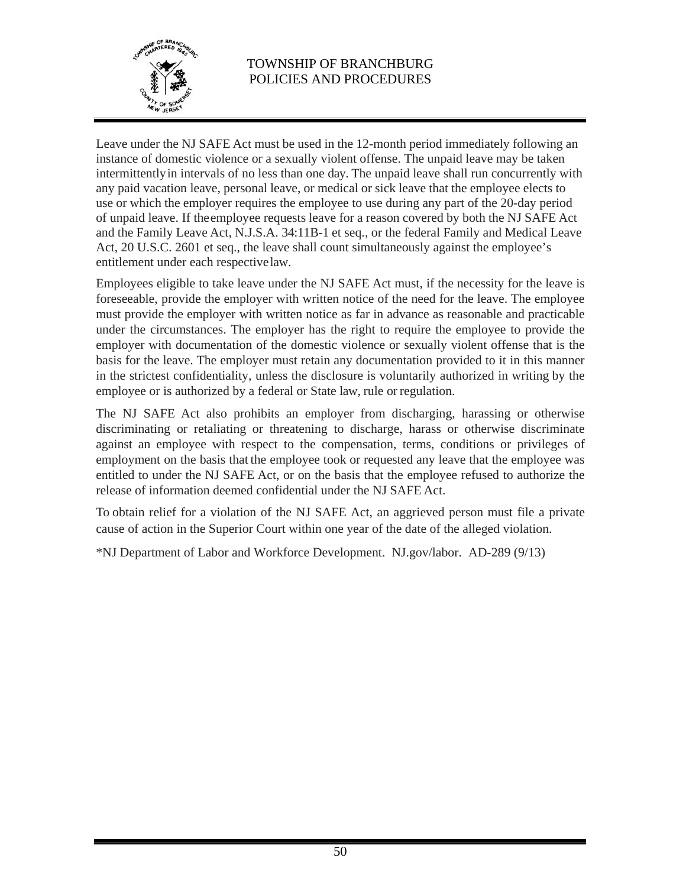Leave under the NJ SAFE Act must be used in the 12-month period immediately following an instance of domestic violence or a sexually violent offense. The unpaid leave may be taken intermittently in intervals of no less than one day. The unpaid leave shall run concurrently with any paid vacation leave, personal leave, or medical or sick leave that the employee elects to use or which the employer requires the employee to use during any part of the 20-day period of unpaid leave. If the employee requests leave for a reason covered by both the NJ SAFE Act and the Family Leave Act, N.J.S.A. 34:11B-1 et seq., or the federal Family and Medical Leave Act, 20 U.S.C. 2601 et seq., the leave shall count simultaneously against the employee's entitlement under each respective law.

Employees eligible to take leave under the NJ SAFE Act must, if the necessity for the leave is foreseeable, provide the employer with written notice of the need for the leave. The employee must provide the employer with written notice as far in advance as reasonable and practicable under the circumstances. The employer has the right to require the employee to provide the employer with documentation of the domestic violence or sexually violent offense that is the basis for the leave. The employer must retain any documentation provided to it in this manner in the strictest confidentiality, unless the disclosure is voluntarily authorized in writing by the employee or is authorized by a federal or State law, rule or regulation.

The NJ SAFE Act also prohibits an employer from discharging, harassing or otherwise discriminating or retaliating or threatening to discharge, harass or otherwise discriminate against an employee with respect to the compensation, terms, conditions or privileges of employment on the basis that the employee took or requested any leave that the employee was entitled to under the NJ SAFE Act, or on the basis that the employee refused to authorize the release of information deemed confidential under the NJ SAFE Act.

To obtain relief for a violation of the NJ SAFE Act, an aggrieved person must file a private cause of action in the Superior Court within one year of the date of the alleged violation.

*NJ Department of Labor and Workforce Development. NJ.gov/labor. AD-289 (9/13)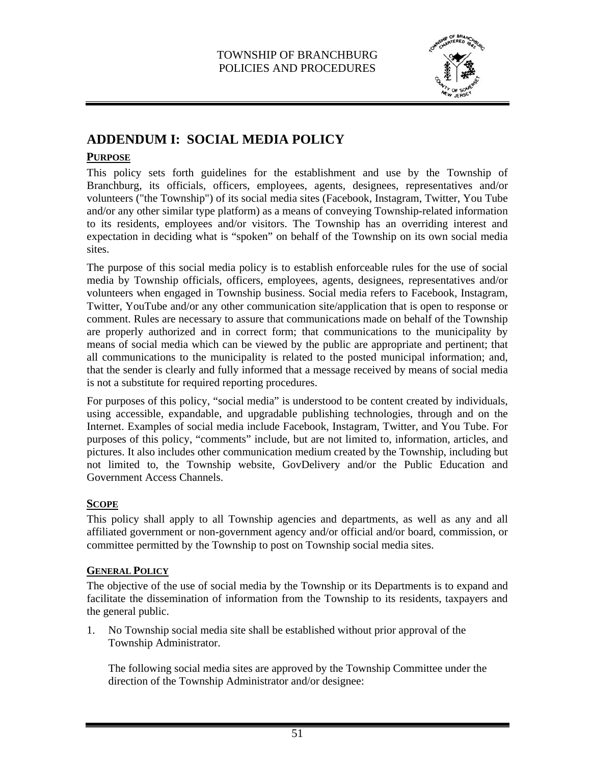# ADDENDUM I: SOCIAL MEDIA POLICY

## PURPOSE

This policy sets forth guidelines for the establishment and use by the Township of Branchburg, its officials, officers, employees, agents, designees, representatives and/or volunteers ("the Township") of its social media sites (Facebook, Instagram, Twitter, You Tube and/or any other similar type platform) as a means of conveying Township-related information to its residents, employees and/or visitors. The Township has an overriding interest and expectation in deciding what is "spoken" on behalf of the Township on its own social media sites.

The purpose of this social media policy is to establish enforceable rules for the use of social media by Township officials, officers, employees, agents, designees, representatives and/or volunteers when engaged in Township business. Social media refers to Facebook, Instagram, Twitter, YouTube and/or any other communication site/application that is open to response or comment. Rules are necessary to assure that communications made on behalf of the Township are properly authorized and in correct form; that communications to the municipality by means of social media which can be viewed by the public are appropriate and pertinent; that all communications to the municipality is related to the posted municipal information; and, that the sender is clearly and fully informed that a message received by means of social media is not a substitute for required reporting procedures.

For purposes of this policy, "social media" is understood to be content created by individuals, using accessible, expandable, and upgradable publishing technologies, through and on the Internet. Examples of social media include Facebook, Instagram, Twitter, and You Tube. For purposes of this policy, "comments" include, but are not limited to, information, articles, and pictures. It also includes other communication medium created by the Township, including but not limited to, the Township website, GovDelivery and/or the Public Education and Government Access Channels.

## SCOPE

This policy shall apply to all Township agencies and departments, as well as any and all affiliated government or non-government agency and/or official and/or board, commission, or committee permitted by the Township to post on Township social media sites.

## GENERAL POLICY

The objective of the use of social media by the Township or its Departments is to expand and facilitate the dissemination of information from the Township to its residents, taxpayers and the general public.

1. No Township social media site shall be established without prior approval of the Township Administrator.

   The following social media sites are approved by the Township Committee under the direction of the Township Administrator and/or designee: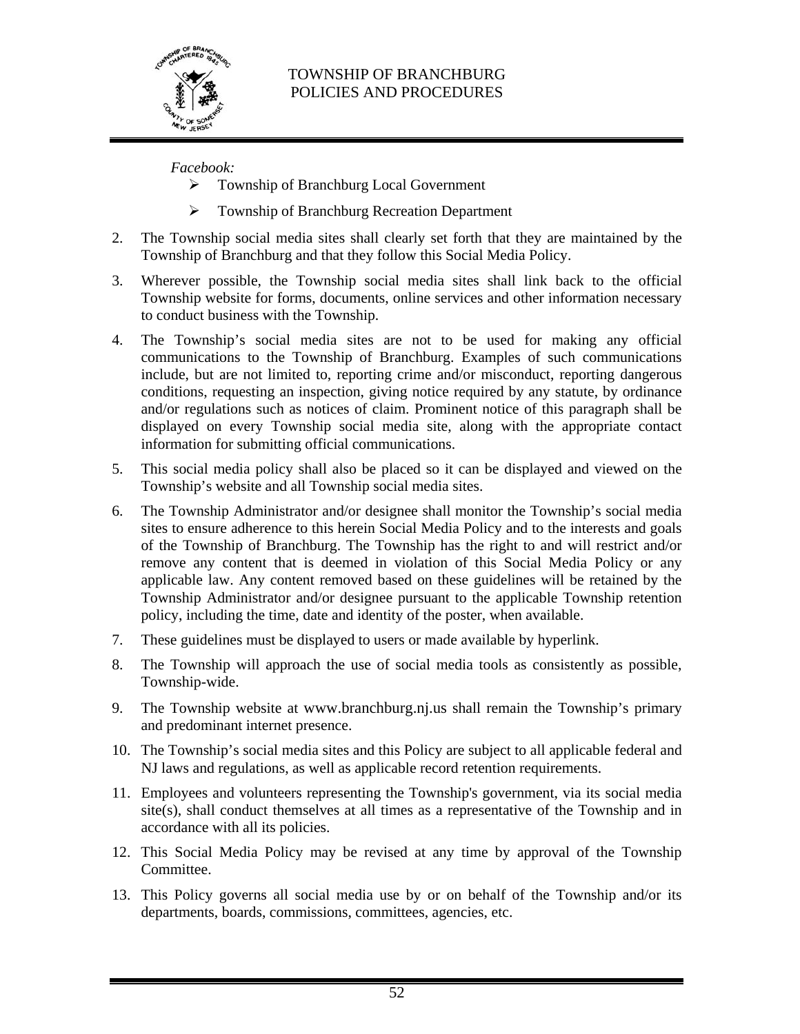*Facebook:*

- Township of Branchburg Local Government
- Township of Branchburg Recreation Department

2. The Township social media sites shall clearly set forth that they are maintained by the Township of Branchburg and that they follow this Social Media Policy.

3. Wherever possible, the Township social media sites shall link back to the official Township website for forms, documents, online services and other information necessary to conduct business with the Township.

4. The Township's social media sites are not to be used for making any official communications to the Township of Branchburg. Examples of such communications include, but are not limited to, reporting crime and/or misconduct, reporting dangerous conditions, requesting an inspection, giving notice required by any statute, by ordinance and/or regulations such as notices of claim. Prominent notice of this paragraph shall be displayed on every Township social media site, along with the appropriate contact information for submitting official communications.

5. This social media policy shall also be placed so it can be displayed and viewed on the Township's website and all Township social media sites.

6. The Township Administrator and/or designee shall monitor the Township's social media sites to ensure adherence to this herein Social Media Policy and to the interests and goals of the Township of Branchburg. The Township has the right to and will restrict and/or remove any content that is deemed in violation of this Social Media Policy or any applicable law. Any content removed based on these guidelines will be retained by the Township Administrator and/or designee pursuant to the applicable Township retention policy, including the time, date and identity of the poster, when available.

7. These guidelines must be displayed to users or made available by hyperlink.

8. The Township will approach the use of social media tools as consistently as possible, Township-wide.

9. The Township website at www.branchburg.nj.us shall remain the Township's primary and predominant internet presence.

10. The Township's social media sites and this Policy are subject to all applicable federal and NJ laws and regulations, as well as applicable record retention requirements.

11. Employees and volunteers representing the Township's government, via its social media site(s), shall conduct themselves at all times as a representative of the Township and in accordance with all its policies.

12. This Social Media Policy may be revised at any time by approval of the Township Committee.

13. This Policy governs all social media use by or on behalf of the Township and/or its departments, boards, commissions, committees, agencies, etc.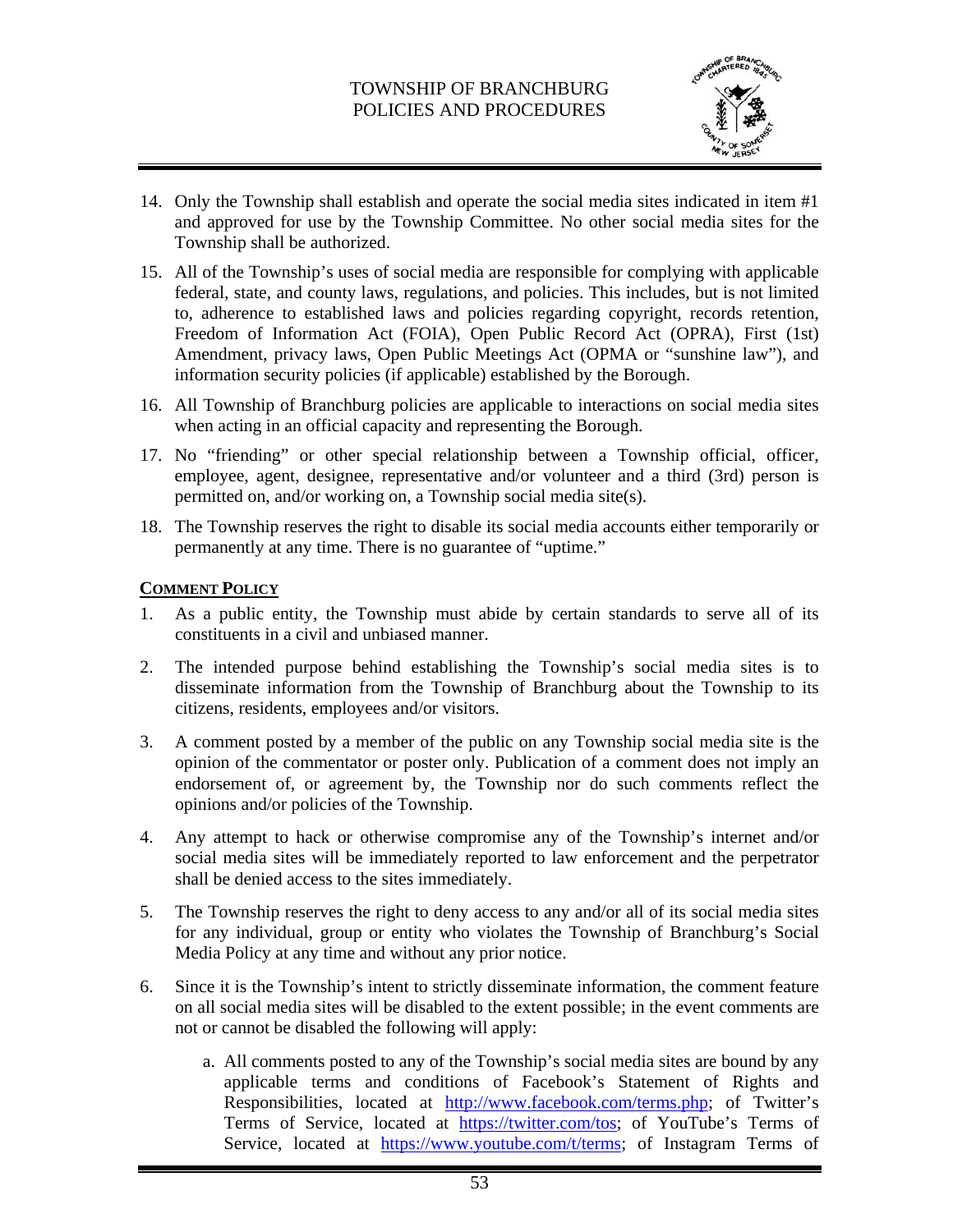14. Only the Township shall establish and operate the social media sites indicated in item #1 and approved for use by the Township Committee. No other social media sites for the Township shall be authorized.

15. All of the Township's uses of social media are responsible for complying with applicable federal, state, and county laws, regulations, and policies. This includes, but is not limited to, adherence to established laws and policies regarding copyright, records retention, Freedom of Information Act (FOIA), Open Public Record Act (OPRA), First (1st) Amendment, privacy laws, Open Public Meetings Act (OPMA or "sunshine law"), and information security policies (if applicable) established by the Borough.

16. All Township of Branchburg policies are applicable to interactions on social media sites when acting in an official capacity and representing the Borough.

17. No "friending" or other special relationship between a Township official, officer, employee, agent, designee, representative and/or volunteer and a third (3rd) person is permitted on, and/or working on, a Township social media site(s).

18. The Township reserves the right to disable its social media accounts either temporarily or permanently at any time. There is no guarantee of "uptime."

**COMMENT POLICY**

1. As a public entity, the Township must abide by certain standards to serve all of its constituents in a civil and unbiased manner.

2. The intended purpose behind establishing the Township's social media sites is to disseminate information from the Township of Branchburg about the Township to its citizens, residents, employees and/or visitors.

3. A comment posted by a member of the public on any Township social media site is the opinion of the commentator or poster only. Publication of a comment does not imply an endorsement of, or agreement by, the Township nor do such comments reflect the opinions and/or policies of the Township.

4. Any attempt to hack or otherwise compromise any of the Township's internet and/or social media sites will be immediately reported to law enforcement and the perpetrator shall be denied access to the sites immediately.

5. The Township reserves the right to deny access to any and/or all of its social media sites for any individual, group or entity who violates the Township of Branchburg's Social Media Policy at any time and without any prior notice.

6. Since it is the Township's intent to strictly disseminate information, the comment feature on all social media sites will be disabled to the extent possible; in the event comments are not or cannot be disabled the following will apply:

   a. All comments posted to any of the Township's social media sites are bound by any applicable terms and conditions of Facebook's Statement of Rights and Responsibilities, located at [http://www.facebook.com/terms.php](http://www.facebook.com/terms.php); of Twitter's Terms of Service, located at [https://twitter.com/tos](https://twitter.com/tos); of YouTube's Terms of Service, located at [https://www.youtube.com/t/terms](https://www.youtube.com/t/terms); of Instagram Terms of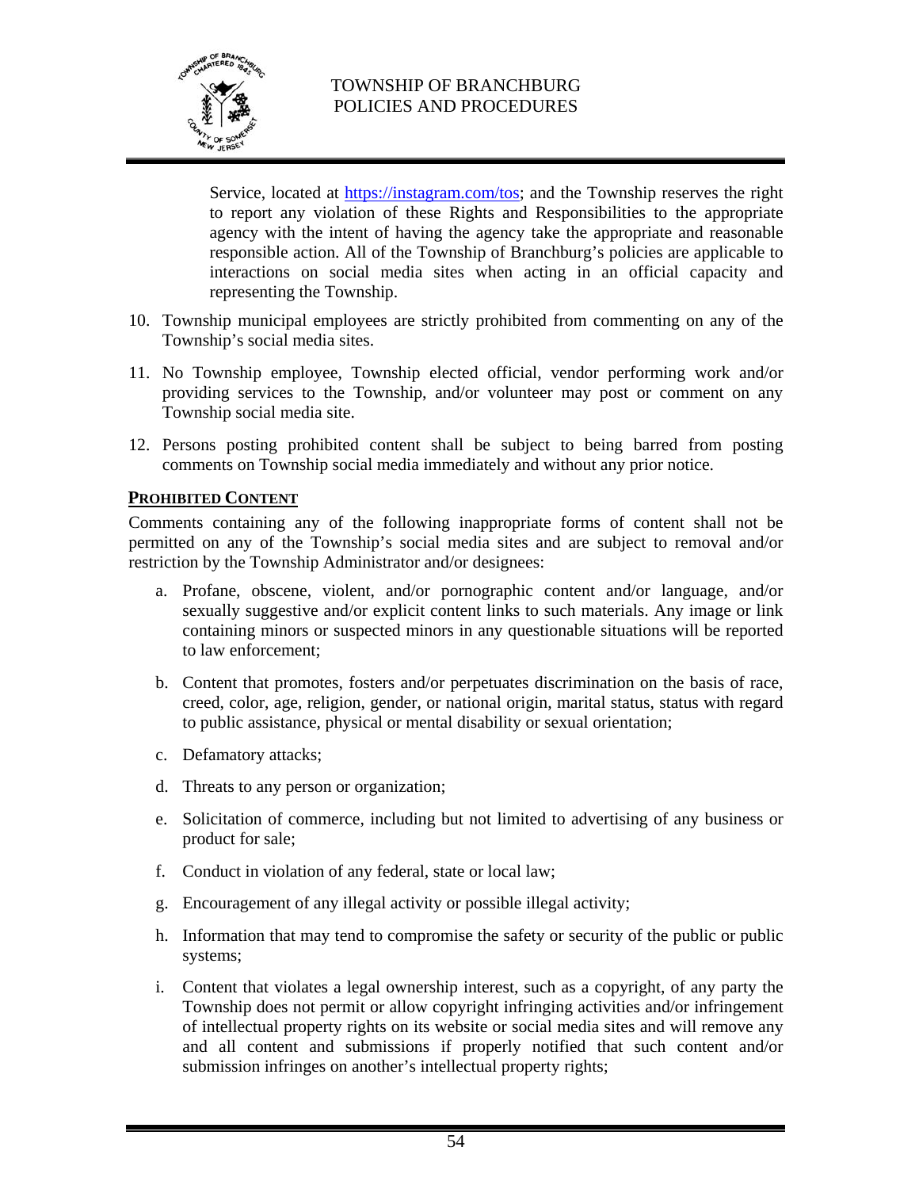Service, located at https://instagram.com/tos; and the Township reserves the right to report any violation of these Rights and Responsibilities to the appropriate agency with the intent of having the agency take the appropriate and reasonable responsible action. All of the Township of Branchburg's policies are applicable to interactions on social media sites when acting in an official capacity and representing the Township.

10. Township municipal employees are strictly prohibited from commenting on any of the Township's social media sites.

11. No Township employee, Township elected official, vendor performing work and/or providing services to the Township, and/or volunteer may post or comment on any Township social media site.

12. Persons posting prohibited content shall be subject to being barred from posting comments on Township social media immediately and without any prior notice.

**PROHIBITED CONTENT**

Comments containing any of the following inappropriate forms of content shall not be permitted on any of the Township's social media sites and are subject to removal and/or restriction by the Township Administrator and/or designees:

a. Profane, obscene, violent, and/or pornographic content and/or language, and/or sexually suggestive and/or explicit content links to such materials. Any image or link containing minors or suspected minors in any questionable situations will be reported to law enforcement;

b. Content that promotes, fosters and/or perpetuates discrimination on the basis of race, creed, color, age, religion, gender, or national origin, marital status, status with regard to public assistance, physical or mental disability or sexual orientation;

c. Defamatory attacks;

d. Threats to any person or organization;

e. Solicitation of commerce, including but not limited to advertising of any business or product for sale;

f. Conduct in violation of any federal, state or local law;

g. Encouragement of any illegal activity or possible illegal activity;

h. Information that may tend to compromise the safety or security of the public or public systems;

i. Content that violates a legal ownership interest, such as a copyright, of any party the Township does not permit or allow copyright infringing activities and/or infringement of intellectual property rights on its website or social media sites and will remove any and all content and submissions if properly notified that such content and/or submission infringes on another's intellectual property rights;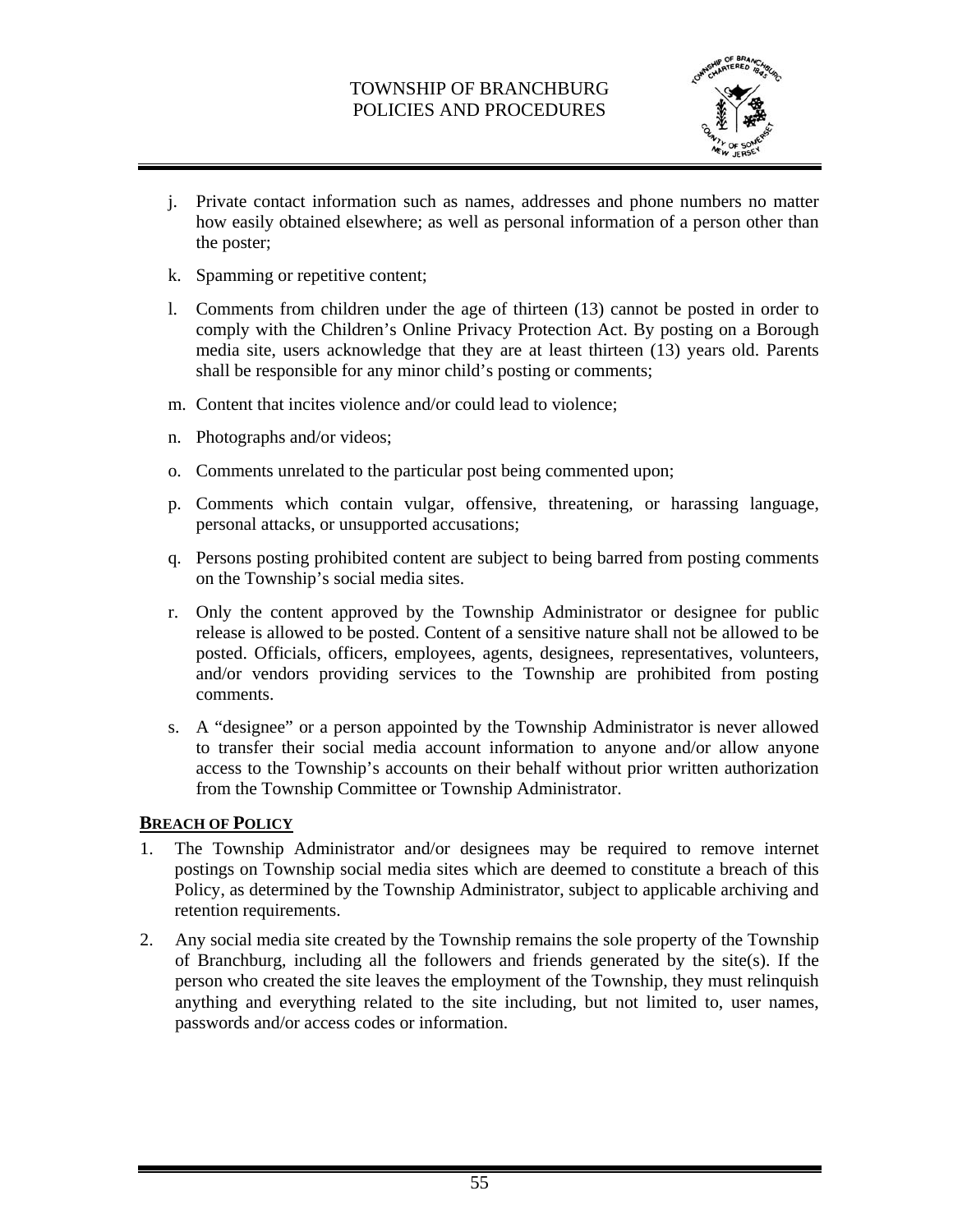j. Private contact information such as names, addresses and phone numbers no matter how easily obtained elsewhere; as well as personal information of a person other than the poster;

k. Spamming or repetitive content;

l. Comments from children under the age of thirteen (13) cannot be posted in order to comply with the Children's Online Privacy Protection Act. By posting on a Borough media site, users acknowledge that they are at least thirteen (13) years old. Parents shall be responsible for any minor child's posting or comments;

m. Content that incites violence and/or could lead to violence;

n. Photographs and/or videos;

o. Comments unrelated to the particular post being commented upon;

p. Comments which contain vulgar, offensive, threatening, or harassing language, personal attacks, or unsupported accusations;

q. Persons posting prohibited content are subject to being barred from posting comments on the Township's social media sites.

r. Only the content approved by the Township Administrator or designee for public release is allowed to be posted. Content of a sensitive nature shall not be allowed to be posted. Officials, officers, employees, agents, designees, representatives, volunteers, and/or vendors providing services to the Township are prohibited from posting comments.

s. A "designee" or a person appointed by the Township Administrator is never allowed to transfer their social media account information to anyone and/or allow anyone access to the Township's accounts on their behalf without prior written authorization from the Township Committee or Township Administrator.

**BREACH OF POLICY**

1. The Township Administrator and/or designees may be required to remove internet postings on Township social media sites which are deemed to constitute a breach of this Policy, as determined by the Township Administrator, subject to applicable archiving and retention requirements.

2. Any social media site created by the Township remains the sole property of the Township of Branchburg, including all the followers and friends generated by the site(s). If the person who created the site leaves the employment of the Township, they must relinquish anything and everything related to the site including, but not limited to, user names, passwords and/or access codes or information.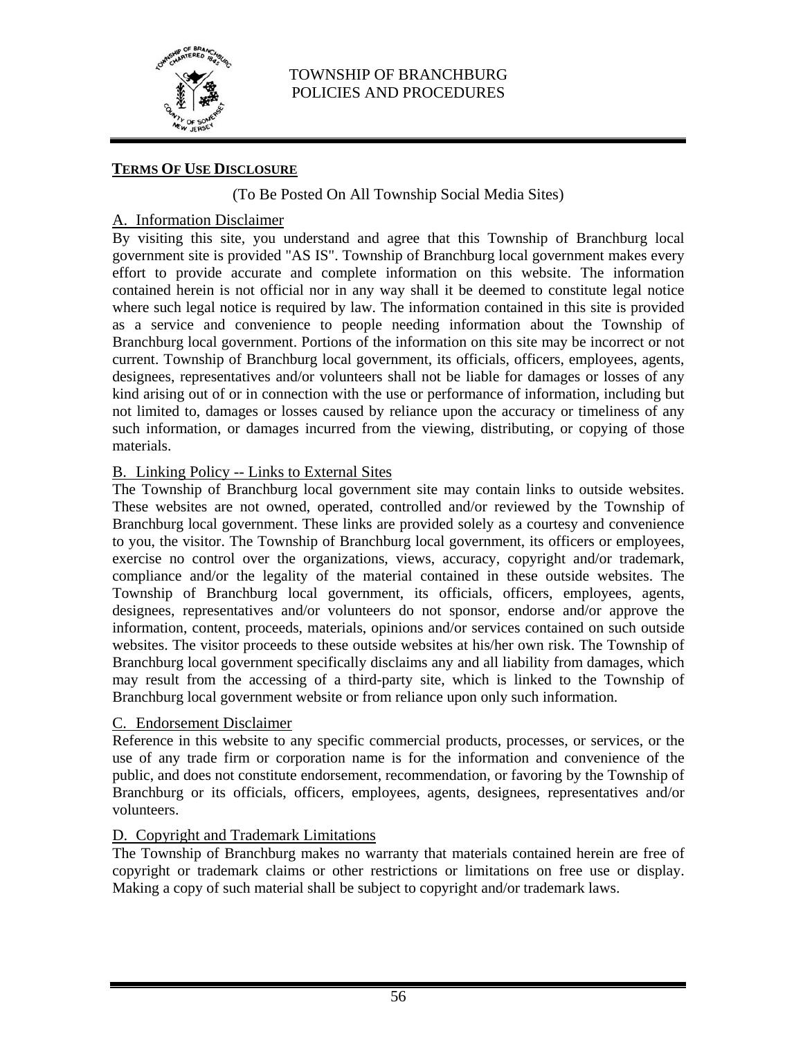**TERMS OF USE DISCLOSURE**

(To Be Posted On All Township Social Media Sites)

A. Information Disclaimer

By visiting this site, you understand and agree that this Township of Branchburg local government site is provided "AS IS". Township of Branchburg local government makes every effort to provide accurate and complete information on this website. The information contained herein is not official nor in any way shall it be deemed to constitute legal notice where such legal notice is required by law. The information contained in this site is provided as a service and convenience to people needing information about the Township of Branchburg local government. Portions of the information on this site may be incorrect or not current. Township of Branchburg local government, its officials, officers, employees, agents, designees, representatives and/or volunteers shall not be liable for damages or losses of any kind arising out of or in connection with the use or performance of information, including but not limited to, damages or losses caused by reliance upon the accuracy or timeliness of any such information, or damages incurred from the viewing, distributing, or copying of those materials.

B. Linking Policy -- Links to External Sites

The Township of Branchburg local government site may contain links to outside websites. These websites are not owned, operated, controlled and/or reviewed by the Township of Branchburg local government. These links are provided solely as a courtesy and convenience to you, the visitor. The Township of Branchburg local government, its officers or employees, exercise no control over the organizations, views, accuracy, copyright and/or trademark, compliance and/or the legality of the material contained in these outside websites. The Township of Branchburg local government, its officials, officers, employees, agents, designees, representatives and/or volunteers do not sponsor, endorse and/or approve the information, content, proceeds, materials, opinions and/or services contained on such outside websites. The visitor proceeds to these outside websites at his/her own risk. The Township of Branchburg local government specifically disclaims any and all liability from damages, which may result from the accessing of a third-party site, which is linked to the Township of Branchburg local government website or from reliance upon only such information.

C. Endorsement Disclaimer

Reference in this website to any specific commercial products, processes, or services, or the use of any trade firm or corporation name is for the information and convenience of the public, and does not constitute endorsement, recommendation, or favoring by the Township of Branchburg or its officials, officers, employees, agents, designees, representatives and/or volunteers.

D. Copyright and Trademark Limitations

The Township of Branchburg makes no warranty that materials contained herein are free of copyright or trademark claims or other restrictions or limitations on free use or display. Making a copy of such material shall be subject to copyright and/or trademark laws.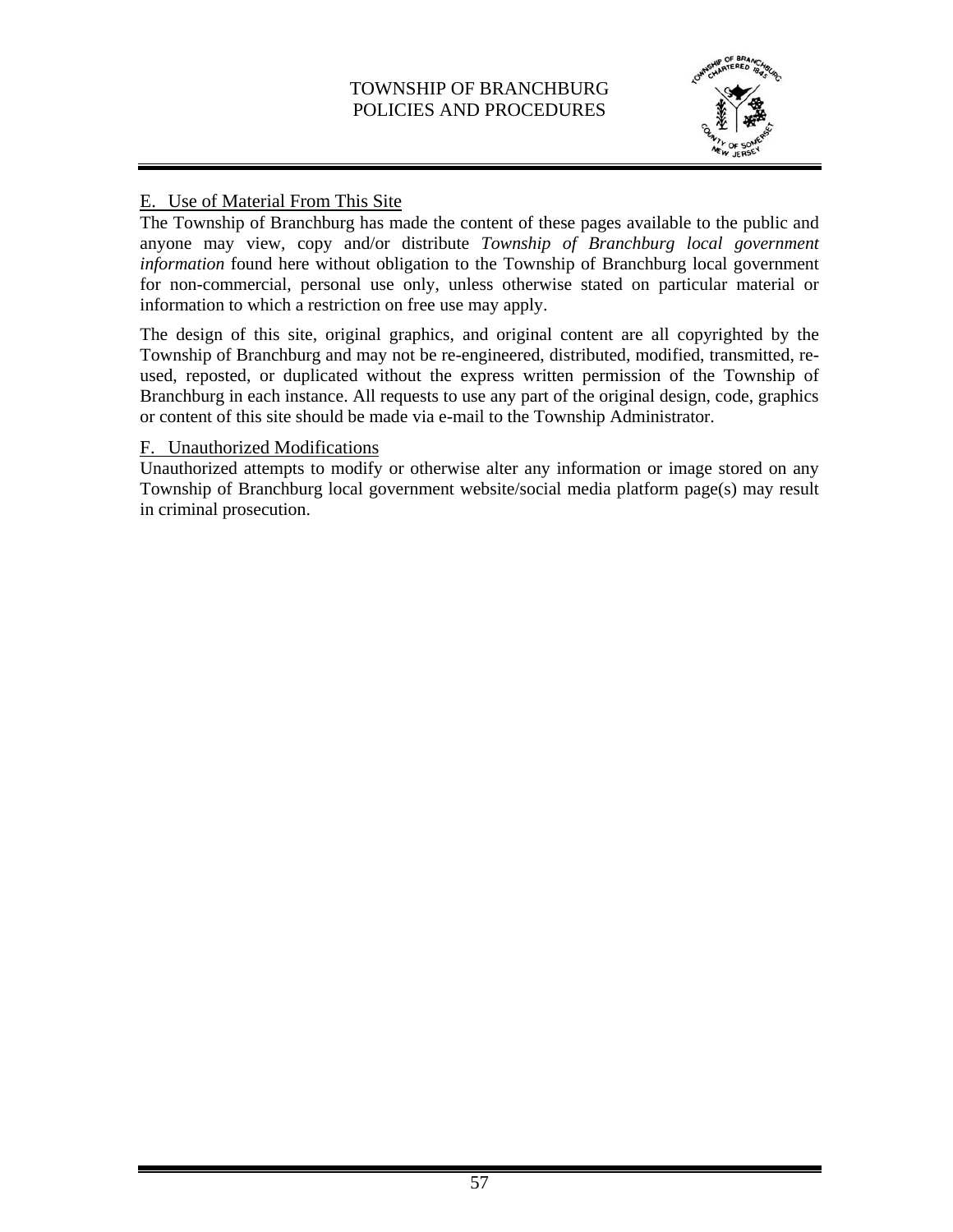## E. Use of Material From This Site

The Township of Branchburg has made the content of these pages available to the public and anyone may view, copy and/or distribute *Township of Branchburg local government information* found here without obligation to the Township of Branchburg local government for non-commercial, personal use only, unless otherwise stated on particular material or information to which a restriction on free use may apply.

The design of this site, original graphics, and original content are all copyrighted by the Township of Branchburg and may not be re-engineered, distributed, modified, transmitted, re-used, reposted, or duplicated without the express written permission of the Township of Branchburg in each instance. All requests to use any part of the original design, code, graphics or content of this site should be made via e-mail to the Township Administrator.

## F. Unauthorized Modifications

Unauthorized attempts to modify or otherwise alter any information or image stored on any Township of Branchburg local government website/social media platform page(s) may result in criminal prosecution.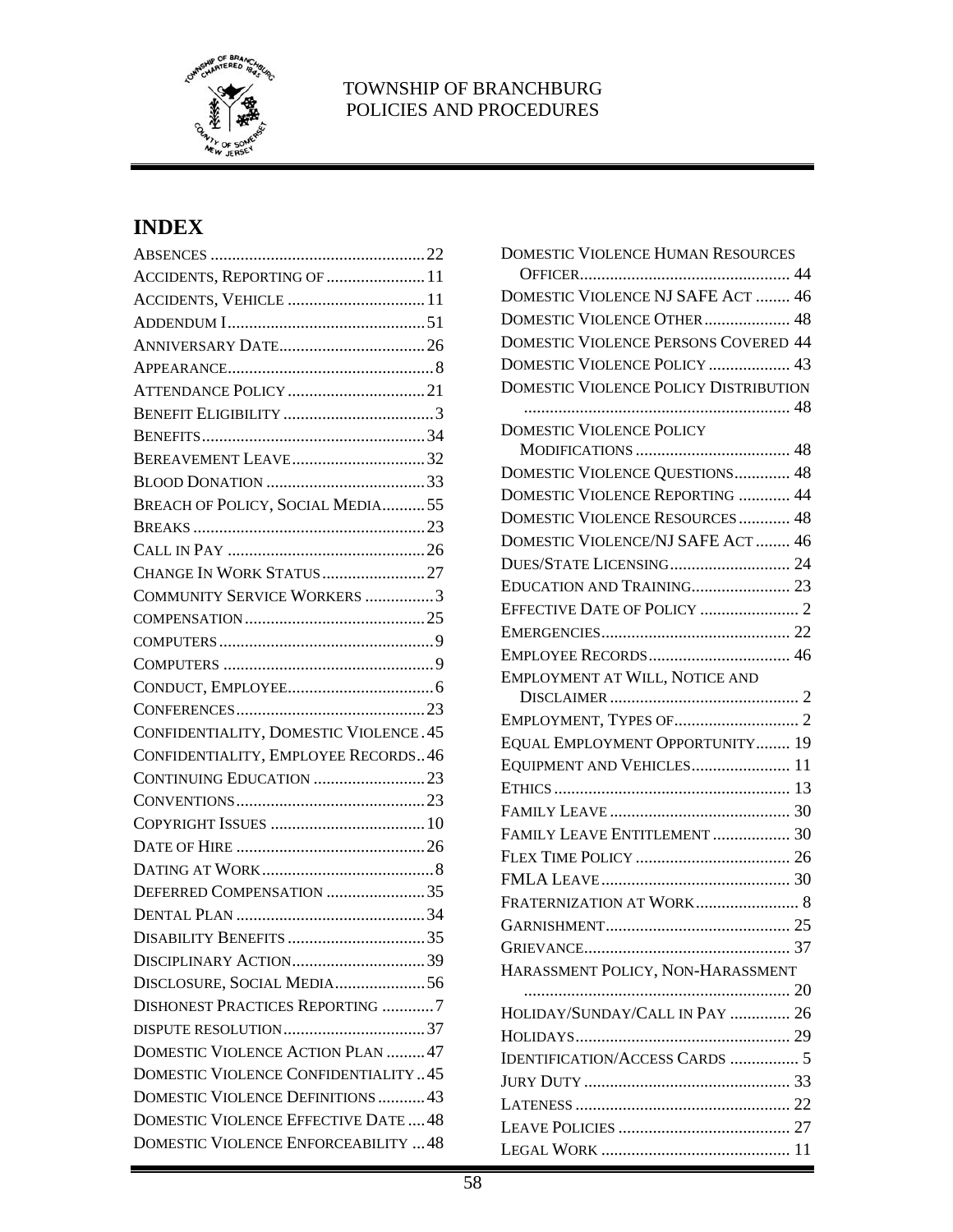## INDEX

- ABSENCES .......... 22
- ACCIDENTS, REPORTING OF .......... 11
- ACCIDENTS, VEHICLE .......... 11
- ADDENDUM I .......... 51
- ANNIVERSARY DATE .......... 26
- APPEARANCE .......... 8
- ATTENDANCE POLICY .......... 21
- BENEFIT ELIGIBILITY .......... 3
- BENEFITS .......... 34
- BEREAVEMENT LEAVE .......... 32
- BLOOD DONATION .......... 33
- BREACH OF POLICY, SOCIAL MEDIA .......... 55
- BREAKS .......... 23
- CALL IN PAY .......... 26
- CHANGE IN WORK STATUS .......... 27
- COMMUNITY SERVICE WORKERS .......... 3
- COMPENSATION .......... 25
- COMPUTERS .......... 9
- COMPUTERS .......... 9
- CONDUCT, EMPLOYEE .......... 6
- CONFERENCES .......... 23
- CONFIDENTIALITY, DOMESTIC VIOLENCE .......... 45
- CONFIDENTIALITY, EMPLOYEE RECORDS .......... 46
- CONTINUING EDUCATION .......... 23
- CONVENTIONS .......... 23
- COPYRIGHT ISSUES .......... 10
- DATE OF HIRE .......... 26
- DATING AT WORK .......... 8
- DEFERRED COMPENSATION .......... 35
- DENTAL PLAN .......... 34
- DISABILITY BENEFITS .......... 35
- DISCIPLINARY ACTION .......... 39
- DISCLOSURE, SOCIAL MEDIA .......... 56
- DISHONEST PRACTICES REPORTING .......... 7
- DISPUTE RESOLUTION .......... 37
- DOMESTIC VIOLENCE ACTION PLAN .......... 47
- DOMESTIC VIOLENCE CONFIDENTIALITY .......... 45
- DOMESTIC VIOLENCE DEFINITIONS .......... 43
- DOMESTIC VIOLENCE EFFECTIVE DATE .......... 48
- DOMESTIC VIOLENCE ENFORCEABILITY .......... 48
- DOMESTIC VIOLENCE HUMAN RESOURCES OFFICER .......... 44
- DOMESTIC VIOLENCE NJ SAFE ACT .......... 46
- DOMESTIC VIOLENCE OTHER .......... 48
- DOMESTIC VIOLENCE PERSONS COVERED .......... 44
- DOMESTIC VIOLENCE POLICY .......... 43
- DOMESTIC VIOLENCE POLICY DISTRIBUTION .......... 48
- DOMESTIC VIOLENCE POLICY MODIFICATIONS .......... 48
- DOMESTIC VIOLENCE QUESTIONS .......... 48
- DOMESTIC VIOLENCE REPORTING .......... 44
- DOMESTIC VIOLENCE RESOURCES .......... 48
- DOMESTIC VIOLENCE/NJ SAFE ACT .......... 46
- DUES/STATE LICENSING .......... 24
- EDUCATION AND TRAINING .......... 23
- EFFECTIVE DATE OF POLICY .......... 2
- EMERGENCIES .......... 22
- EMPLOYEE RECORDS .......... 46
- EMPLOYMENT AT WILL, NOTICE AND DISCLAIMER .......... 2
- EMPLOYMENT, TYPES OF .......... 2
- EQUAL EMPLOYMENT OPPORTUNITY .......... 19
- EQUIPMENT AND VEHICLES .......... 11
- ETHICS .......... 13
- FAMILY LEAVE .......... 30
- FAMILY LEAVE ENTITLEMENT .......... 30
- FLEX TIME POLICY .......... 26
- FMLA LEAVE .......... 30
- FRATERNIZATION AT WORK .......... 8
- GARNISHMENT .......... 25
- GRIEVANCE .......... 37
- HARASSMENT POLICY, NON-HARASSMENT .......... 20
- HOLIDAY/SUNDAY/CALL IN PAY .......... 26
- HOLIDAYS .......... 29
- IDENTIFICATION/ACCESS CARDS .......... 5
- JURY DUTY .......... 33
- LATENESS .......... 22
- LEAVE POLICIES .......... 27
- LEGAL WORK .......... 11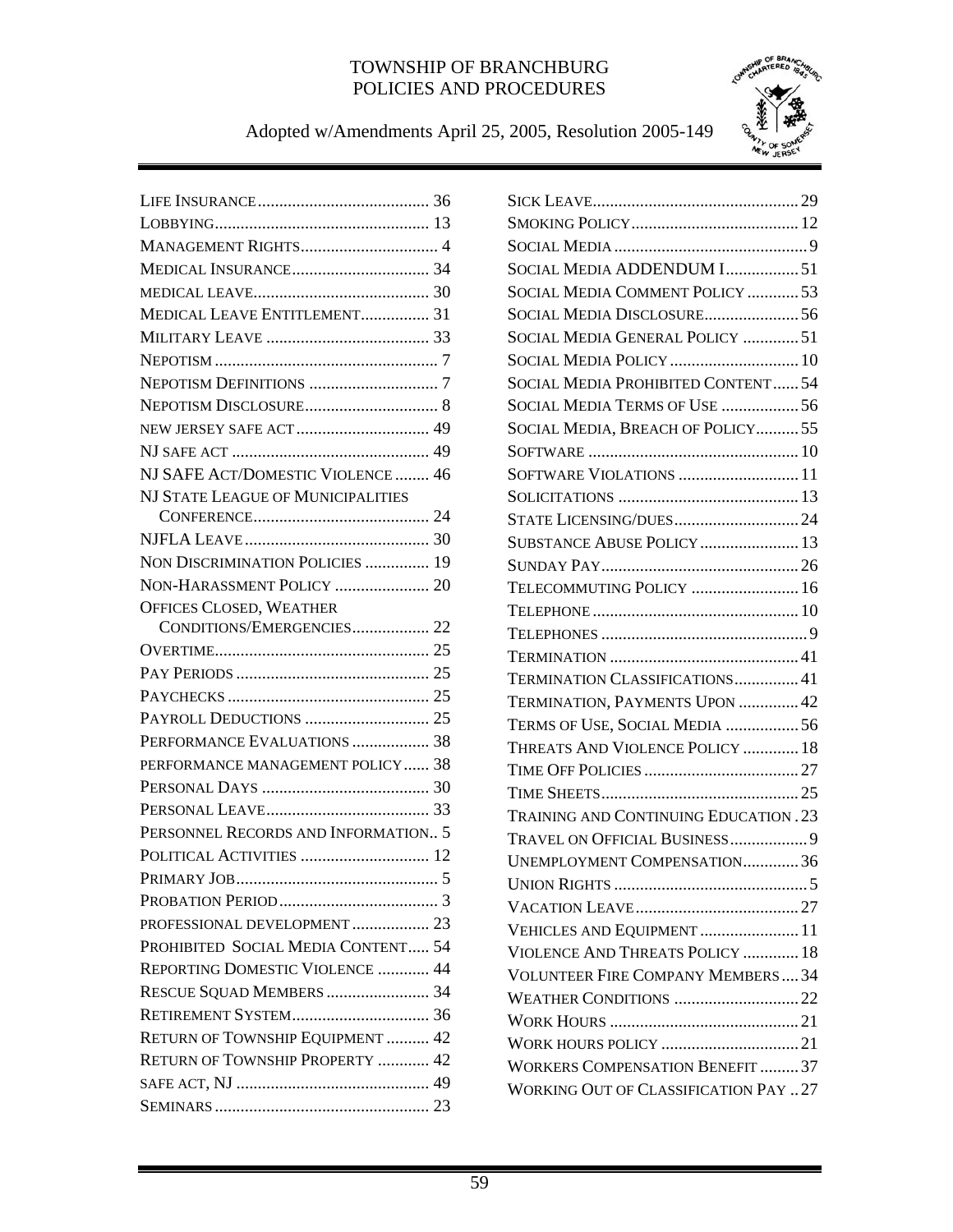LIFE INSURANCE........................................ 36
LOBBYING.................................................. 13
MANAGEMENT RIGHTS................................ 4
MEDICAL INSURANCE................................ 34
MEDICAL LEAVE......................................... 30
MEDICAL LEAVE ENTITLEMENT................ 31
MILITARY LEAVE ...................................... 33
NEPOTISM .................................................... 7
NEPOTISM DEFINITIONS .............................. 7
NEPOTISM DISCLOSURE............................... 8
NEW JERSEY SAFE ACT ............................... 49
NJ SAFE ACT .............................................. 49
NJ SAFE ACT/DOMESTIC VIOLENCE ........ 46
NJ STATE LEAGUE OF MUNICIPALITIES CONFERENCE......................................... 24
NJFLA LEAVE ........................................... 30
NON DISCRIMINATION POLICIES ............... 19
NON-HARASSMENT POLICY ...................... 20
OFFICES CLOSED, WEATHER CONDITIONS/EMERGENCIES.................. 22
OVERTIME.................................................. 25
PAY PERIODS ............................................. 25
PAYCHECKS ............................................... 25
PAYROLL DEDUCTIONS ............................. 25
PERFORMANCE EVALUATIONS .................. 38
PERFORMANCE MANAGEMENT POLICY...... 38
PERSONAL DAYS ....................................... 30
PERSONAL LEAVE...................................... 33
PERSONNEL RECORDS AND INFORMATION.. 5
POLITICAL ACTIVITIES .............................. 12
PRIMARY JOB............................................... 5
PROBATION PERIOD...................................... 3
PROFESSIONAL DEVELOPMENT .................. 23
PROHIBITED SOCIAL MEDIA CONTENT..... 54
REPORTING DOMESTIC VIOLENCE ............ 44
RESCUE SQUAD MEMBERS ........................ 34
RETIREMENT SYSTEM................................ 36
RETURN OF TOWNSHIP EQUIPMENT .......... 42
RETURN OF TOWNSHIP PROPERTY ............ 42
SAFE ACT, NJ ............................................. 49
SEMINARS .................................................. 23
SICK LEAVE................................................ 29
SMOKING POLICY....................................... 12
SOCIAL MEDIA ............................................. 9
SOCIAL MEDIA ADDENDUM I................. 51
SOCIAL MEDIA COMMENT POLICY ............ 53
SOCIAL MEDIA DISCLOSURE...................... 56
SOCIAL MEDIA GENERAL POLICY ............. 51
SOCIAL MEDIA POLICY .............................. 10
SOCIAL MEDIA PROHIBITED CONTENT...... 54
SOCIAL MEDIA TERMS OF USE .................. 56
SOCIAL MEDIA, BREACH OF POLICY.......... 55
SOFTWARE ................................................. 10
SOFTWARE VIOLATIONS ............................ 11
SOLICITATIONS .......................................... 13
STATE LICENSING/DUES............................. 24
SUBSTANCE ABUSE POLICY ....................... 13
SUNDAY PAY.............................................. 26
TELECOMMUTING POLICY ......................... 16
TELEPHONE ................................................ 10
TELEPHONES ................................................ 9
TERMINATION ............................................ 41
TERMINATION CLASSIFICATIONS............... 41
TERMINATION, PAYMENTS UPON .............. 42
TERMS OF USE, SOCIAL MEDIA ................. 56
THREATS AND VIOLENCE POLICY ............. 18
TIME OFF POLICIES .................................... 27
TIME SHEETS.............................................. 25
TRAINING AND CONTINUING EDUCATION . 23
TRAVEL ON OFFICIAL BUSINESS.................. 9
UNEMPLOYMENT COMPENSATION............. 36
UNION RIGHTS ............................................. 5
VACATION LEAVE...................................... 27
VEHICLES AND EQUIPMENT ....................... 11
VIOLENCE AND THREATS POLICY ............. 18
VOLUNTEER FIRE COMPANY MEMBERS .... 34
WEATHER CONDITIONS ............................. 22
WORK HOURS ............................................ 21
WORK HOURS POLICY ................................ 21
WORKERS COMPENSATION BENEFIT ......... 37
WORKING OUT OF CLASSIFICATION PAY .. 27